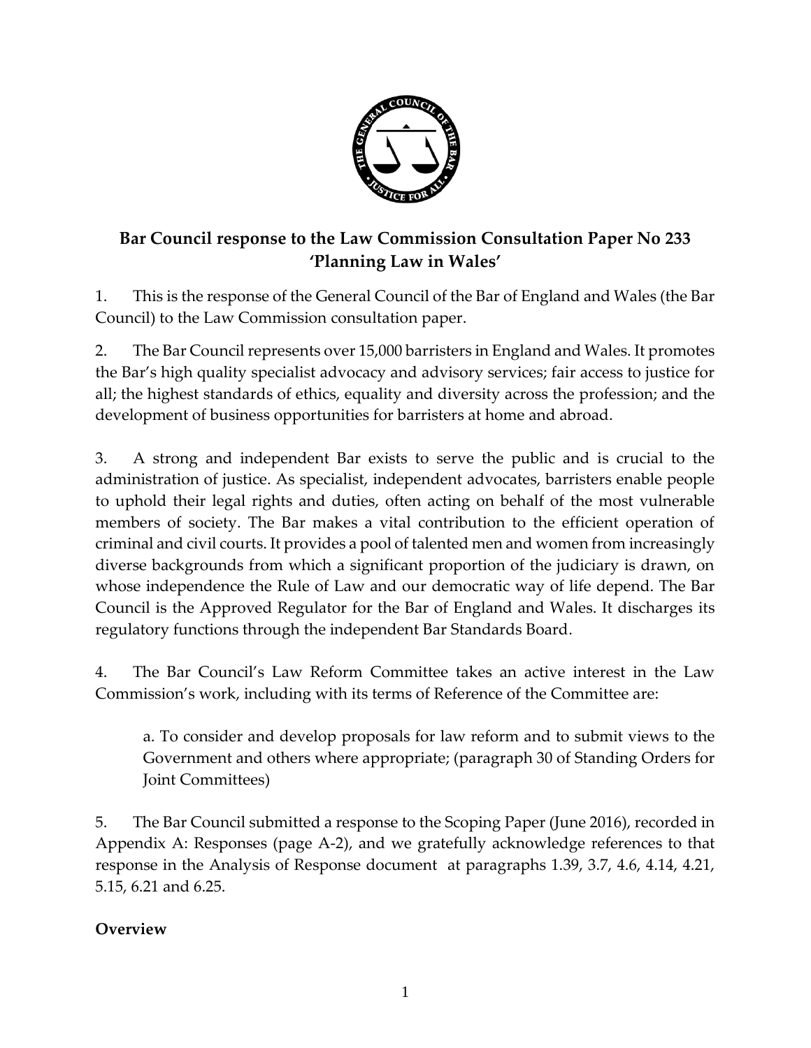# Bar Council response to the Law Commission Consultation Paper No 233 'Planning Law in Wales'

1. This is the response of the General Council of the Bar of England and Wales (the Bar Council) to the Law Commission consultation paper.

2. The Bar Council represents over 15,000 barristers in England and Wales. It promotes the Bar's high quality specialist advocacy and advisory services; fair access to justice for all; the highest standards of ethics, equality and diversity across the profession; and the development of business opportunities for barristers at home and abroad.

3. A strong and independent Bar exists to serve the public and is crucial to the administration of justice. As specialist, independent advocates, barristers enable people to uphold their legal rights and duties, often acting on behalf of the most vulnerable members of society. The Bar makes a vital contribution to the efficient operation of criminal and civil courts. It provides a pool of talented men and women from increasingly diverse backgrounds from which a significant proportion of the judiciary is drawn, on whose independence the Rule of Law and our democratic way of life depend. The Bar Council is the Approved Regulator for the Bar of England and Wales. It discharges its regulatory functions through the independent Bar Standards Board.

4. The Bar Council's Law Reform Committee takes an active interest in the Law Commission's work, including with its terms of Reference of the Committee are:

   a. To consider and develop proposals for law reform and to submit views to the Government and others where appropriate; (paragraph 30 of Standing Orders for Joint Committees)

5. The Bar Council submitted a response to the Scoping Paper (June 2016), recorded in Appendix A: Responses (page A-2), and we gratefully acknowledge references to that response in the Analysis of Response document at paragraphs 1.39, 3.7, 4.6, 4.14, 4.21, 5.15, 6.21 and 6.25.

## Overview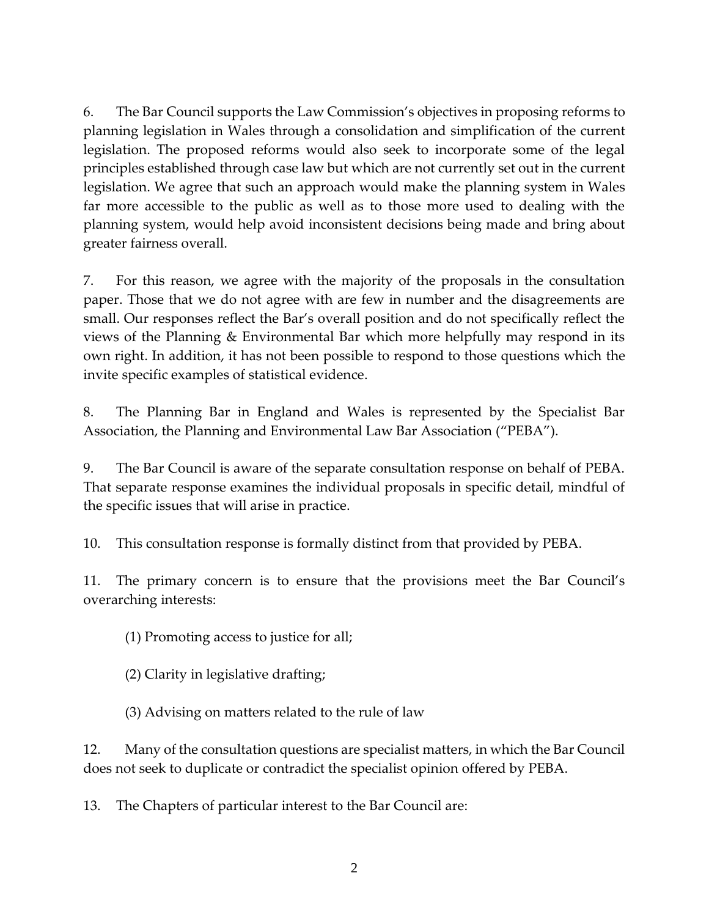6. The Bar Council supports the Law Commission's objectives in proposing reforms to planning legislation in Wales through a consolidation and simplification of the current legislation. The proposed reforms would also seek to incorporate some of the legal principles established through case law but which are not currently set out in the current legislation. We agree that such an approach would make the planning system in Wales far more accessible to the public as well as to those more used to dealing with the planning system, would help avoid inconsistent decisions being made and bring about greater fairness overall.

7. For this reason, we agree with the majority of the proposals in the consultation paper. Those that we do not agree with are few in number and the disagreements are small. Our responses reflect the Bar's overall position and do not specifically reflect the views of the Planning & Environmental Bar which more helpfully may respond in its own right. In addition, it has not been possible to respond to those questions which the invite specific examples of statistical evidence.

8. The Planning Bar in England and Wales is represented by the Specialist Bar Association, the Planning and Environmental Law Bar Association ("PEBA").

9. The Bar Council is aware of the separate consultation response on behalf of PEBA. That separate response examines the individual proposals in specific detail, mindful of the specific issues that will arise in practice.

10. This consultation response is formally distinct from that provided by PEBA.

11. The primary concern is to ensure that the provisions meet the Bar Council's overarching interests:

(1) Promoting access to justice for all;

(2) Clarity in legislative drafting;

(3) Advising on matters related to the rule of law

12. Many of the consultation questions are specialist matters, in which the Bar Council does not seek to duplicate or contradict the specialist opinion offered by PEBA.

13. The Chapters of particular interest to the Bar Council are: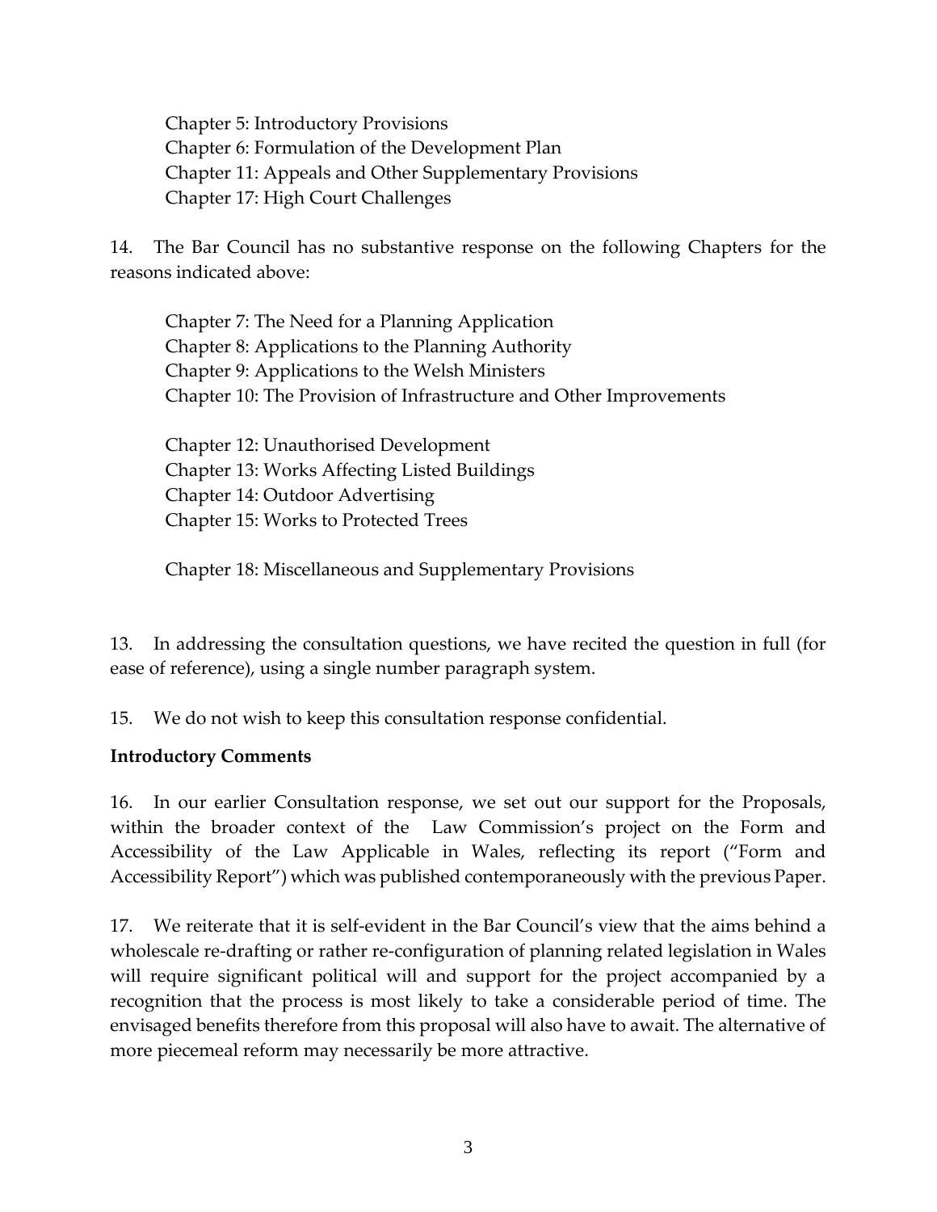Chapter 5: Introductory Provisions
Chapter 6: Formulation of the Development Plan
Chapter 11: Appeals and Other Supplementary Provisions
Chapter 17: High Court Challenges

14. The Bar Council has no substantive response on the following Chapters for the reasons indicated above:

Chapter 7: The Need for a Planning Application
Chapter 8: Applications to the Planning Authority
Chapter 9: Applications to the Welsh Ministers
Chapter 10: The Provision of Infrastructure and Other Improvements

Chapter 12: Unauthorised Development
Chapter 13: Works Affecting Listed Buildings
Chapter 14: Outdoor Advertising
Chapter 15: Works to Protected Trees

Chapter 18: Miscellaneous and Supplementary Provisions

13. In addressing the consultation questions, we have recited the question in full (for ease of reference), using a single number paragraph system.

15. We do not wish to keep this consultation response confidential.

**Introductory Comments**

16. In our earlier Consultation response, we set out our support for the Proposals, within the broader context of the Law Commission's project on the Form and Accessibility of the Law Applicable in Wales, reflecting its report ("Form and Accessibility Report") which was published contemporaneously with the previous Paper.

17. We reiterate that it is self-evident in the Bar Council's view that the aims behind a wholescale re-drafting or rather re-configuration of planning related legislation in Wales will require significant political will and support for the project accompanied by a recognition that the process is most likely to take a considerable period of time. The envisaged benefits therefore from this proposal will also have to await. The alternative of more piecemeal reform may necessarily be more attractive.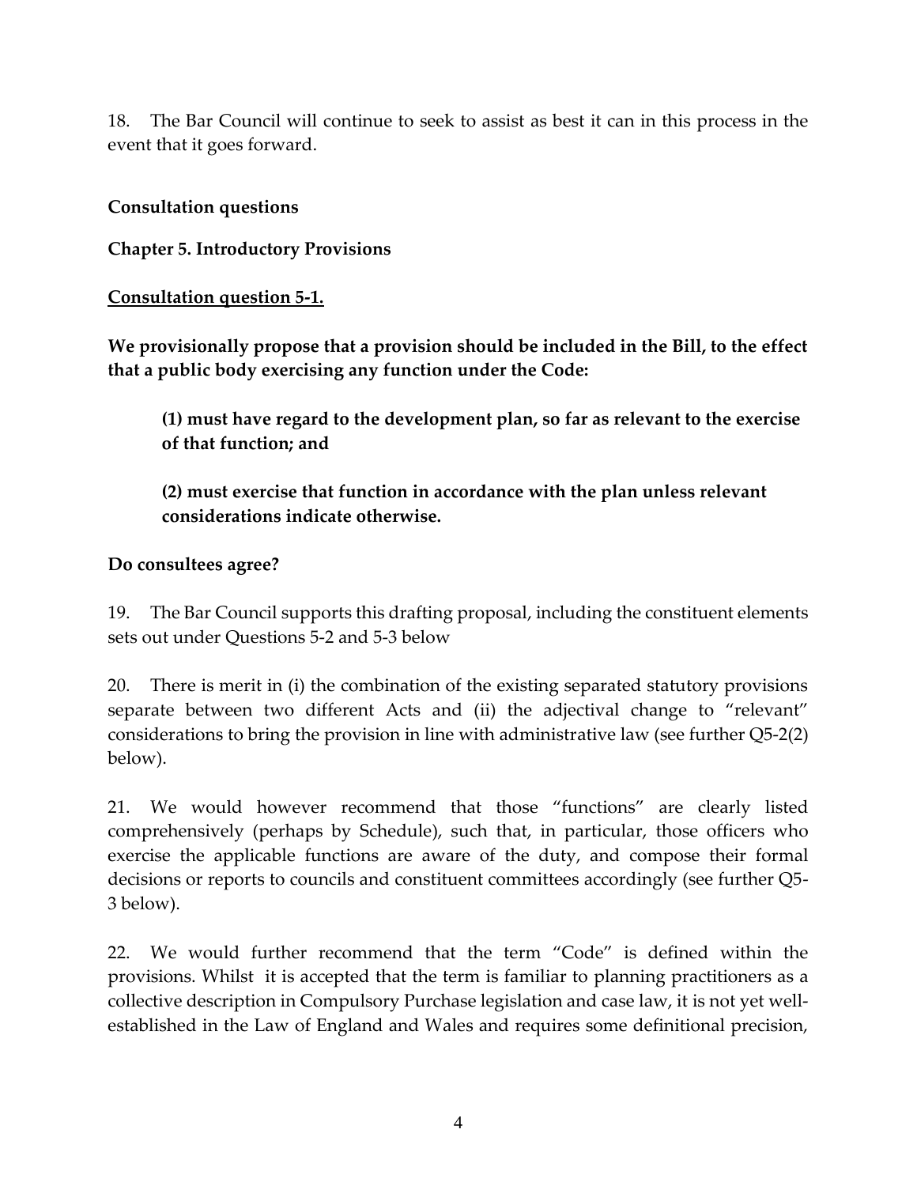18. The Bar Council will continue to seek to assist as best it can in this process in the event that it goes forward.

**Consultation questions**

**Chapter 5. Introductory Provisions**

**<u>Consultation question 5-1.</u>**

**We provisionally propose that a provision should be included in the Bill, to the effect that a public body exercising any function under the Code:**

> **(1) must have regard to the development plan, so far as relevant to the exercise of that function; and**
>
> **(2) must exercise that function in accordance with the plan unless relevant considerations indicate otherwise.**

**Do consultees agree?**

19. The Bar Council supports this drafting proposal, including the constituent elements sets out under Questions 5-2 and 5-3 below

20. There is merit in (i) the combination of the existing separated statutory provisions separate between two different Acts and (ii) the adjectival change to "relevant" considerations to bring the provision in line with administrative law (see further Q5-2(2) below).

21. We would however recommend that those "functions" are clearly listed comprehensively (perhaps by Schedule), such that, in particular, those officers who exercise the applicable functions are aware of the duty, and compose their formal decisions or reports to councils and constituent committees accordingly (see further Q5-3 below).

22. We would further recommend that the term "Code" is defined within the provisions. Whilst it is accepted that the term is familiar to planning practitioners as a collective description in Compulsory Purchase legislation and case law, it is not yet well-established in the Law of England and Wales and requires some definitional precision,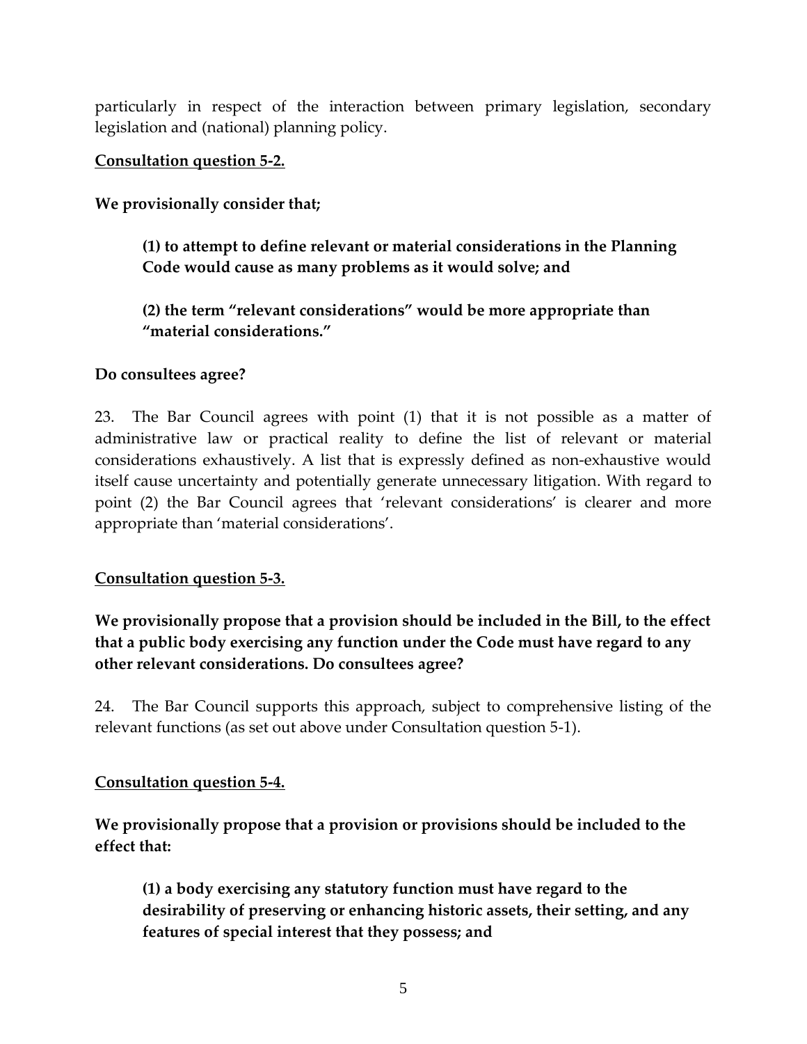particularly in respect of the interaction between primary legislation, secondary legislation and (national) planning policy.

**Consultation question 5-2.**

**We provisionally consider that;**

> **(1) to attempt to define relevant or material considerations in the Planning Code would cause as many problems as it would solve; and**
>
> **(2) the term "relevant considerations" would be more appropriate than "material considerations."**

**Do consultees agree?**

23. The Bar Council agrees with point (1) that it is not possible as a matter of administrative law or practical reality to define the list of relevant or material considerations exhaustively. A list that is expressly defined as non-exhaustive would itself cause uncertainty and potentially generate unnecessary litigation. With regard to point (2) the Bar Council agrees that 'relevant considerations' is clearer and more appropriate than 'material considerations'.

**Consultation question 5-3.**

**We provisionally propose that a provision should be included in the Bill, to the effect that a public body exercising any function under the Code must have regard to any other relevant considerations. Do consultees agree?**

24. The Bar Council supports this approach, subject to comprehensive listing of the relevant functions (as set out above under Consultation question 5-1).

**Consultation question 5-4.**

**We provisionally propose that a provision or provisions should be included to the effect that:**

> **(1) a body exercising any statutory function must have regard to the desirability of preserving or enhancing historic assets, their setting, and any features of special interest that they possess; and**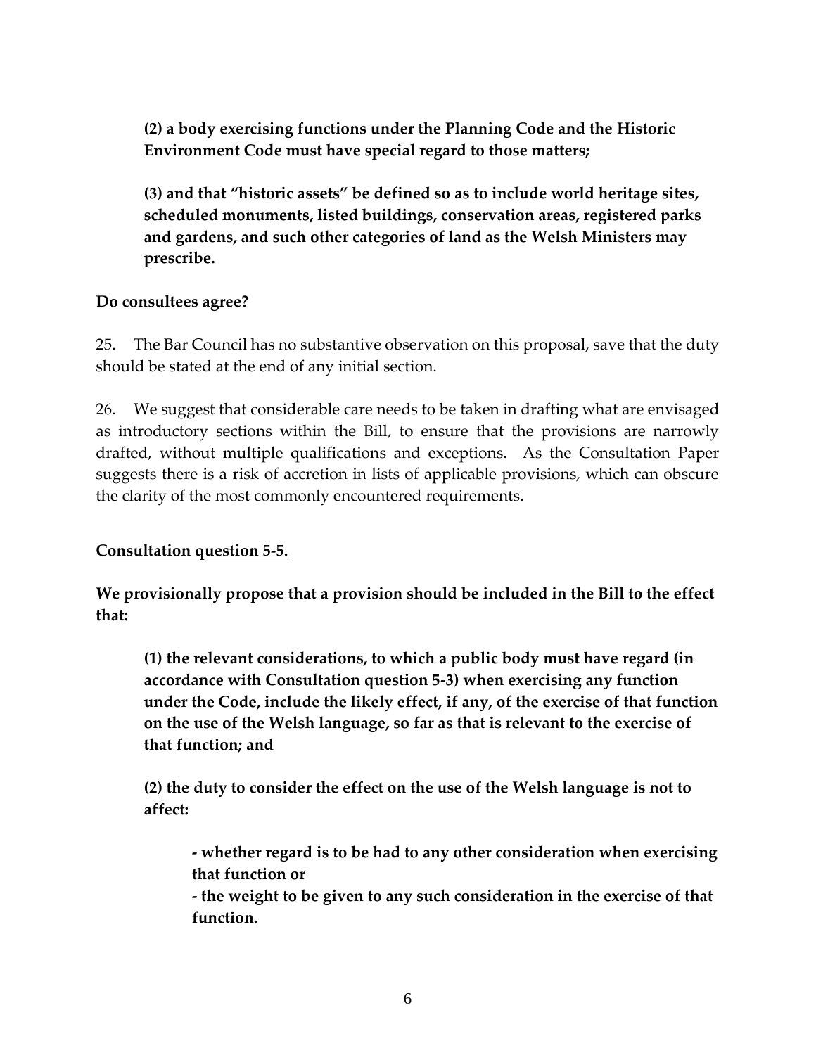**(2) a body exercising functions under the Planning Code and the Historic Environment Code must have special regard to those matters;**

**(3) and that "historic assets" be defined so as to include world heritage sites, scheduled monuments, listed buildings, conservation areas, registered parks and gardens, and such other categories of land as the Welsh Ministers may prescribe.**

**Do consultees agree?**

25. The Bar Council has no substantive observation on this proposal, save that the duty should be stated at the end of any initial section.

26. We suggest that considerable care needs to be taken in drafting what are envisaged as introductory sections within the Bill, to ensure that the provisions are narrowly drafted, without multiple qualifications and exceptions. As the Consultation Paper suggests there is a risk of accretion in lists of applicable provisions, which can obscure the clarity of the most commonly encountered requirements.

**<u>Consultation question 5-5.</u>**

**We provisionally propose that a provision should be included in the Bill to the effect that:**

**(1) the relevant considerations, to which a public body must have regard (in accordance with Consultation question 5-3) when exercising any function under the Code, include the likely effect, if any, of the exercise of that function on the use of the Welsh language, so far as that is relevant to the exercise of that function; and**

**(2) the duty to consider the effect on the use of the Welsh language is not to affect:**

- **whether regard is to be had to any other consideration when exercising that function or**
- **the weight to be given to any such consideration in the exercise of that function.**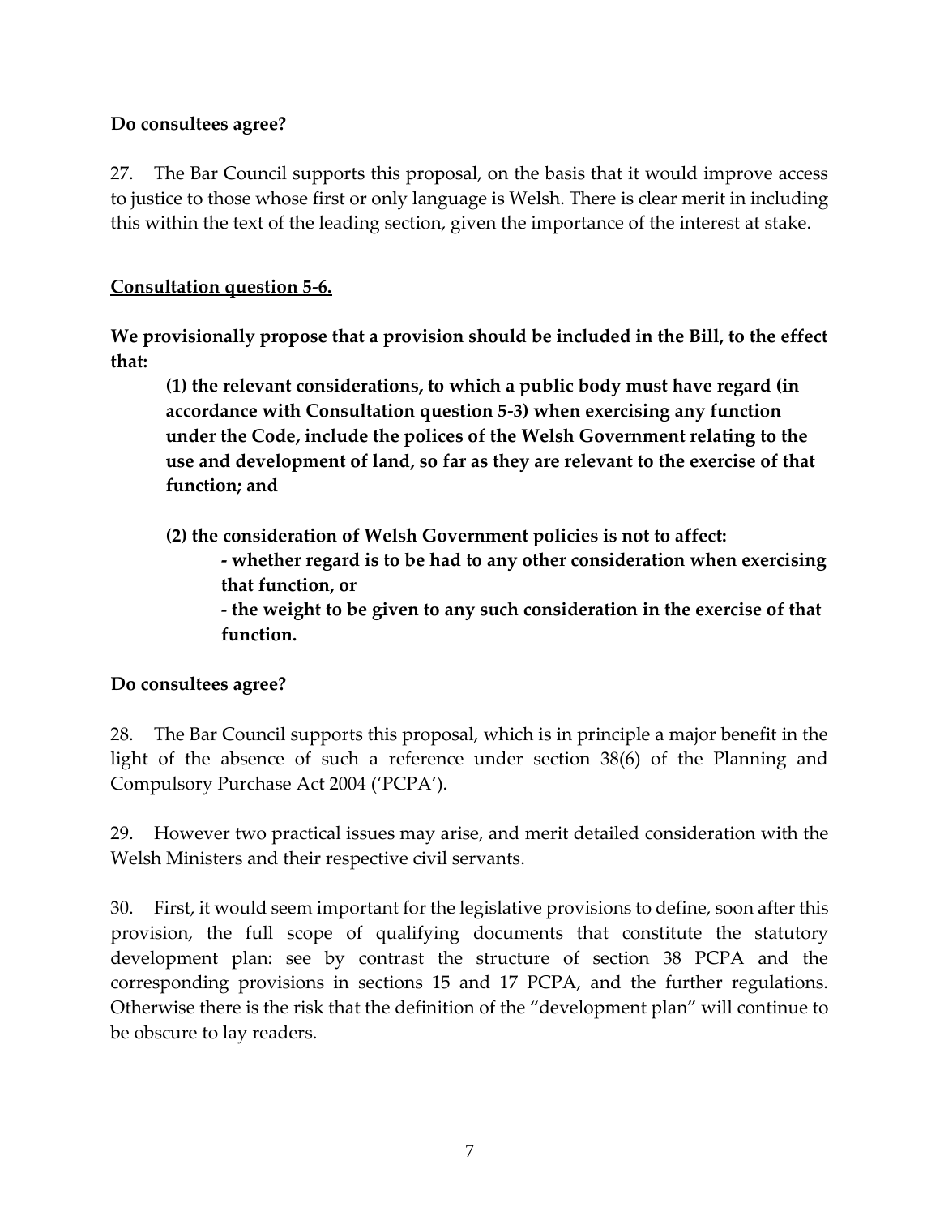**Do consultees agree?**

27. The Bar Council supports this proposal, on the basis that it would improve access to justice to those whose first or only language is Welsh. There is clear merit in including this within the text of the leading section, given the importance of the interest at stake.

**Consultation question 5-6.**

**We provisionally propose that a provision should be included in the Bill, to the effect that:**

> **(1) the relevant considerations, to which a public body must have regard (in accordance with Consultation question 5-3) when exercising any function under the Code, include the polices of the Welsh Government relating to the use and development of land, so far as they are relevant to the exercise of that function; and**
>
> **(2) the consideration of Welsh Government policies is not to affect:**
>
> > **- whether regard is to be had to any other consideration when exercising that function, or**
> >
> > **- the weight to be given to any such consideration in the exercise of that function.**

**Do consultees agree?**

28. The Bar Council supports this proposal, which is in principle a major benefit in the light of the absence of such a reference under section 38(6) of the Planning and Compulsory Purchase Act 2004 ('PCPA').

29. However two practical issues may arise, and merit detailed consideration with the Welsh Ministers and their respective civil servants.

30. First, it would seem important for the legislative provisions to define, soon after this provision, the full scope of qualifying documents that constitute the statutory development plan: see by contrast the structure of section 38 PCPA and the corresponding provisions in sections 15 and 17 PCPA, and the further regulations. Otherwise there is the risk that the definition of the "development plan" will continue to be obscure to lay readers.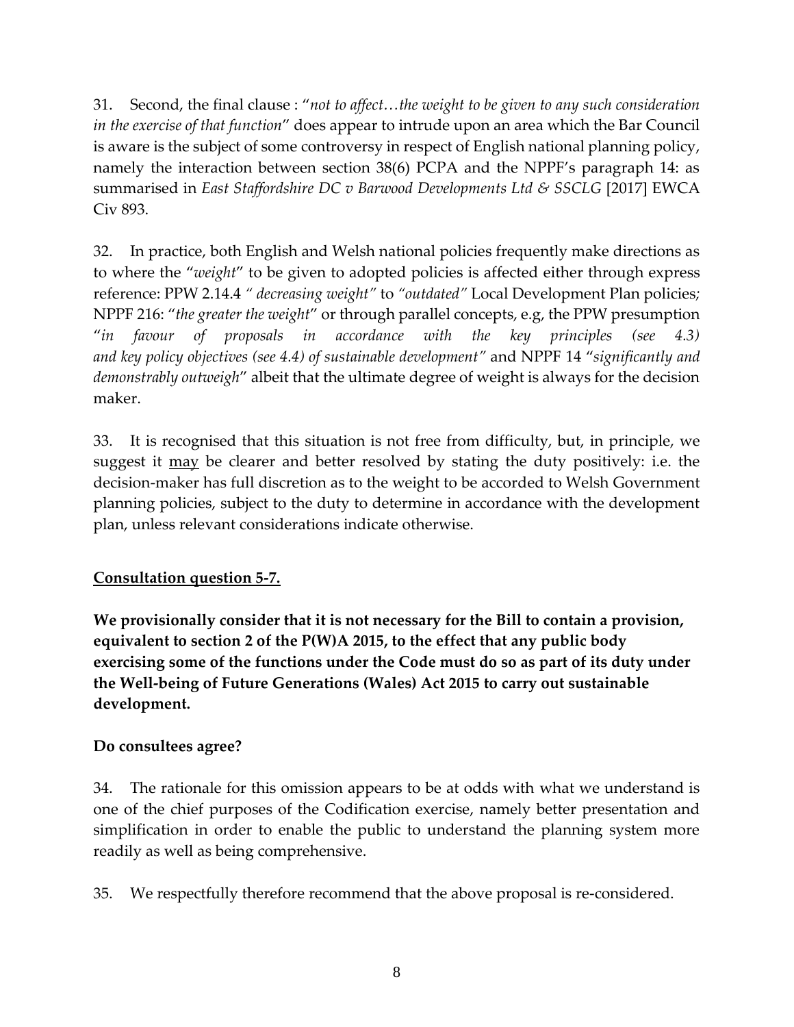31. Second, the final clause : "*not to affect…the weight to be given to any such consideration in the exercise of that function*" does appear to intrude upon an area which the Bar Council is aware is the subject of some controversy in respect of English national planning policy, namely the interaction between section 38(6) PCPA and the NPPF's paragraph 14: as summarised in *East Staffordshire DC v Barwood Developments Ltd & SSCLG* [2017] EWCA Civ 893.

32. In practice, both English and Welsh national policies frequently make directions as to where the "*weight*" to be given to adopted policies is affected either through express reference: PPW 2.14.4 *" decreasing weight"* to *"outdated"* Local Development Plan policies; NPPF 216: "*the greater the weight*" or through parallel concepts, e.g, the PPW presumption "*in favour of proposals in accordance with the key principles (see 4.3) and key policy objectives (see 4.4) of sustainable development"* and NPPF 14 "*significantly and demonstrably outweigh*" albeit that the ultimate degree of weight is always for the decision maker.

33. It is recognised that this situation is not free from difficulty, but, in principle, we suggest it <u>may</u> be clearer and better resolved by stating the duty positively: i.e. the decision-maker has full discretion as to the weight to be accorded to Welsh Government planning policies, subject to the duty to determine in accordance with the development plan, unless relevant considerations indicate otherwise.

**<u>Consultation question 5-7.</u>**

**We provisionally consider that it is not necessary for the Bill to contain a provision, equivalent to section 2 of the P(W)A 2015, to the effect that any public body exercising some of the functions under the Code must do so as part of its duty under the Well-being of Future Generations (Wales) Act 2015 to carry out sustainable development.**

**Do consultees agree?**

34. The rationale for this omission appears to be at odds with what we understand is one of the chief purposes of the Codification exercise, namely better presentation and simplification in order to enable the public to understand the planning system more readily as well as being comprehensive.

35. We respectfully therefore recommend that the above proposal is re-considered.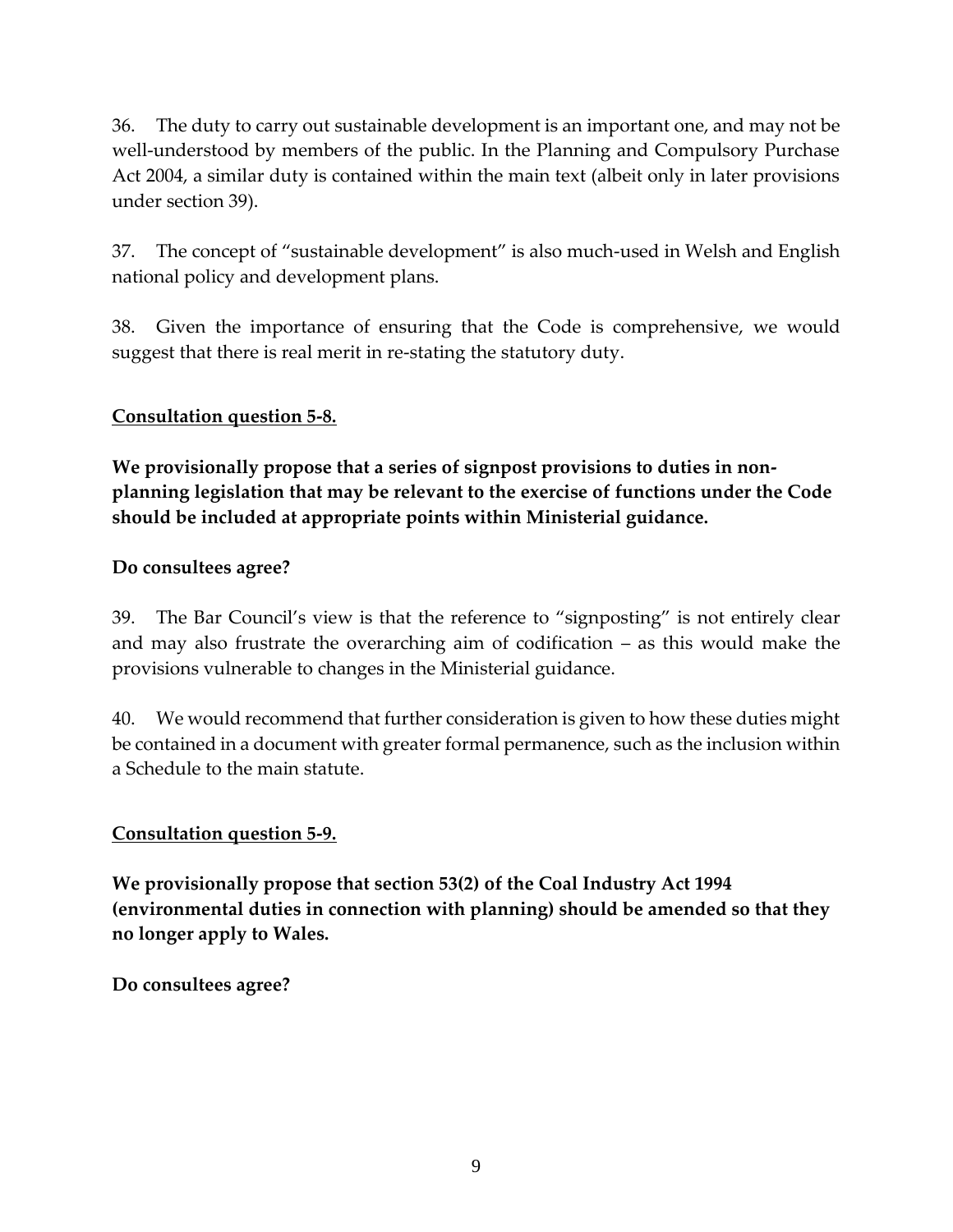36. The duty to carry out sustainable development is an important one, and may not be well-understood by members of the public. In the Planning and Compulsory Purchase Act 2004, a similar duty is contained within the main text (albeit only in later provisions under section 39).

37. The concept of "sustainable development" is also much-used in Welsh and English national policy and development plans.

38. Given the importance of ensuring that the Code is comprehensive, we would suggest that there is real merit in re-stating the statutory duty.

**Consultation question 5-8.**

**We provisionally propose that a series of signpost provisions to duties in non-planning legislation that may be relevant to the exercise of functions under the Code should be included at appropriate points within Ministerial guidance.**

**Do consultees agree?**

39. The Bar Council's view is that the reference to "signposting" is not entirely clear and may also frustrate the overarching aim of codification – as this would make the provisions vulnerable to changes in the Ministerial guidance.

40. We would recommend that further consideration is given to how these duties might be contained in a document with greater formal permanence, such as the inclusion within a Schedule to the main statute.

**Consultation question 5-9.**

**We provisionally propose that section 53(2) of the Coal Industry Act 1994 (environmental duties in connection with planning) should be amended so that they no longer apply to Wales.**

**Do consultees agree?**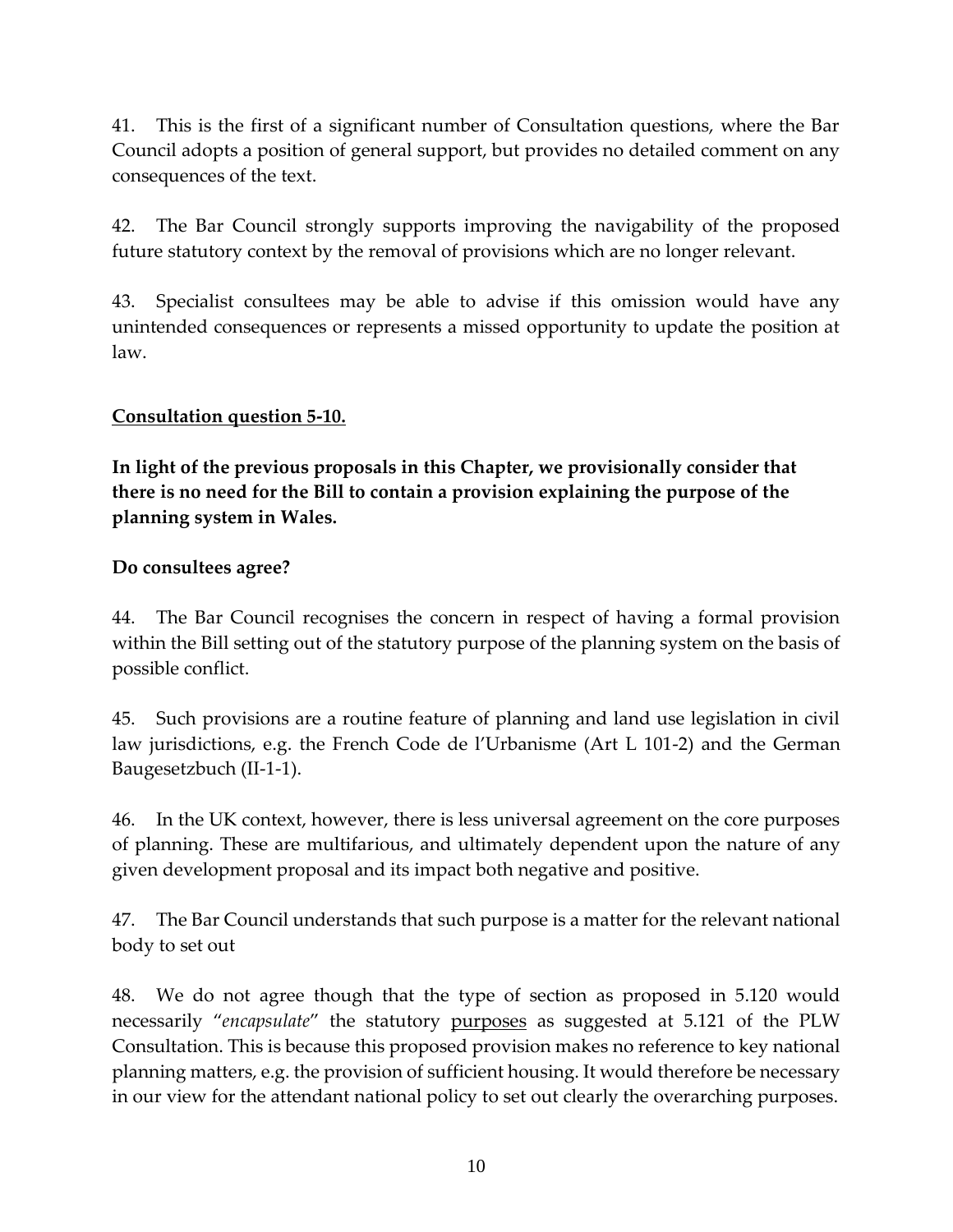41. This is the first of a significant number of Consultation questions, where the Bar Council adopts a position of general support, but provides no detailed comment on any consequences of the text.

42. The Bar Council strongly supports improving the navigability of the proposed future statutory context by the removal of provisions which are no longer relevant.

43. Specialist consultees may be able to advise if this omission would have any unintended consequences or represents a missed opportunity to update the position at law.

**Consultation question 5-10.**

**In light of the previous proposals in this Chapter, we provisionally consider that there is no need for the Bill to contain a provision explaining the purpose of the planning system in Wales.**

**Do consultees agree?**

44. The Bar Council recognises the concern in respect of having a formal provision within the Bill setting out of the statutory purpose of the planning system on the basis of possible conflict.

45. Such provisions are a routine feature of planning and land use legislation in civil law jurisdictions, e.g. the French Code de l'Urbanisme (Art L 101-2) and the German Baugesetzbuch (II-1-1).

46. In the UK context, however, there is less universal agreement on the core purposes of planning. These are multifarious, and ultimately dependent upon the nature of any given development proposal and its impact both negative and positive.

47. The Bar Council understands that such purpose is a matter for the relevant national body to set out

48. We do not agree though that the type of section as proposed in 5.120 would necessarily "*encapsulate*" the statutory <u>purposes</u> as suggested at 5.121 of the PLW Consultation. This is because this proposed provision makes no reference to key national planning matters, e.g. the provision of sufficient housing. It would therefore be necessary in our view for the attendant national policy to set out clearly the overarching purposes.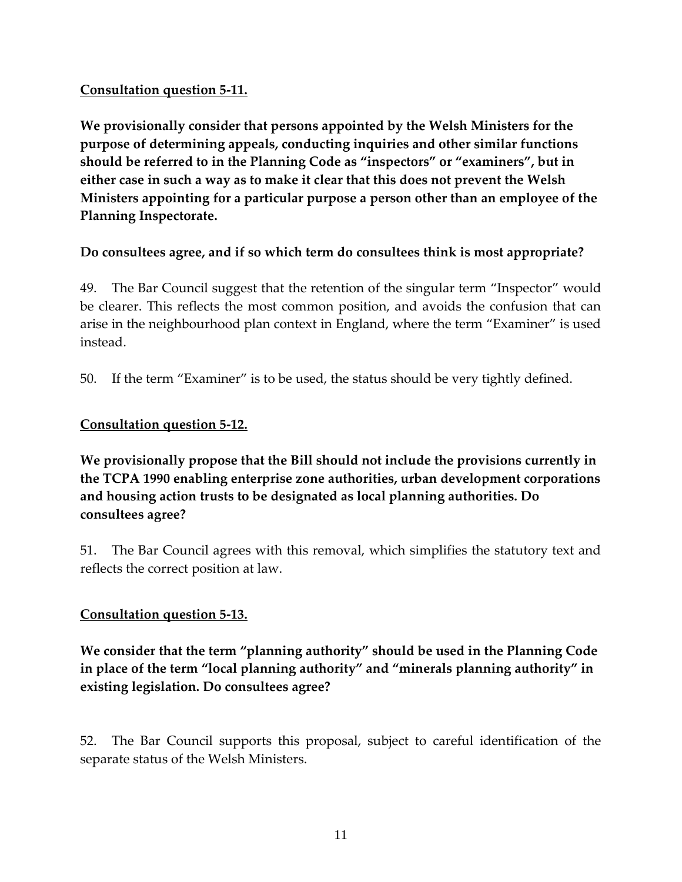**<u>Consultation question 5-11.</u>**

**We provisionally consider that persons appointed by the Welsh Ministers for the purpose of determining appeals, conducting inquiries and other similar functions should be referred to in the Planning Code as "inspectors" or "examiners", but in either case in such a way as to make it clear that this does not prevent the Welsh Ministers appointing for a particular purpose a person other than an employee of the Planning Inspectorate.**

**Do consultees agree, and if so which term do consultees think is most appropriate?**

49. The Bar Council suggest that the retention of the singular term "Inspector" would be clearer. This reflects the most common position, and avoids the confusion that can arise in the neighbourhood plan context in England, where the term "Examiner" is used instead.

50. If the term "Examiner" is to be used, the status should be very tightly defined.

**<u>Consultation question 5-12.</u>**

**We provisionally propose that the Bill should not include the provisions currently in the TCPA 1990 enabling enterprise zone authorities, urban development corporations and housing action trusts to be designated as local planning authorities. Do consultees agree?**

51. The Bar Council agrees with this removal, which simplifies the statutory text and reflects the correct position at law.

**<u>Consultation question 5-13.</u>**

**We consider that the term "planning authority" should be used in the Planning Code in place of the term "local planning authority" and "minerals planning authority" in existing legislation. Do consultees agree?**

52. The Bar Council supports this proposal, subject to careful identification of the separate status of the Welsh Ministers.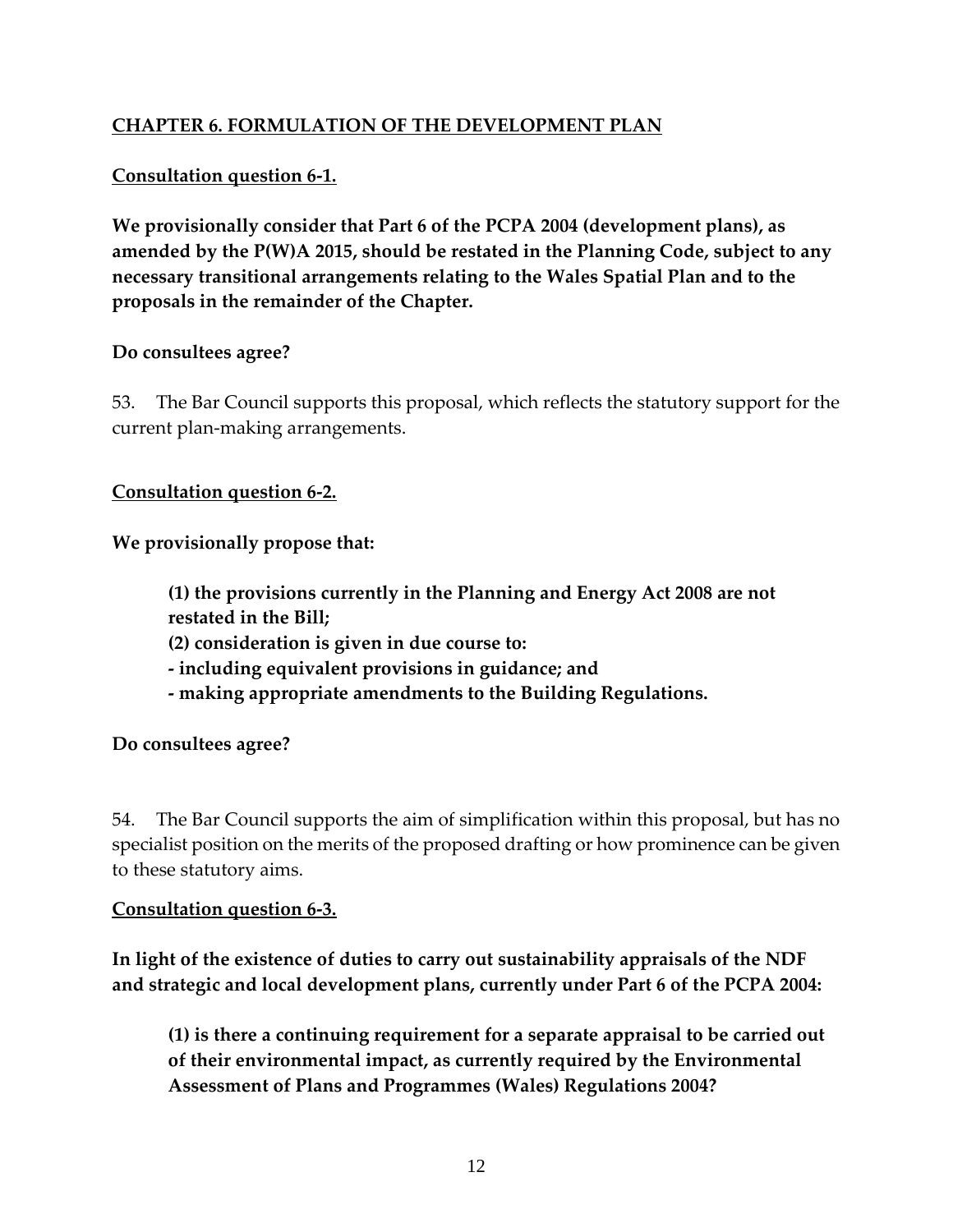## CHAPTER 6. FORMULATION OF THE DEVELOPMENT PLAN

### Consultation question 6-1.

**We provisionally consider that Part 6 of the PCPA 2004 (development plans), as amended by the P(W)A 2015, should be restated in the Planning Code, subject to any necessary transitional arrangements relating to the Wales Spatial Plan and to the proposals in the remainder of the Chapter.**

**Do consultees agree?**

53. The Bar Council supports this proposal, which reflects the statutory support for the current plan-making arrangements.

### Consultation question 6-2.

**We provisionally propose that:**

> **(1) the provisions currently in the Planning and Energy Act 2008 are not restated in the Bill;**
> **(2) consideration is given in due course to:**
> **- including equivalent provisions in guidance; and**
> **- making appropriate amendments to the Building Regulations.**

**Do consultees agree?**

54. The Bar Council supports the aim of simplification within this proposal, but has no specialist position on the merits of the proposed drafting or how prominence can be given to these statutory aims.

### Consultation question 6-3.

**In light of the existence of duties to carry out sustainability appraisals of the NDF and strategic and local development plans, currently under Part 6 of the PCPA 2004:**

> **(1) is there a continuing requirement for a separate appraisal to be carried out of their environmental impact, as currently required by the Environmental Assessment of Plans and Programmes (Wales) Regulations 2004?**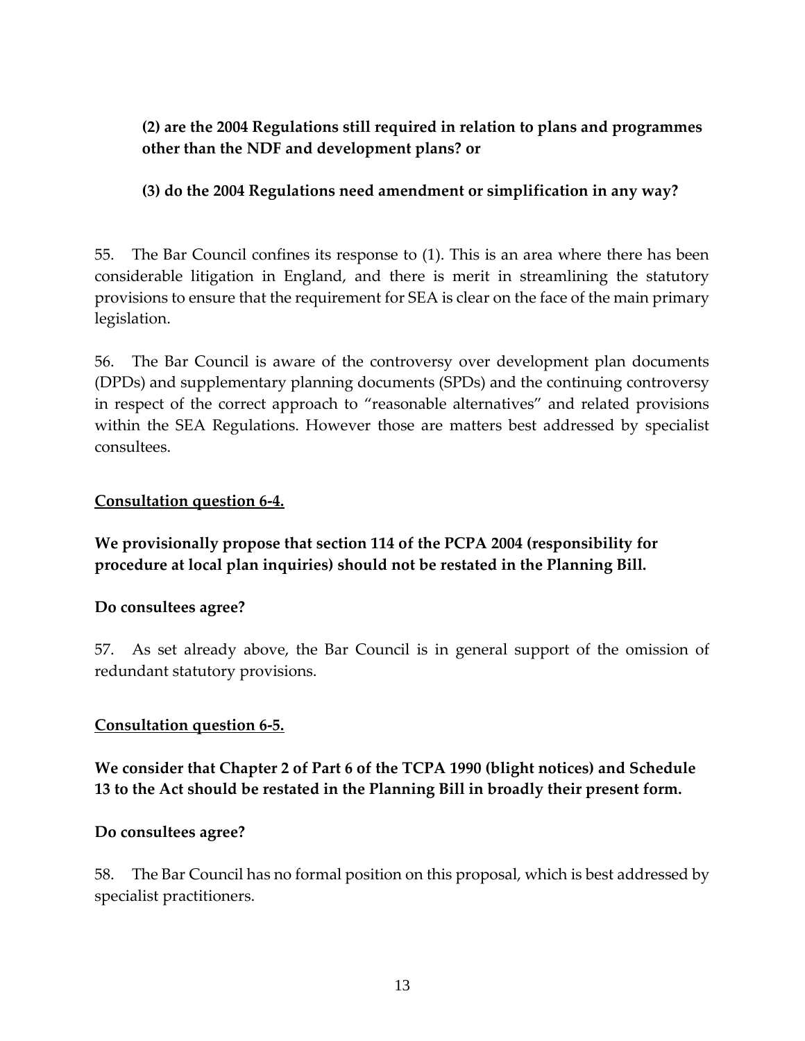**(2) are the 2004 Regulations still required in relation to plans and programmes other than the NDF and development plans? or**

**(3) do the 2004 Regulations need amendment or simplification in any way?**

55. The Bar Council confines its response to (1). This is an area where there has been considerable litigation in England, and there is merit in streamlining the statutory provisions to ensure that the requirement for SEA is clear on the face of the main primary legislation.

56. The Bar Council is aware of the controversy over development plan documents (DPDs) and supplementary planning documents (SPDs) and the continuing controversy in respect of the correct approach to "reasonable alternatives" and related provisions within the SEA Regulations. However those are matters best addressed by specialist consultees.

**Consultation question 6-4.**

**We provisionally propose that section 114 of the PCPA 2004 (responsibility for procedure at local plan inquiries) should not be restated in the Planning Bill.**

**Do consultees agree?**

57. As set already above, the Bar Council is in general support of the omission of redundant statutory provisions.

**Consultation question 6-5.**

**We consider that Chapter 2 of Part 6 of the TCPA 1990 (blight notices) and Schedule 13 to the Act should be restated in the Planning Bill in broadly their present form.**

**Do consultees agree?**

58. The Bar Council has no formal position on this proposal, which is best addressed by specialist practitioners.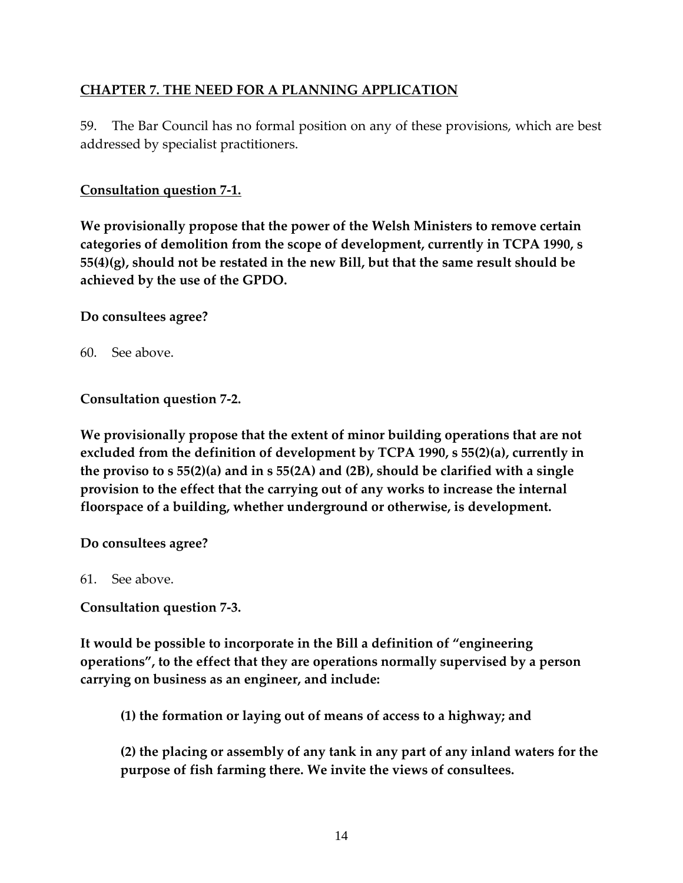## CHAPTER 7. THE NEED FOR A PLANNING APPLICATION

59. The Bar Council has no formal position on any of these provisions, which are best addressed by specialist practitioners.

**Consultation question 7-1.**

**We provisionally propose that the power of the Welsh Ministers to remove certain categories of demolition from the scope of development, currently in TCPA 1990, s 55(4)(g), should not be restated in the new Bill, but that the same result should be achieved by the use of the GPDO.**

**Do consultees agree?**

60. See above.

**Consultation question 7-2.**

**We provisionally propose that the extent of minor building operations that are not excluded from the definition of development by TCPA 1990, s 55(2)(a), currently in the proviso to s 55(2)(a) and in s 55(2A) and (2B), should be clarified with a single provision to the effect that the carrying out of any works to increase the internal floorspace of a building, whether underground or otherwise, is development.**

**Do consultees agree?**

61. See above.

**Consultation question 7-3.**

**It would be possible to incorporate in the Bill a definition of "engineering operations", to the effect that they are operations normally supervised by a person carrying on business as an engineer, and include:**

> **(1) the formation or laying out of means of access to a highway; and**
>
> **(2) the placing or assembly of any tank in any part of any inland waters for the purpose of fish farming there. We invite the views of consultees.**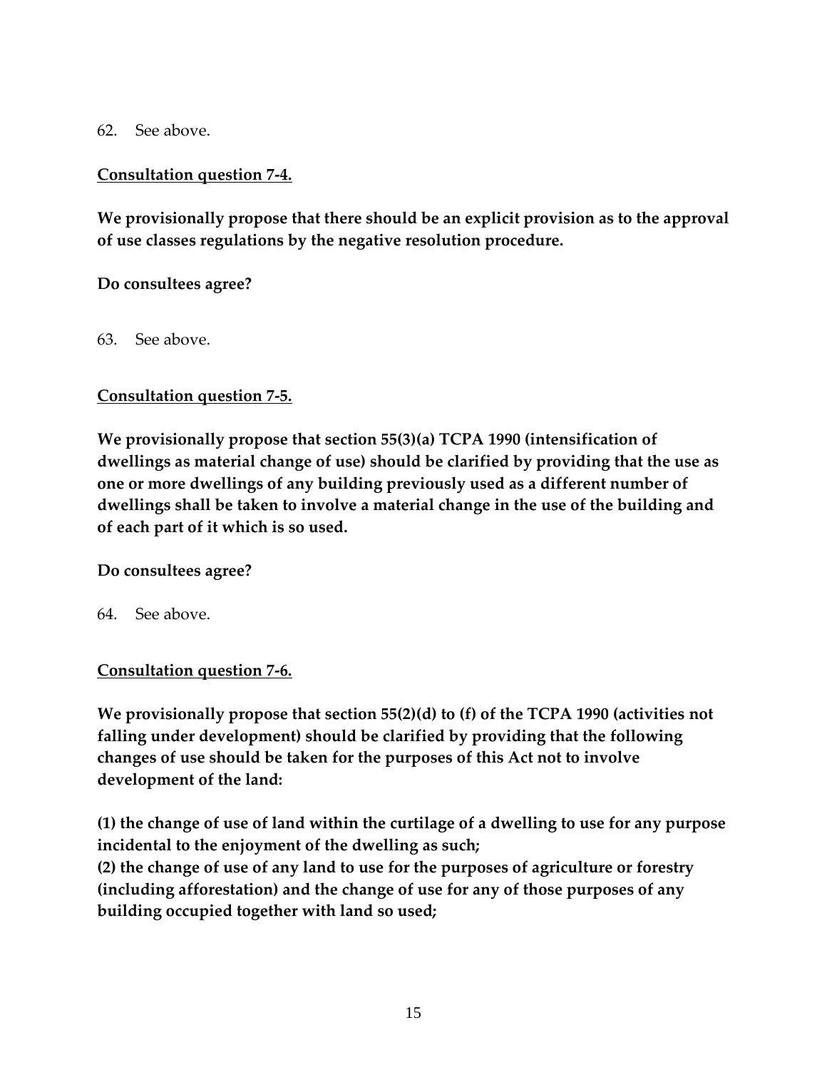62. See above.

**<u>Consultation question 7-4.</u>**

**We provisionally propose that there should be an explicit provision as to the approval of use classes regulations by the negative resolution procedure.**

**Do consultees agree?**

63. See above.

**<u>Consultation question 7-5.</u>**

**We provisionally propose that section 55(3)(a) TCPA 1990 (intensification of dwellings as material change of use) should be clarified by providing that the use as one or more dwellings of any building previously used as a different number of dwellings shall be taken to involve a material change in the use of the building and of each part of it which is so used.**

**Do consultees agree?**

64. See above.

**<u>Consultation question 7-6.</u>**

**We provisionally propose that section 55(2)(d) to (f) of the TCPA 1990 (activities not falling under development) should be clarified by providing that the following changes of use should be taken for the purposes of this Act not to involve development of the land:**

**(1) the change of use of land within the curtilage of a dwelling to use for any purpose incidental to the enjoyment of the dwelling as such;**
**(2) the change of use of any land to use for the purposes of agriculture or forestry (including afforestation) and the change of use for any of those purposes of any building occupied together with land so used;**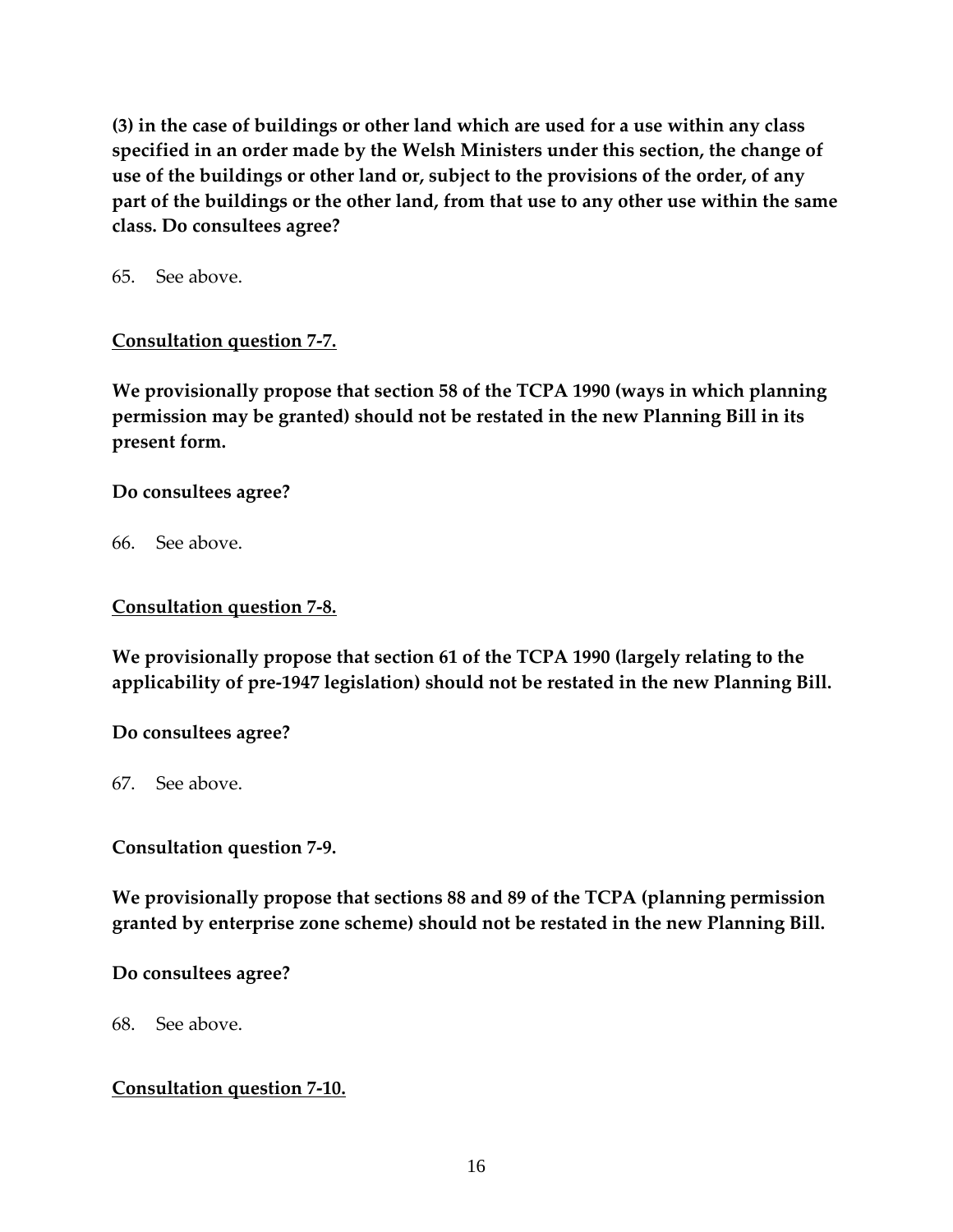**(3) in the case of buildings or other land which are used for a use within any class specified in an order made by the Welsh Ministers under this section, the change of use of the buildings or other land or, subject to the provisions of the order, of any part of the buildings or the other land, from that use to any other use within the same class. Do consultees agree?**

65. See above.

**Consultation question 7-7.**

**We provisionally propose that section 58 of the TCPA 1990 (ways in which planning permission may be granted) should not be restated in the new Planning Bill in its present form.**

**Do consultees agree?**

66. See above.

**Consultation question 7-8.**

**We provisionally propose that section 61 of the TCPA 1990 (largely relating to the applicability of pre-1947 legislation) should not be restated in the new Planning Bill.**

**Do consultees agree?**

67. See above.

**Consultation question 7-9.**

**We provisionally propose that sections 88 and 89 of the TCPA (planning permission granted by enterprise zone scheme) should not be restated in the new Planning Bill.**

**Do consultees agree?**

68. See above.

**Consultation question 7-10.**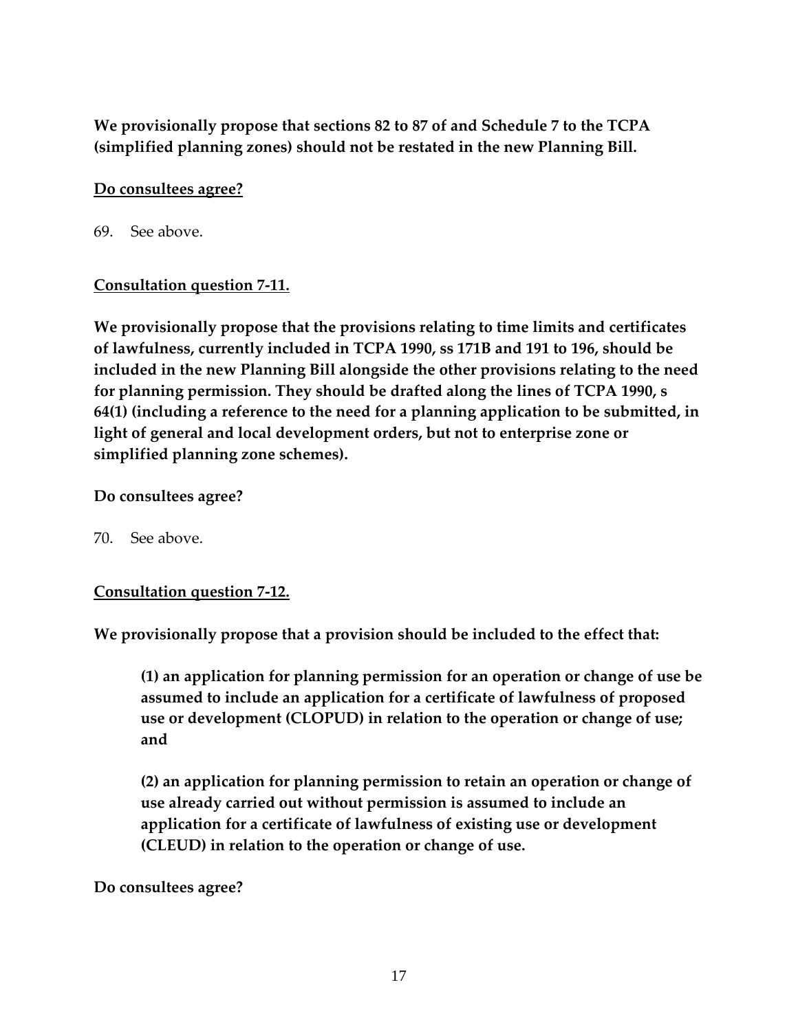**We provisionally propose that sections 82 to 87 of and Schedule 7 to the TCPA (simplified planning zones) should not be restated in the new Planning Bill.**

**Do consultees agree?**

69. See above.

**Consultation question 7-11.**

**We provisionally propose that the provisions relating to time limits and certificates of lawfulness, currently included in TCPA 1990, ss 171B and 191 to 196, should be included in the new Planning Bill alongside the other provisions relating to the need for planning permission. They should be drafted along the lines of TCPA 1990, s 64(1) (including a reference to the need for a planning application to be submitted, in light of general and local development orders, but not to enterprise zone or simplified planning zone schemes).**

**Do consultees agree?**

70. See above.

**Consultation question 7-12.**

**We provisionally propose that a provision should be included to the effect that:**

> **(1) an application for planning permission for an operation or change of use be assumed to include an application for a certificate of lawfulness of proposed use or development (CLOPUD) in relation to the operation or change of use; and**
>
> **(2) an application for planning permission to retain an operation or change of use already carried out without permission is assumed to include an application for a certificate of lawfulness of existing use or development (CLEUD) in relation to the operation or change of use.**

**Do consultees agree?**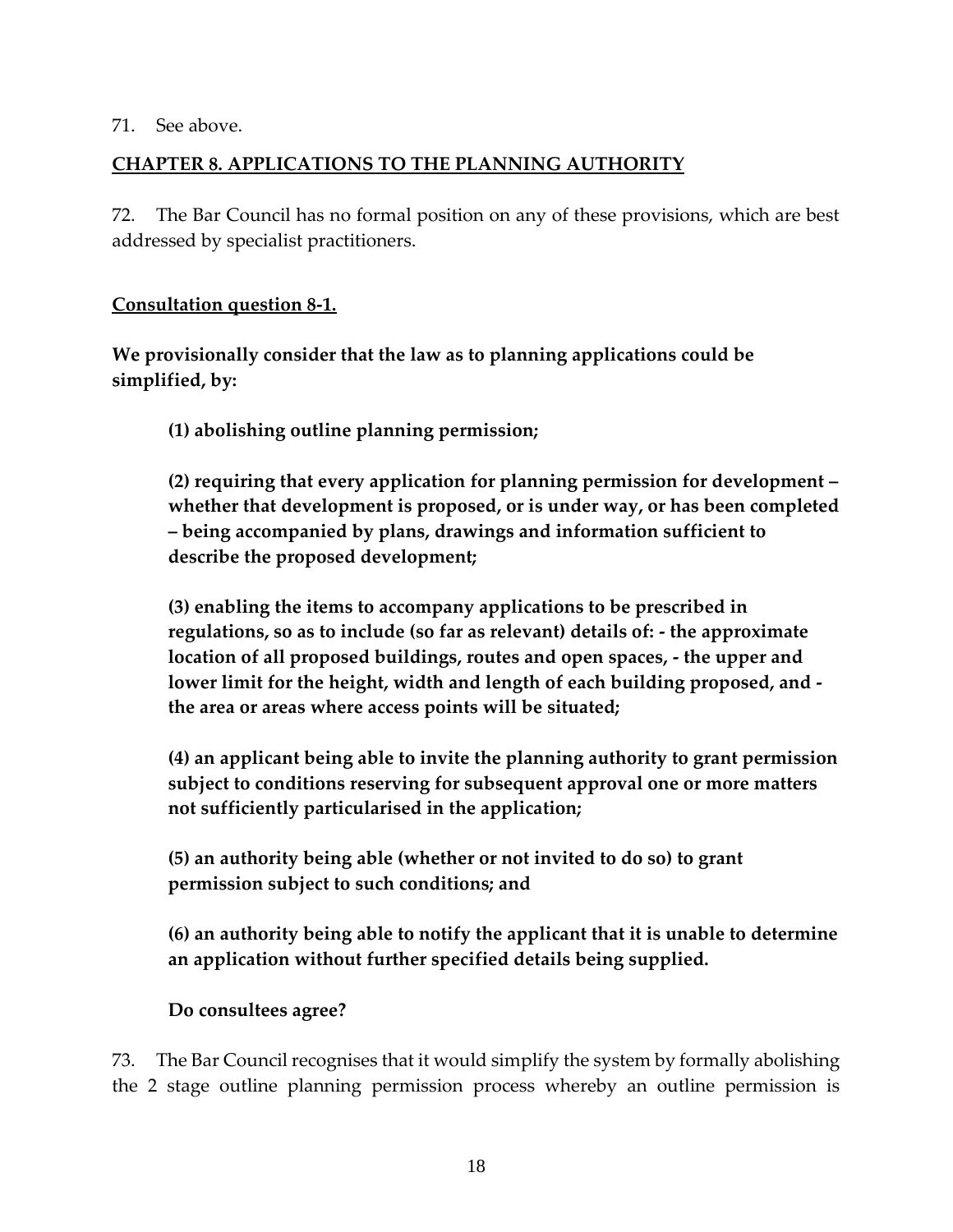71. See above.

## CHAPTER 8. APPLICATIONS TO THE PLANNING AUTHORITY

72. The Bar Council has no formal position on any of these provisions, which are best addressed by specialist practitioners.

### Consultation question 8-1.

**We provisionally consider that the law as to planning applications could be simplified, by:**

> **(1) abolishing outline planning permission;**
>
> **(2) requiring that every application for planning permission for development – whether that development is proposed, or is under way, or has been completed – being accompanied by plans, drawings and information sufficient to describe the proposed development;**
>
> **(3) enabling the items to accompany applications to be prescribed in regulations, so as to include (so far as relevant) details of: - the approximate location of all proposed buildings, routes and open spaces, - the upper and lower limit for the height, width and length of each building proposed, and - the area or areas where access points will be situated;**
>
> **(4) an applicant being able to invite the planning authority to grant permission subject to conditions reserving for subsequent approval one or more matters not sufficiently particularised in the application;**
>
> **(5) an authority being able (whether or not invited to do so) to grant permission subject to such conditions; and**
>
> **(6) an authority being able to notify the applicant that it is unable to determine an application without further specified details being supplied.**
>
> **Do consultees agree?**

73. The Bar Council recognises that it would simplify the system by formally abolishing the 2 stage outline planning permission process whereby an outline permission is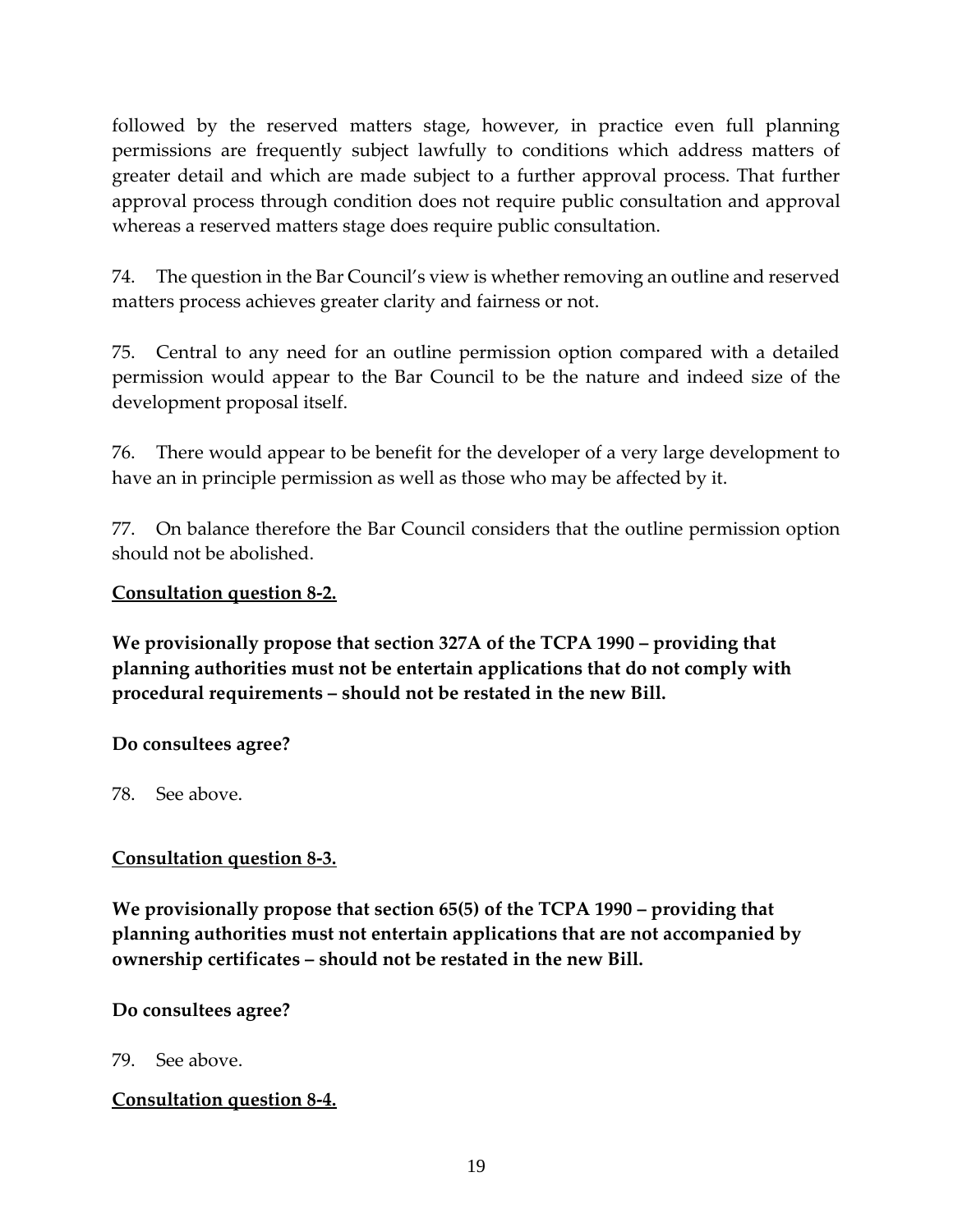followed by the reserved matters stage, however, in practice even full planning permissions are frequently subject lawfully to conditions which address matters of greater detail and which are made subject to a further approval process. That further approval process through condition does not require public consultation and approval whereas a reserved matters stage does require public consultation.

74. The question in the Bar Council's view is whether removing an outline and reserved matters process achieves greater clarity and fairness or not.

75. Central to any need for an outline permission option compared with a detailed permission would appear to the Bar Council to be the nature and indeed size of the development proposal itself.

76. There would appear to be benefit for the developer of a very large development to have an in principle permission as well as those who may be affected by it.

77. On balance therefore the Bar Council considers that the outline permission option should not be abolished.

**<u>Consultation question 8-2.</u>**

**We provisionally propose that section 327A of the TCPA 1990 – providing that planning authorities must not be entertain applications that do not comply with procedural requirements – should not be restated in the new Bill.**

**Do consultees agree?**

78. See above.

**<u>Consultation question 8-3.</u>**

**We provisionally propose that section 65(5) of the TCPA 1990 – providing that planning authorities must not entertain applications that are not accompanied by ownership certificates – should not be restated in the new Bill.**

**Do consultees agree?**

79. See above.

**<u>Consultation question 8-4.</u>**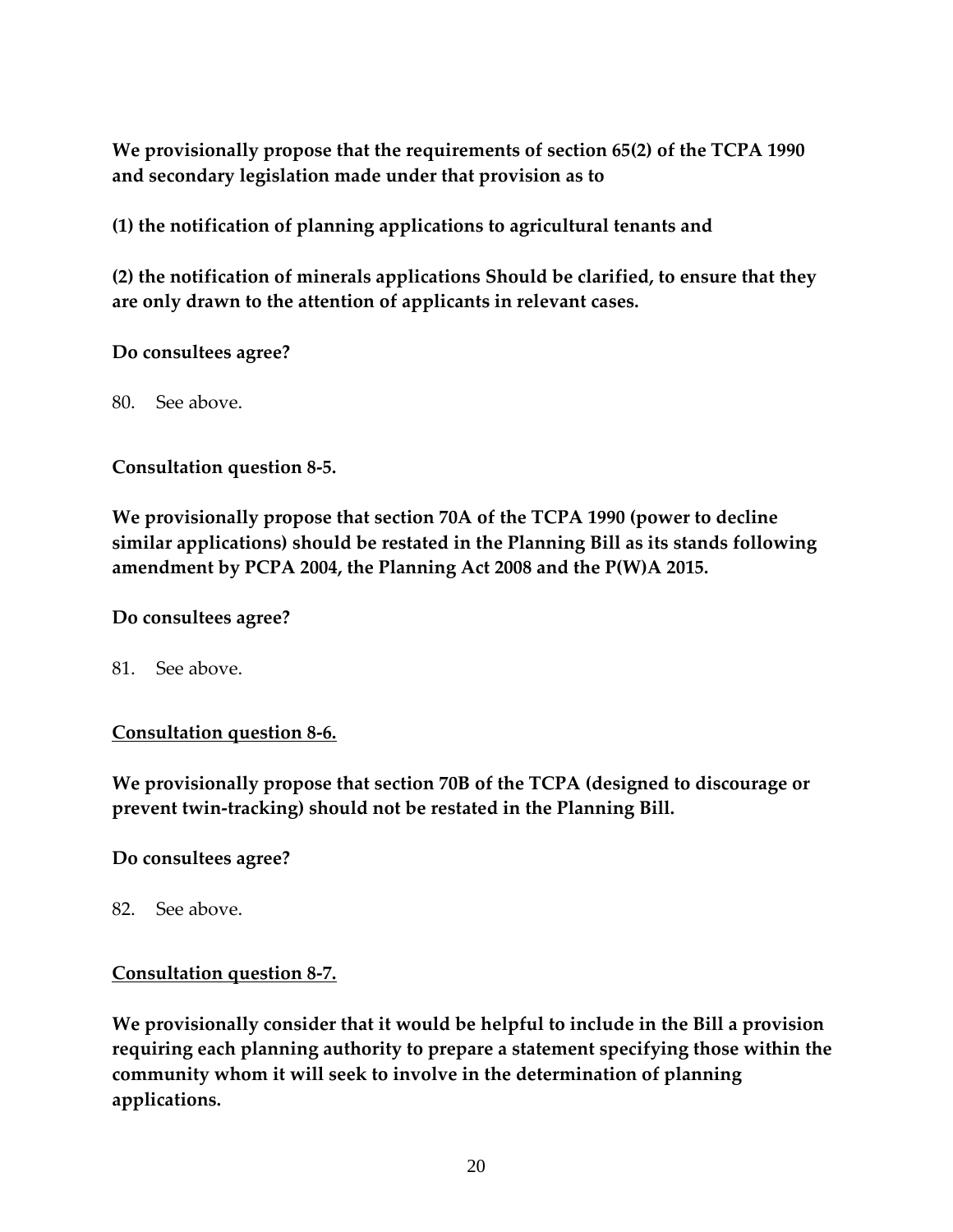**We provisionally propose that the requirements of section 65(2) of the TCPA 1990 and secondary legislation made under that provision as to**

**(1) the notification of planning applications to agricultural tenants and**

**(2) the notification of minerals applications Should be clarified, to ensure that they are only drawn to the attention of applicants in relevant cases.**

**Do consultees agree?**

80. See above.

**Consultation question 8-5.**

**We provisionally propose that section 70A of the TCPA 1990 (power to decline similar applications) should be restated in the Planning Bill as its stands following amendment by PCPA 2004, the Planning Act 2008 and the P(W)A 2015.**

**Do consultees agree?**

81. See above.

**<u>Consultation question 8-6.</u>**

**We provisionally propose that section 70B of the TCPA (designed to discourage or prevent twin-tracking) should not be restated in the Planning Bill.**

**Do consultees agree?**

82. See above.

**<u>Consultation question 8-7.</u>**

**We provisionally consider that it would be helpful to include in the Bill a provision requiring each planning authority to prepare a statement specifying those within the community whom it will seek to involve in the determination of planning applications.**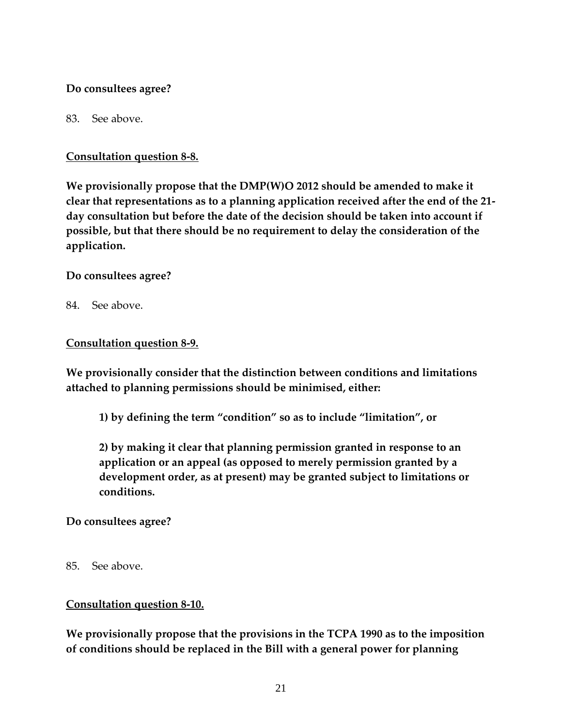**Do consultees agree?**

83. See above.

**Consultation question 8-8.**

**We provisionally propose that the DMP(W)O 2012 should be amended to make it clear that representations as to a planning application received after the end of the 21-day consultation but before the date of the decision should be taken into account if possible, but that there should be no requirement to delay the consideration of the application.**

**Do consultees agree?**

84. See above.

**Consultation question 8-9.**

**We provisionally consider that the distinction between conditions and limitations attached to planning permissions should be minimised, either:**

> **1) by defining the term "condition" so as to include "limitation", or**
>
> **2) by making it clear that planning permission granted in response to an application or an appeal (as opposed to merely permission granted by a development order, as at present) may be granted subject to limitations or conditions.**

**Do consultees agree?**

85. See above.

**Consultation question 8-10.**

**We provisionally propose that the provisions in the TCPA 1990 as to the imposition of conditions should be replaced in the Bill with a general power for planning**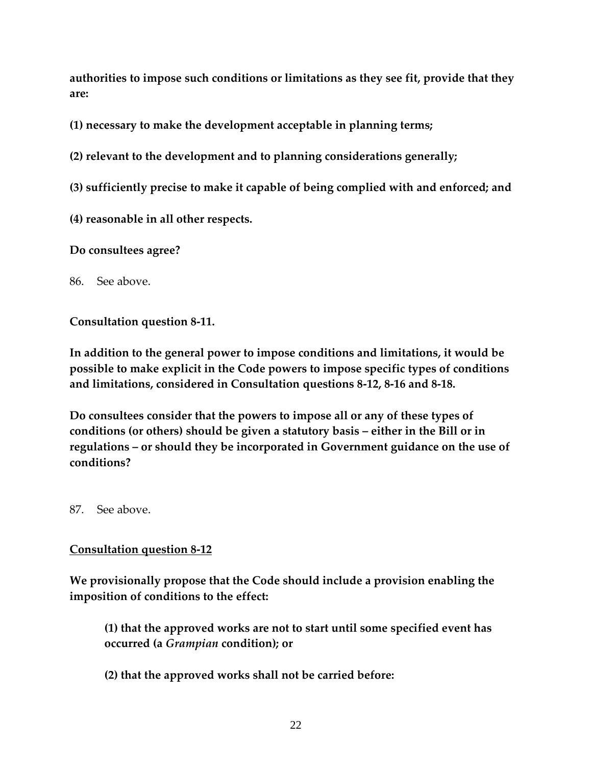**authorities to impose such conditions or limitations as they see fit, provide that they are:**

**(1) necessary to make the development acceptable in planning terms;**

**(2) relevant to the development and to planning considerations generally;**

**(3) sufficiently precise to make it capable of being complied with and enforced; and**

**(4) reasonable in all other respects.**

**Do consultees agree?**

86. See above.

**Consultation question 8-11.**

**In addition to the general power to impose conditions and limitations, it would be possible to make explicit in the Code powers to impose specific types of conditions and limitations, considered in Consultation questions 8-12, 8-16 and 8-18.**

**Do consultees consider that the powers to impose all or any of these types of conditions (or others) should be given a statutory basis – either in the Bill or in regulations – or should they be incorporated in Government guidance on the use of conditions?**

87. See above.

**Consultation question 8-12**

**We provisionally propose that the Code should include a provision enabling the imposition of conditions to the effect:**

> **(1) that the approved works are not to start until some specified event has occurred (a *Grampian* condition); or**
>
> **(2) that the approved works shall not be carried before:**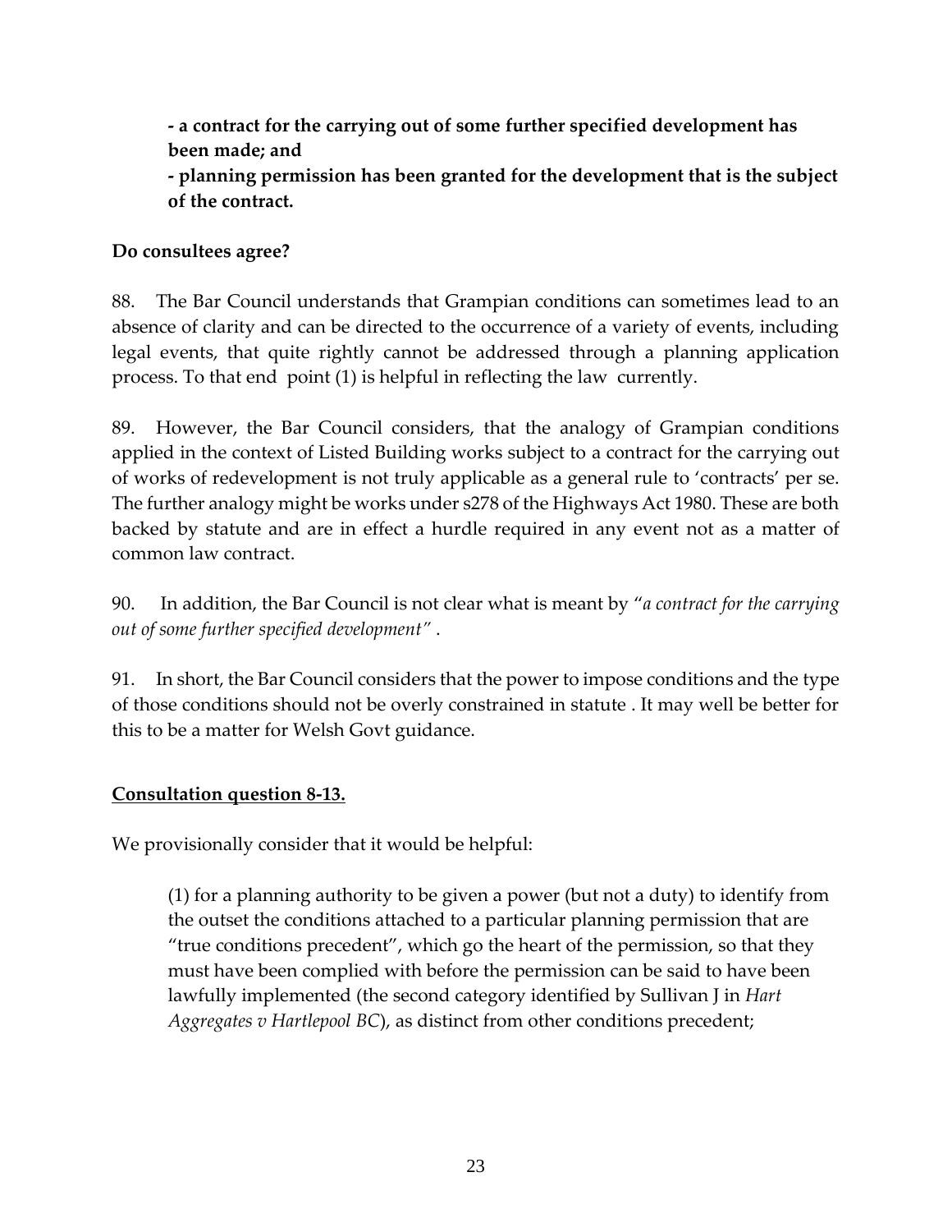**- a contract for the carrying out of some further specified development has been made; and**
**- planning permission has been granted for the development that is the subject of the contract.**

**Do consultees agree?**

88. The Bar Council understands that Grampian conditions can sometimes lead to an absence of clarity and can be directed to the occurrence of a variety of events, including legal events, that quite rightly cannot be addressed through a planning application process. To that end point (1) is helpful in reflecting the law currently.

89. However, the Bar Council considers, that the analogy of Grampian conditions applied in the context of Listed Building works subject to a contract for the carrying out of works of redevelopment is not truly applicable as a general rule to 'contracts' per se. The further analogy might be works under s278 of the Highways Act 1980. These are both backed by statute and are in effect a hurdle required in any event not as a matter of common law contract.

90. In addition, the Bar Council is not clear what is meant by "*a contract for the carrying out of some further specified development*" .

91. In short, the Bar Council considers that the power to impose conditions and the type of those conditions should not be overly constrained in statute . It may well be better for this to be a matter for Welsh Govt guidance.

**Consultation question 8-13.**

We provisionally consider that it would be helpful:

> (1) for a planning authority to be given a power (but not a duty) to identify from the outset the conditions attached to a particular planning permission that are "true conditions precedent", which go the heart of the permission, so that they must have been complied with before the permission can be said to have been lawfully implemented (the second category identified by Sullivan J in *Hart Aggregates v Hartlepool BC*), as distinct from other conditions precedent;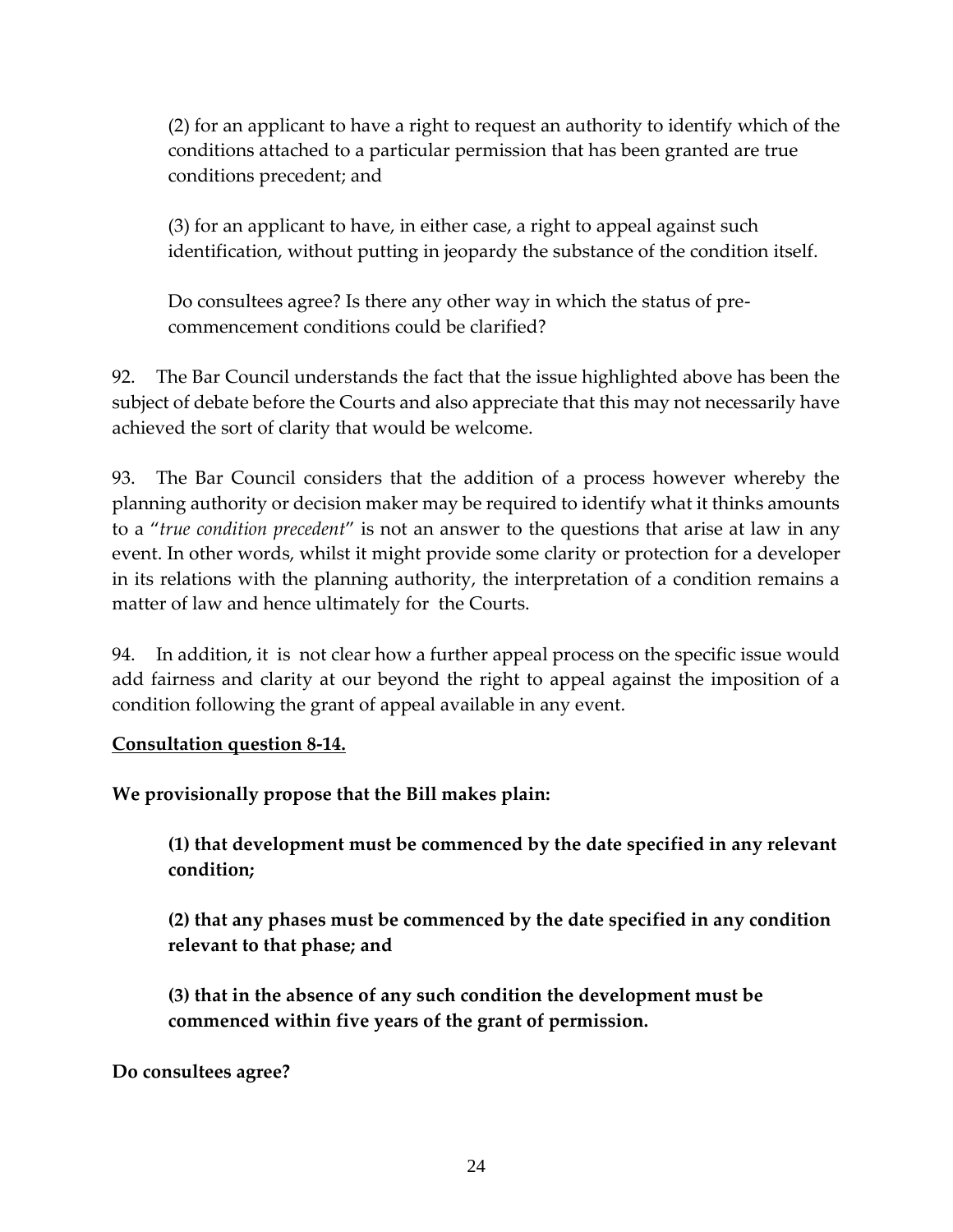(2) for an applicant to have a right to request an authority to identify which of the conditions attached to a particular permission that has been granted are true conditions precedent; and

(3) for an applicant to have, in either case, a right to appeal against such identification, without putting in jeopardy the substance of the condition itself.

Do consultees agree? Is there any other way in which the status of pre-commencement conditions could be clarified?

92. The Bar Council understands the fact that the issue highlighted above has been the subject of debate before the Courts and also appreciate that this may not necessarily have achieved the sort of clarity that would be welcome.

93. The Bar Council considers that the addition of a process however whereby the planning authority or decision maker may be required to identify what it thinks amounts to a "*true condition precedent*" is not an answer to the questions that arise at law in any event. In other words, whilst it might provide some clarity or protection for a developer in its relations with the planning authority, the interpretation of a condition remains a matter of law and hence ultimately for the Courts.

94. In addition, it is not clear how a further appeal process on the specific issue would add fairness and clarity at our beyond the right to appeal against the imposition of a condition following the grant of appeal available in any event.

**Consultation question 8-14.**

**We provisionally propose that the Bill makes plain:**

**(1) that development must be commenced by the date specified in any relevant condition;**

**(2) that any phases must be commenced by the date specified in any condition relevant to that phase; and**

**(3) that in the absence of any such condition the development must be commenced within five years of the grant of permission.**

**Do consultees agree?**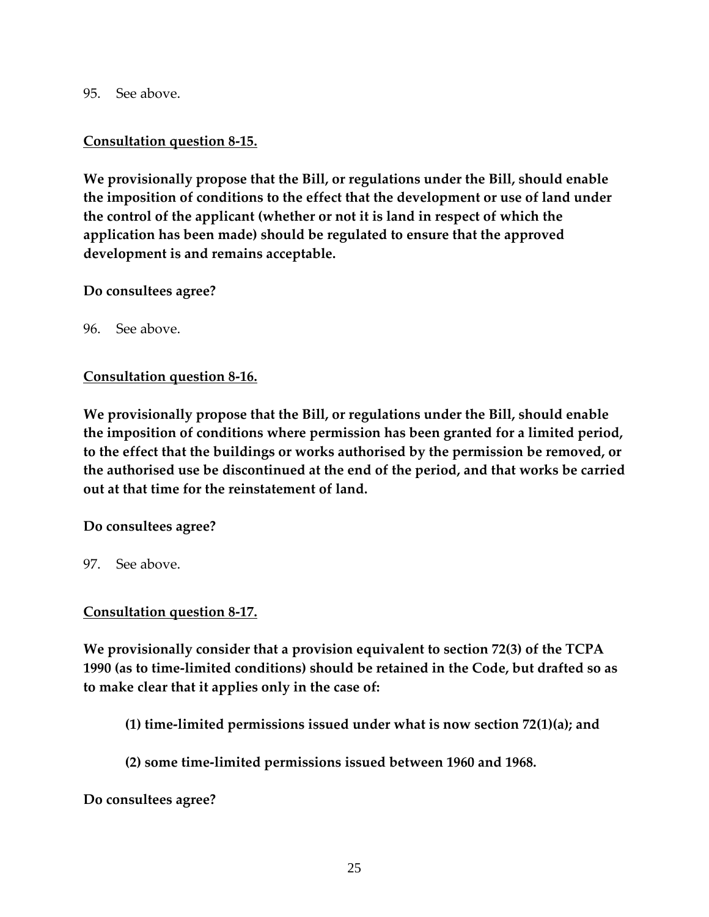95. See above.

**<u>Consultation question 8-15.</u>**

**We provisionally propose that the Bill, or regulations under the Bill, should enable the imposition of conditions to the effect that the development or use of land under the control of the applicant (whether or not it is land in respect of which the application has been made) should be regulated to ensure that the approved development is and remains acceptable.**

**Do consultees agree?**

96. See above.

**<u>Consultation question 8-16.</u>**

**We provisionally propose that the Bill, or regulations under the Bill, should enable the imposition of conditions where permission has been granted for a limited period, to the effect that the buildings or works authorised by the permission be removed, or the authorised use be discontinued at the end of the period, and that works be carried out at that time for the reinstatement of land.**

**Do consultees agree?**

97. See above.

**<u>Consultation question 8-17.</u>**

**We provisionally consider that a provision equivalent to section 72(3) of the TCPA 1990 (as to time-limited conditions) should be retained in the Code, but drafted so as to make clear that it applies only in the case of:**

> **(1) time-limited permissions issued under what is now section 72(1)(a); and**
>
> **(2) some time-limited permissions issued between 1960 and 1968.**

**Do consultees agree?**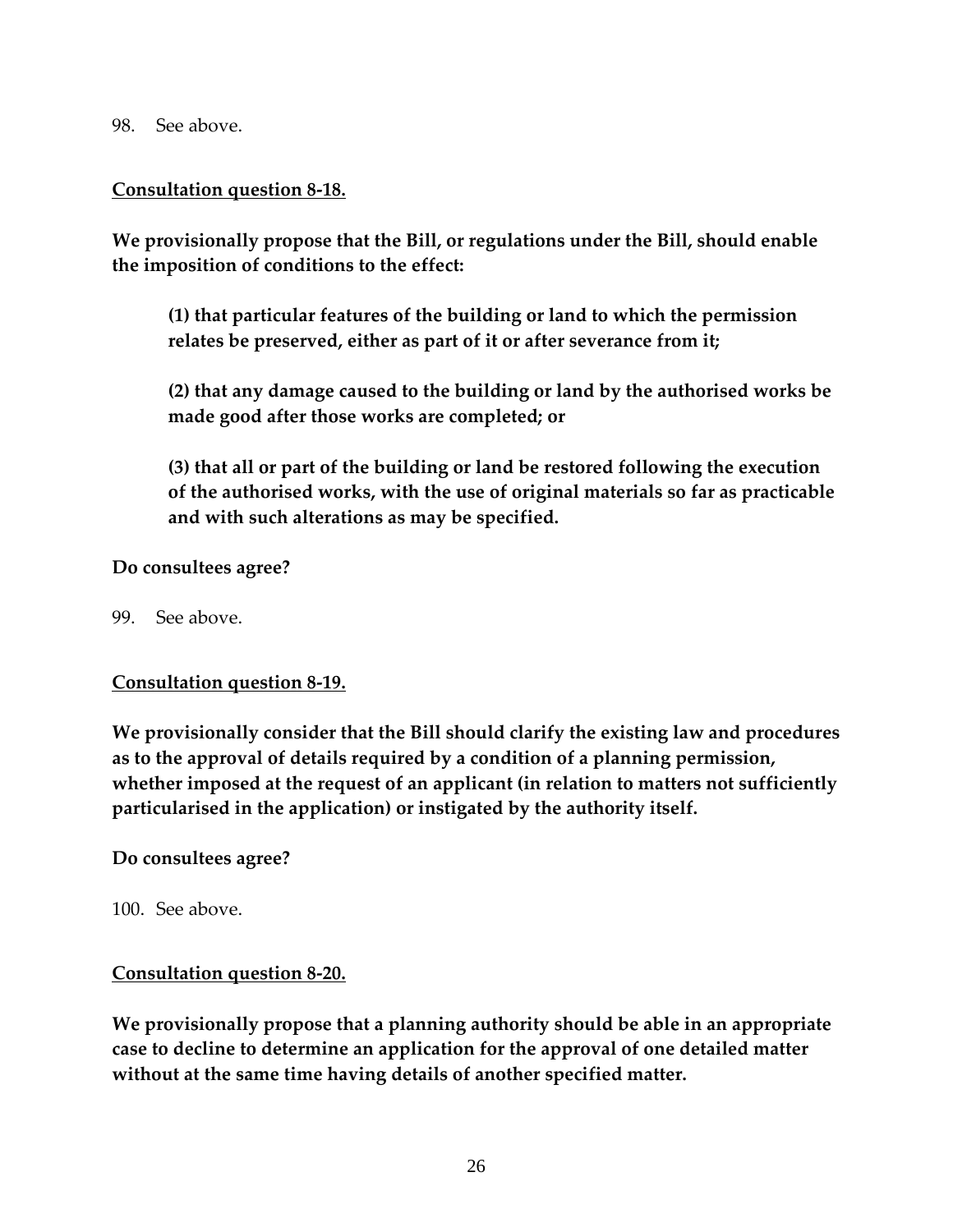98. See above.

**Consultation question 8-18.**

**We provisionally propose that the Bill, or regulations under the Bill, should enable the imposition of conditions to the effect:**

> **(1) that particular features of the building or land to which the permission relates be preserved, either as part of it or after severance from it;**
>
> **(2) that any damage caused to the building or land by the authorised works be made good after those works are completed; or**
>
> **(3) that all or part of the building or land be restored following the execution of the authorised works, with the use of original materials so far as practicable and with such alterations as may be specified.**

**Do consultees agree?**

99. See above.

**Consultation question 8-19.**

**We provisionally consider that the Bill should clarify the existing law and procedures as to the approval of details required by a condition of a planning permission, whether imposed at the request of an applicant (in relation to matters not sufficiently particularised in the application) or instigated by the authority itself.**

**Do consultees agree?**

100. See above.

**Consultation question 8-20.**

**We provisionally propose that a planning authority should be able in an appropriate case to decline to determine an application for the approval of one detailed matter without at the same time having details of another specified matter.**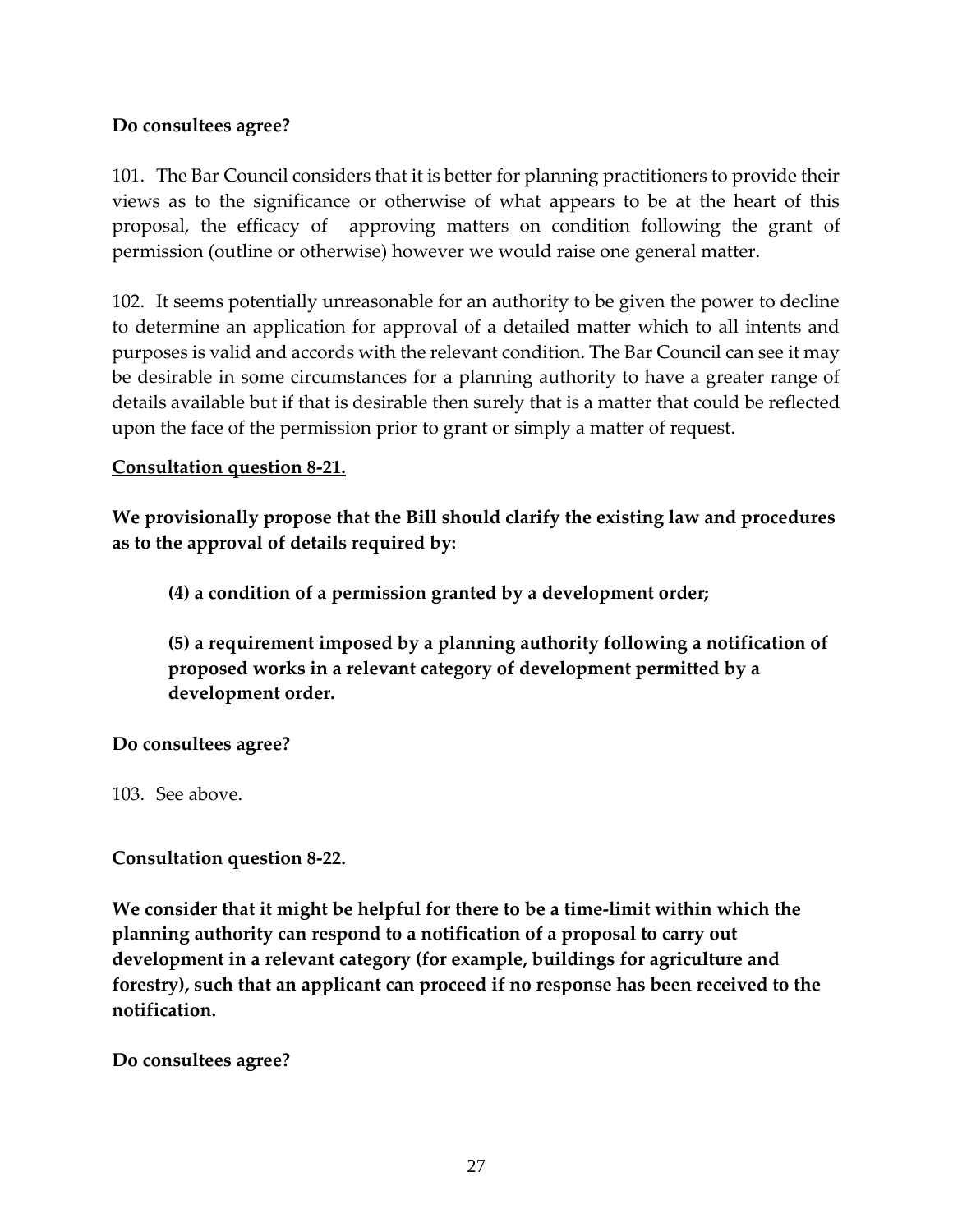**Do consultees agree?**

101. The Bar Council considers that it is better for planning practitioners to provide their views as to the significance or otherwise of what appears to be at the heart of this proposal, the efficacy of approving matters on condition following the grant of permission (outline or otherwise) however we would raise one general matter.

102. It seems potentially unreasonable for an authority to be given the power to decline to determine an application for approval of a detailed matter which to all intents and purposes is valid and accords with the relevant condition. The Bar Council can see it may be desirable in some circumstances for a planning authority to have a greater range of details available but if that is desirable then surely that is a matter that could be reflected upon the face of the permission prior to grant or simply a matter of request.

**Consultation question 8-21.**

**We provisionally propose that the Bill should clarify the existing law and procedures as to the approval of details required by:**

> **(4) a condition of a permission granted by a development order;**
>
> **(5) a requirement imposed by a planning authority following a notification of proposed works in a relevant category of development permitted by a development order.**

**Do consultees agree?**

103. See above.

**Consultation question 8-22.**

**We consider that it might be helpful for there to be a time-limit within which the planning authority can respond to a notification of a proposal to carry out development in a relevant category (for example, buildings for agriculture and forestry), such that an applicant can proceed if no response has been received to the notification.**

**Do consultees agree?**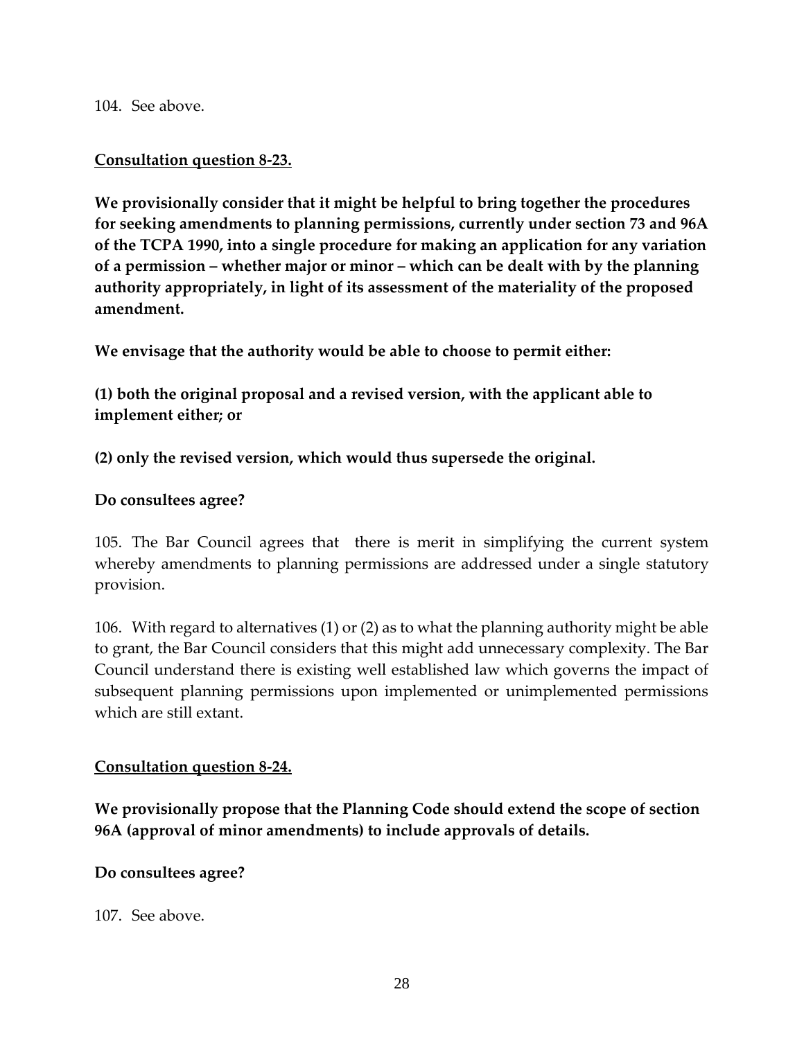104. See above.

**<u>Consultation question 8-23.</u>**

**We provisionally consider that it might be helpful to bring together the procedures for seeking amendments to planning permissions, currently under section 73 and 96A of the TCPA 1990, into a single procedure for making an application for any variation of a permission – whether major or minor – which can be dealt with by the planning authority appropriately, in light of its assessment of the materiality of the proposed amendment.**

**We envisage that the authority would be able to choose to permit either:**

**(1) both the original proposal and a revised version, with the applicant able to implement either; or**

**(2) only the revised version, which would thus supersede the original.**

**Do consultees agree?**

105. The Bar Council agrees that there is merit in simplifying the current system whereby amendments to planning permissions are addressed under a single statutory provision.

106. With regard to alternatives (1) or (2) as to what the planning authority might be able to grant, the Bar Council considers that this might add unnecessary complexity. The Bar Council understand there is existing well established law which governs the impact of subsequent planning permissions upon implemented or unimplemented permissions which are still extant.

**<u>Consultation question 8-24.</u>**

**We provisionally propose that the Planning Code should extend the scope of section 96A (approval of minor amendments) to include approvals of details.**

**Do consultees agree?**

107. See above.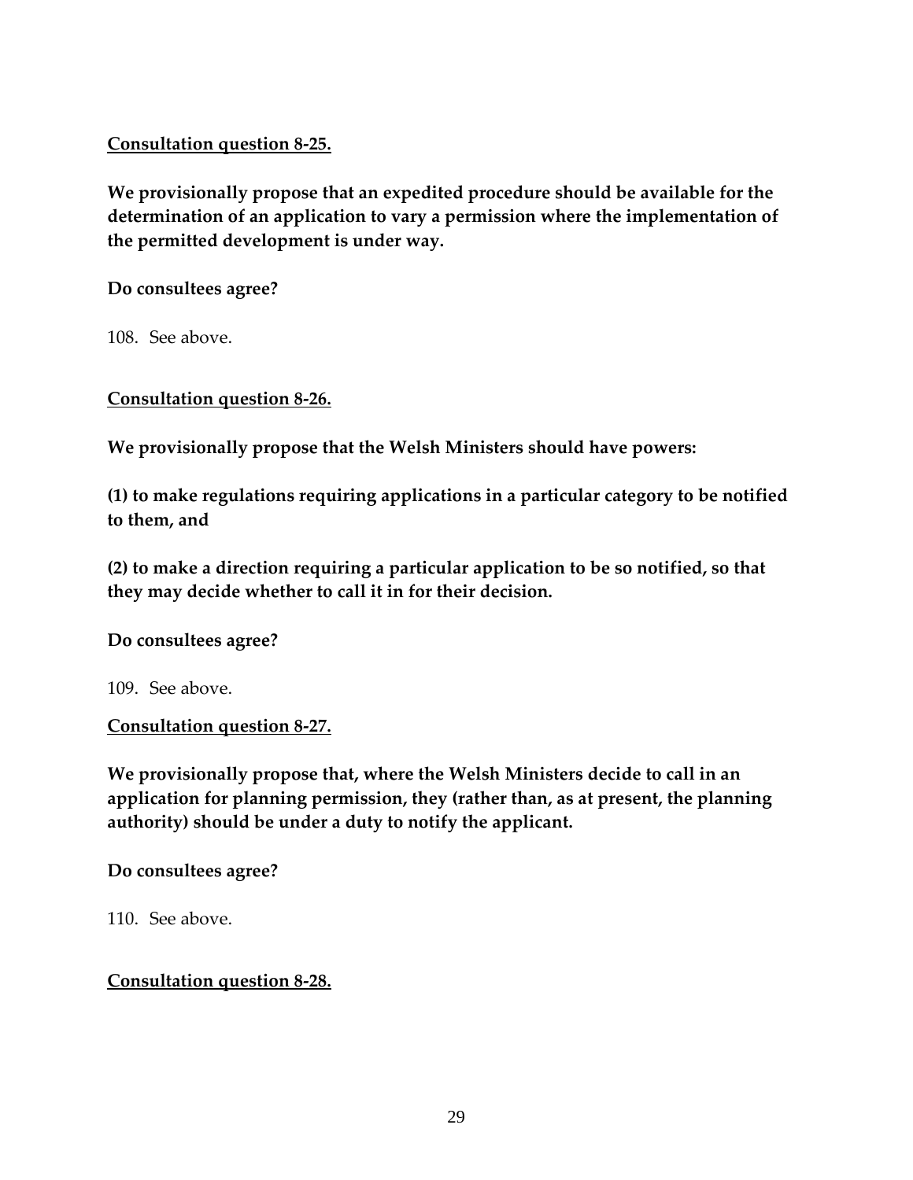**Consultation question 8-25.**

**We provisionally propose that an expedited procedure should be available for the determination of an application to vary a permission where the implementation of the permitted development is under way.**

**Do consultees agree?**

108. See above.

**Consultation question 8-26.**

**We provisionally propose that the Welsh Ministers should have powers:**

**(1) to make regulations requiring applications in a particular category to be notified to them, and**

**(2) to make a direction requiring a particular application to be so notified, so that they may decide whether to call it in for their decision.**

**Do consultees agree?**

109. See above.

**Consultation question 8-27.**

**We provisionally propose that, where the Welsh Ministers decide to call in an application for planning permission, they (rather than, as at present, the planning authority) should be under a duty to notify the applicant.**

**Do consultees agree?**

110. See above.

**Consultation question 8-28.**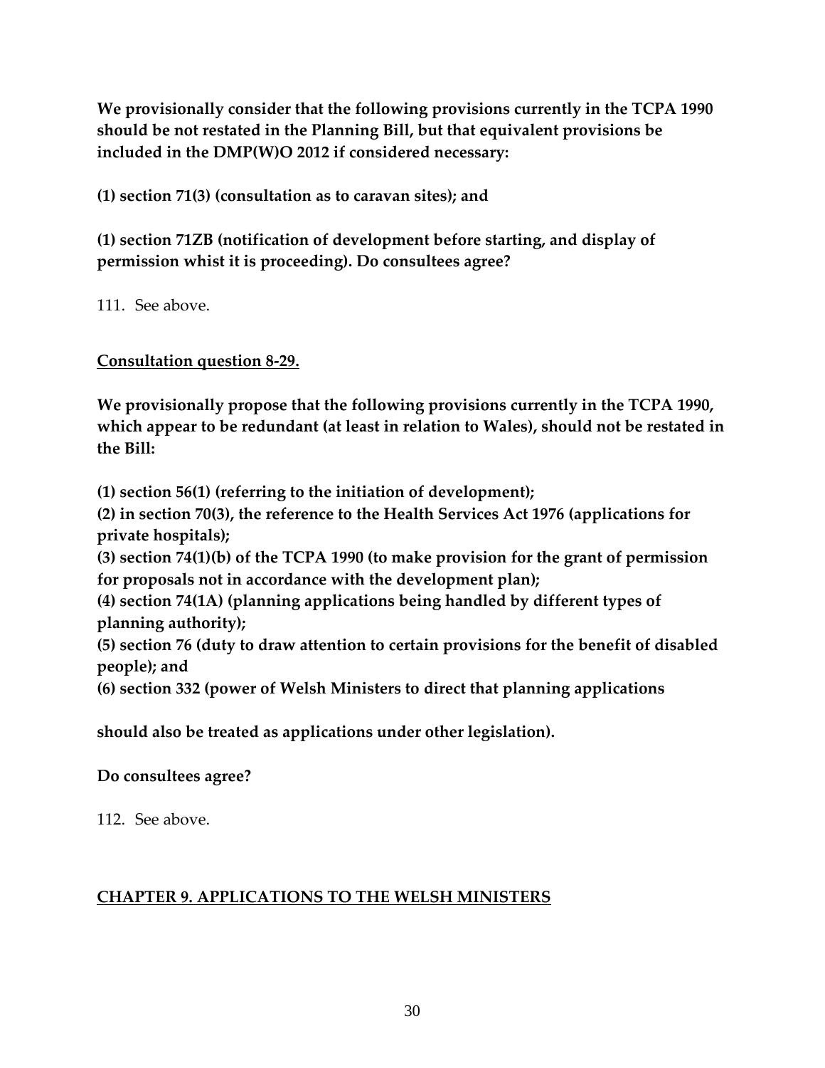**We provisionally consider that the following provisions currently in the TCPA 1990 should be not restated in the Planning Bill, but that equivalent provisions be included in the DMP(W)O 2012 if considered necessary:**

**(1) section 71(3) (consultation as to caravan sites); and**

**(1) section 71ZB (notification of development before starting, and display of permission whist it is proceeding). Do consultees agree?**

111. See above.

**Consultation question 8-29.**

**We provisionally propose that the following provisions currently in the TCPA 1990, which appear to be redundant (at least in relation to Wales), should not be restated in the Bill:**

**(1) section 56(1) (referring to the initiation of development);**
**(2) in section 70(3), the reference to the Health Services Act 1976 (applications for private hospitals);**
**(3) section 74(1)(b) of the TCPA 1990 (to make provision for the grant of permission for proposals not in accordance with the development plan);**
**(4) section 74(1A) (planning applications being handled by different types of planning authority);**
**(5) section 76 (duty to draw attention to certain provisions for the benefit of disabled people); and**
**(6) section 332 (power of Welsh Ministers to direct that planning applications**

**should also be treated as applications under other legislation).**

**Do consultees agree?**

112. See above.

## CHAPTER 9. APPLICATIONS TO THE WELSH MINISTERS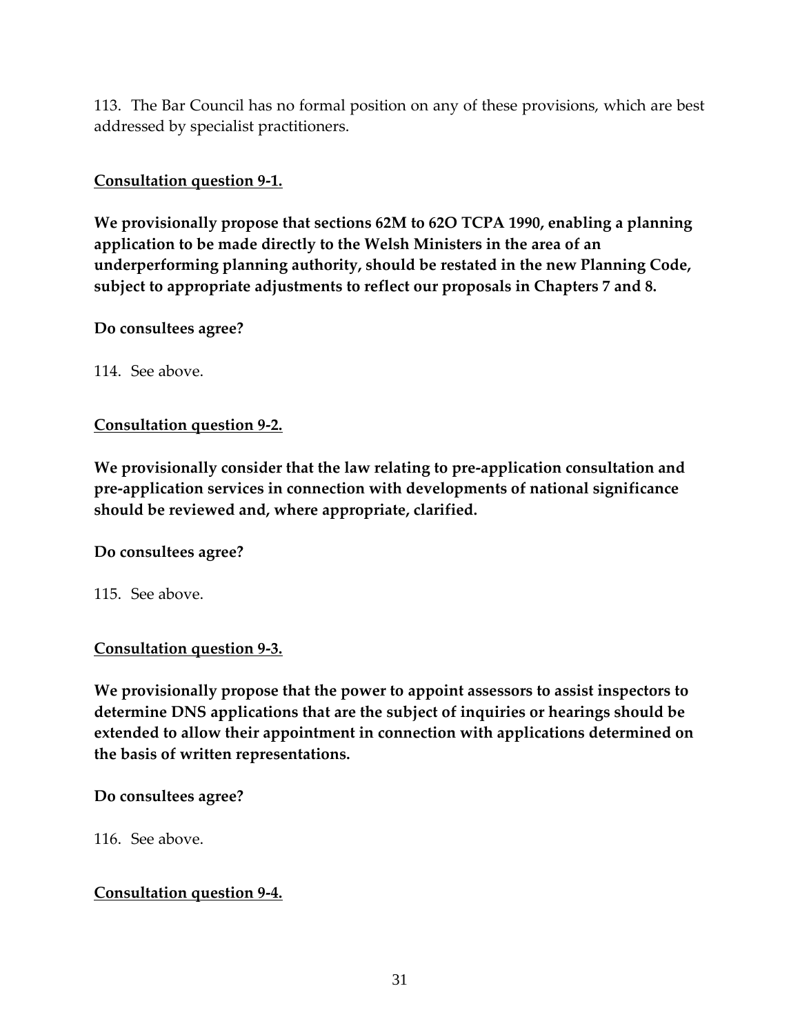113. The Bar Council has no formal position on any of these provisions, which are best addressed by specialist practitioners.

**Consultation question 9-1.**

**We provisionally propose that sections 62M to 62O TCPA 1990, enabling a planning application to be made directly to the Welsh Ministers in the area of an underperforming planning authority, should be restated in the new Planning Code, subject to appropriate adjustments to reflect our proposals in Chapters 7 and 8.**

**Do consultees agree?**

114. See above.

**Consultation question 9-2.**

**We provisionally consider that the law relating to pre-application consultation and pre-application services in connection with developments of national significance should be reviewed and, where appropriate, clarified.**

**Do consultees agree?**

115. See above.

**Consultation question 9-3.**

**We provisionally propose that the power to appoint assessors to assist inspectors to determine DNS applications that are the subject of inquiries or hearings should be extended to allow their appointment in connection with applications determined on the basis of written representations.**

**Do consultees agree?**

116. See above.

**Consultation question 9-4.**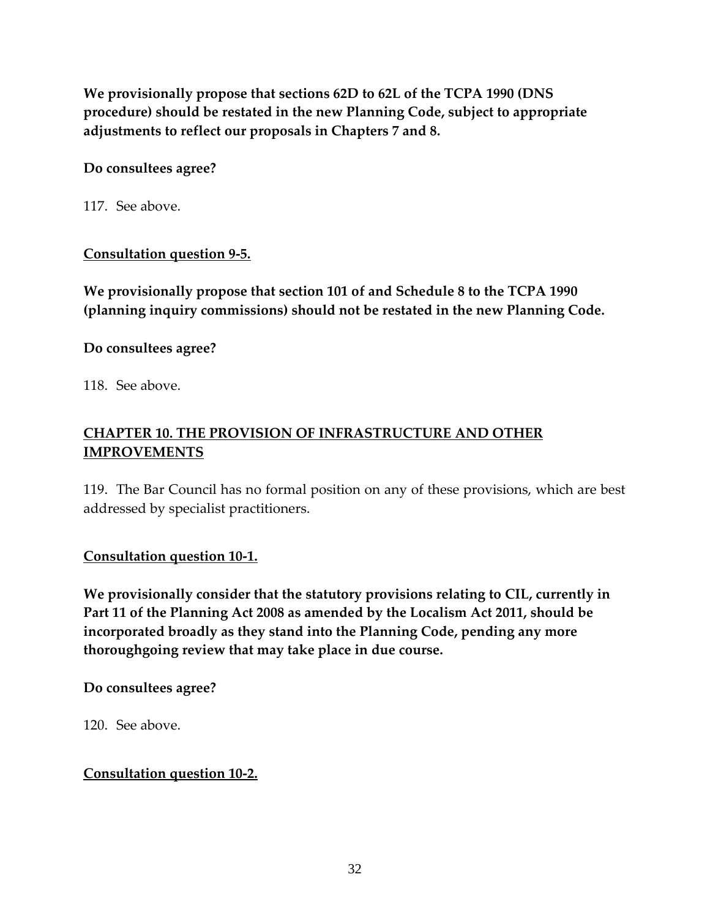**We provisionally propose that sections 62D to 62L of the TCPA 1990 (DNS procedure) should be restated in the new Planning Code, subject to appropriate adjustments to reflect our proposals in Chapters 7 and 8.**

**Do consultees agree?**

117. See above.

**Consultation question 9-5.**

**We provisionally propose that section 101 of and Schedule 8 to the TCPA 1990 (planning inquiry commissions) should not be restated in the new Planning Code.**

**Do consultees agree?**

118. See above.

## CHAPTER 10. THE PROVISION OF INFRASTRUCTURE AND OTHER IMPROVEMENTS

119. The Bar Council has no formal position on any of these provisions, which are best addressed by specialist practitioners.

**Consultation question 10-1.**

**We provisionally consider that the statutory provisions relating to CIL, currently in Part 11 of the Planning Act 2008 as amended by the Localism Act 2011, should be incorporated broadly as they stand into the Planning Code, pending any more thoroughgoing review that may take place in due course.**

**Do consultees agree?**

120. See above.

**Consultation question 10-2.**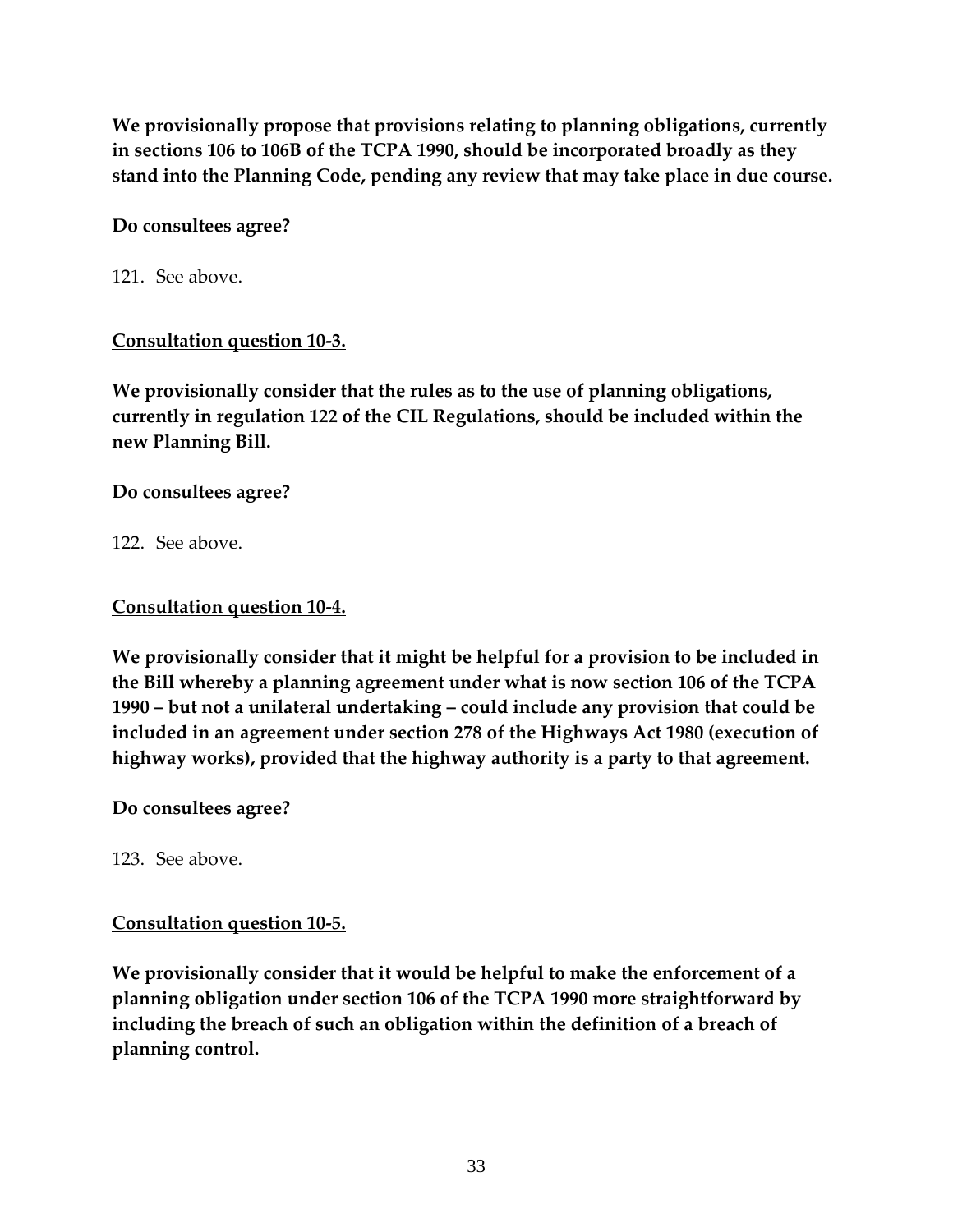**We provisionally propose that provisions relating to planning obligations, currently in sections 106 to 106B of the TCPA 1990, should be incorporated broadly as they stand into the Planning Code, pending any review that may take place in due course.**

**Do consultees agree?**

121. See above.

**Consultation question 10-3.**

**We provisionally consider that the rules as to the use of planning obligations, currently in regulation 122 of the CIL Regulations, should be included within the new Planning Bill.**

**Do consultees agree?**

122. See above.

**Consultation question 10-4.**

**We provisionally consider that it might be helpful for a provision to be included in the Bill whereby a planning agreement under what is now section 106 of the TCPA 1990 – but not a unilateral undertaking – could include any provision that could be included in an agreement under section 278 of the Highways Act 1980 (execution of highway works), provided that the highway authority is a party to that agreement.**

**Do consultees agree?**

123. See above.

**Consultation question 10-5.**

**We provisionally consider that it would be helpful to make the enforcement of a planning obligation under section 106 of the TCPA 1990 more straightforward by including the breach of such an obligation within the definition of a breach of planning control.**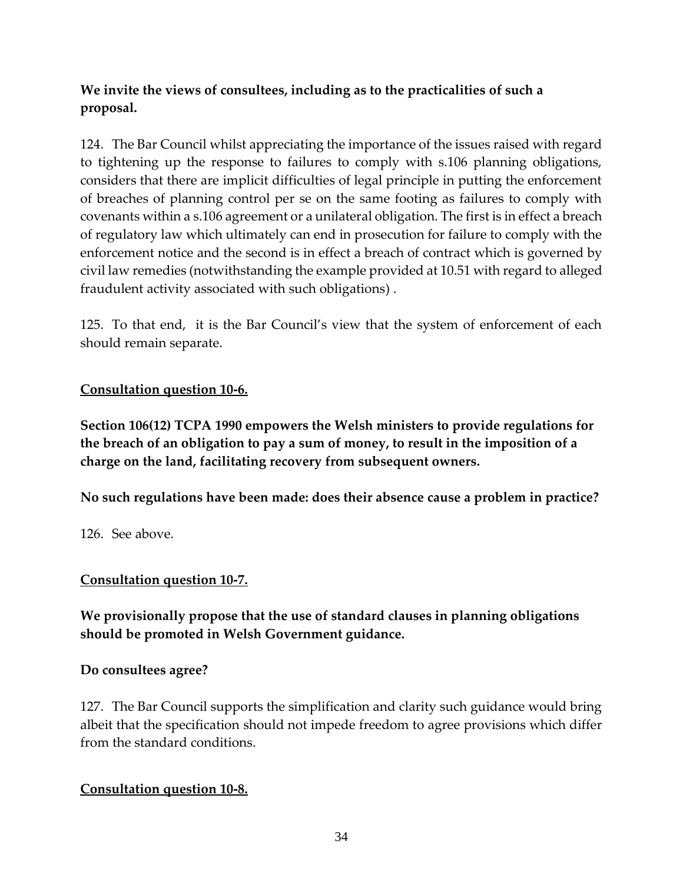**We invite the views of consultees, including as to the practicalities of such a proposal.**

124. The Bar Council whilst appreciating the importance of the issues raised with regard to tightening up the response to failures to comply with s.106 planning obligations, considers that there are implicit difficulties of legal principle in putting the enforcement of breaches of planning control per se on the same footing as failures to comply with covenants within a s.106 agreement or a unilateral obligation. The first is in effect a breach of regulatory law which ultimately can end in prosecution for failure to comply with the enforcement notice and the second is in effect a breach of contract which is governed by civil law remedies (notwithstanding the example provided at 10.51 with regard to alleged fraudulent activity associated with such obligations) .

125. To that end, it is the Bar Council's view that the system of enforcement of each should remain separate.

**Consultation question 10-6.**

**Section 106(12) TCPA 1990 empowers the Welsh ministers to provide regulations for the breach of an obligation to pay a sum of money, to result in the imposition of a charge on the land, facilitating recovery from subsequent owners.**

**No such regulations have been made: does their absence cause a problem in practice?**

126. See above.

**Consultation question 10-7.**

**We provisionally propose that the use of standard clauses in planning obligations should be promoted in Welsh Government guidance.**

**Do consultees agree?**

127. The Bar Council supports the simplification and clarity such guidance would bring albeit that the specification should not impede freedom to agree provisions which differ from the standard conditions.

**Consultation question 10-8.**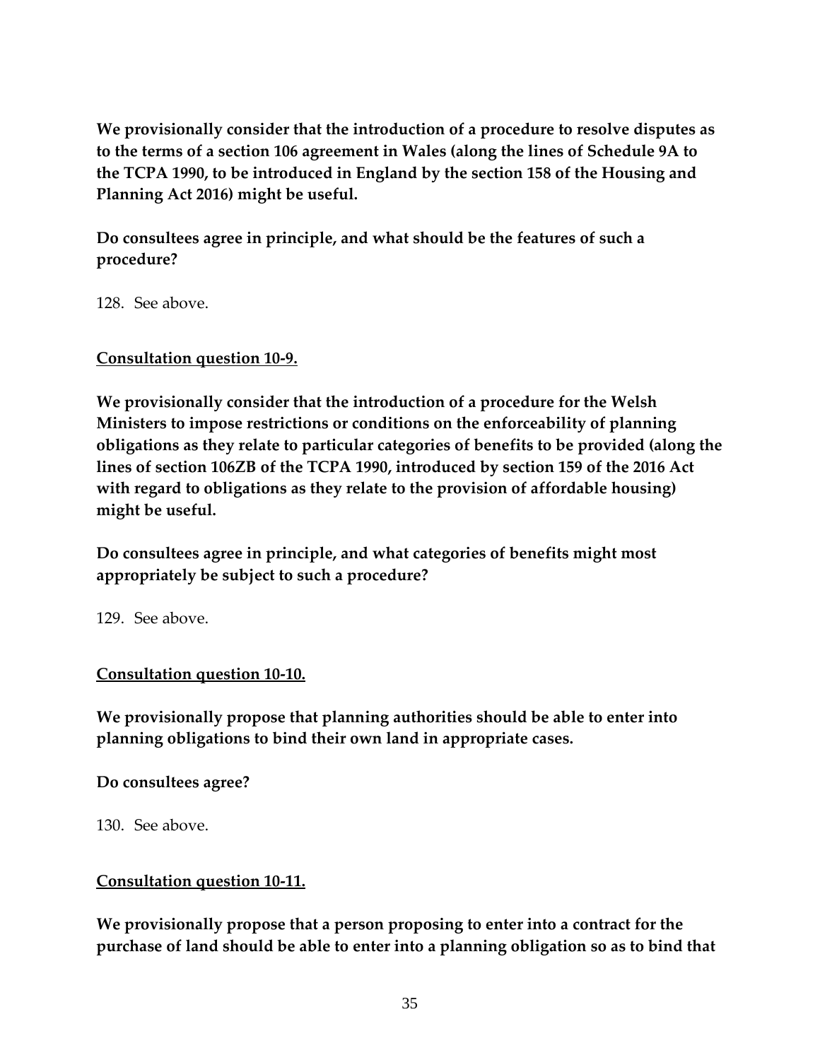**We provisionally consider that the introduction of a procedure to resolve disputes as to the terms of a section 106 agreement in Wales (along the lines of Schedule 9A to the TCPA 1990, to be introduced in England by the section 158 of the Housing and Planning Act 2016) might be useful.**

**Do consultees agree in principle, and what should be the features of such a procedure?**

128. See above.

**<u>Consultation question 10-9.</u>**

**We provisionally consider that the introduction of a procedure for the Welsh Ministers to impose restrictions or conditions on the enforceability of planning obligations as they relate to particular categories of benefits to be provided (along the lines of section 106ZB of the TCPA 1990, introduced by section 159 of the 2016 Act with regard to obligations as they relate to the provision of affordable housing) might be useful.**

**Do consultees agree in principle, and what categories of benefits might most appropriately be subject to such a procedure?**

129. See above.

**<u>Consultation question 10-10.</u>**

**We provisionally propose that planning authorities should be able to enter into planning obligations to bind their own land in appropriate cases.**

**Do consultees agree?**

130. See above.

**<u>Consultation question 10-11.</u>**

**We provisionally propose that a person proposing to enter into a contract for the purchase of land should be able to enter into a planning obligation so as to bind that**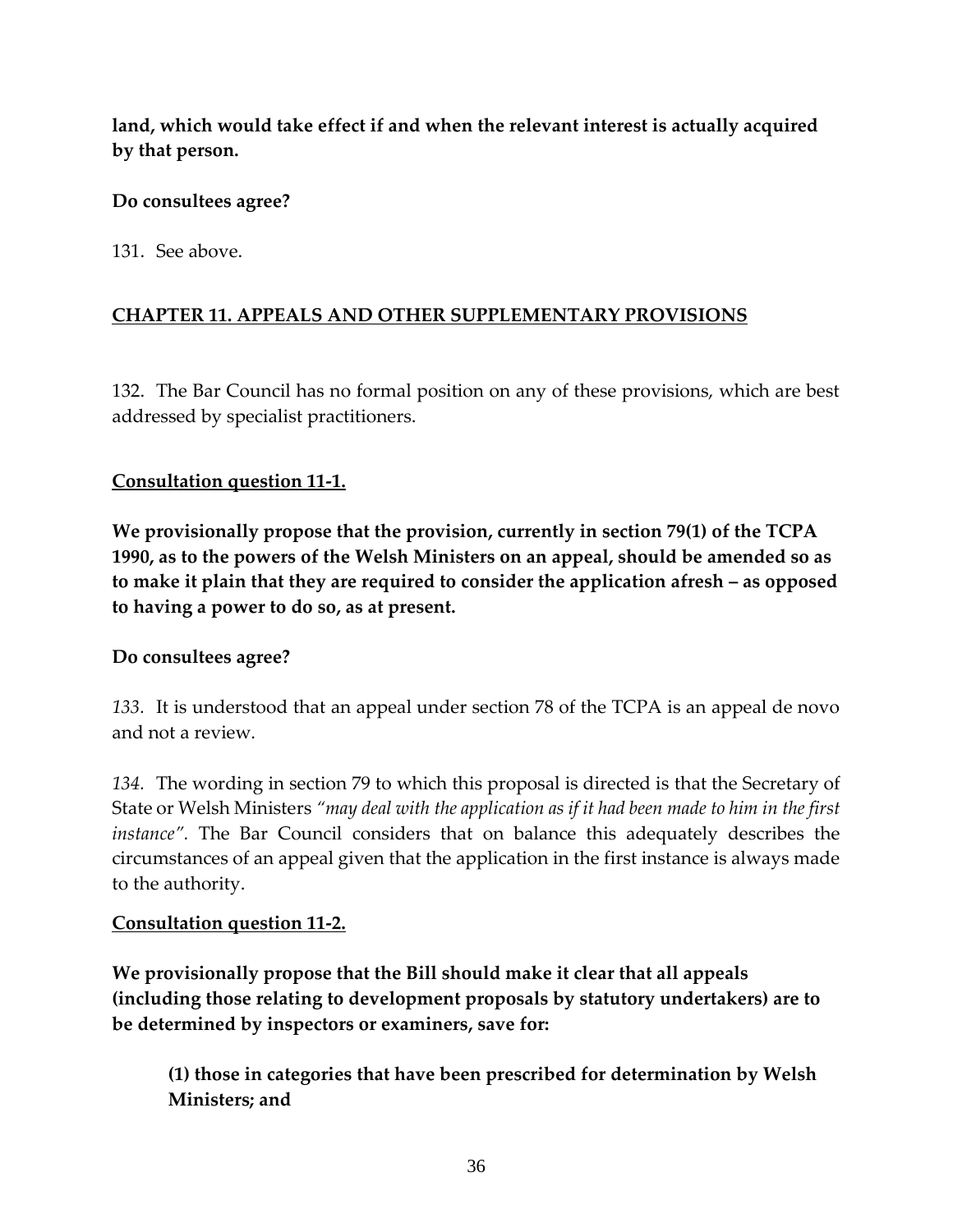**land, which would take effect if and when the relevant interest is actually acquired by that person.**

**Do consultees agree?**

131. See above.

## CHAPTER 11. APPEALS AND OTHER SUPPLEMENTARY PROVISIONS

132. The Bar Council has no formal position on any of these provisions, which are best addressed by specialist practitioners.

### Consultation question 11-1.

**We provisionally propose that the provision, currently in section 79(1) of the TCPA 1990, as to the powers of the Welsh Ministers on an appeal, should be amended so as to make it plain that they are required to consider the application afresh – as opposed to having a power to do so, as at present.**

**Do consultees agree?**

*133.* It is understood that an appeal under section 78 of the TCPA is an appeal de novo and not a review.

*134.* The wording in section 79 to which this proposal is directed is that the Secretary of State or Welsh Ministers *"may deal with the application as if it had been made to him in the first instance"*. The Bar Council considers that on balance this adequately describes the circumstances of an appeal given that the application in the first instance is always made to the authority.

### Consultation question 11-2.

**We provisionally propose that the Bill should make it clear that all appeals (including those relating to development proposals by statutory undertakers) are to be determined by inspectors or examiners, save for:**

> **(1) those in categories that have been prescribed for determination by Welsh Ministers; and**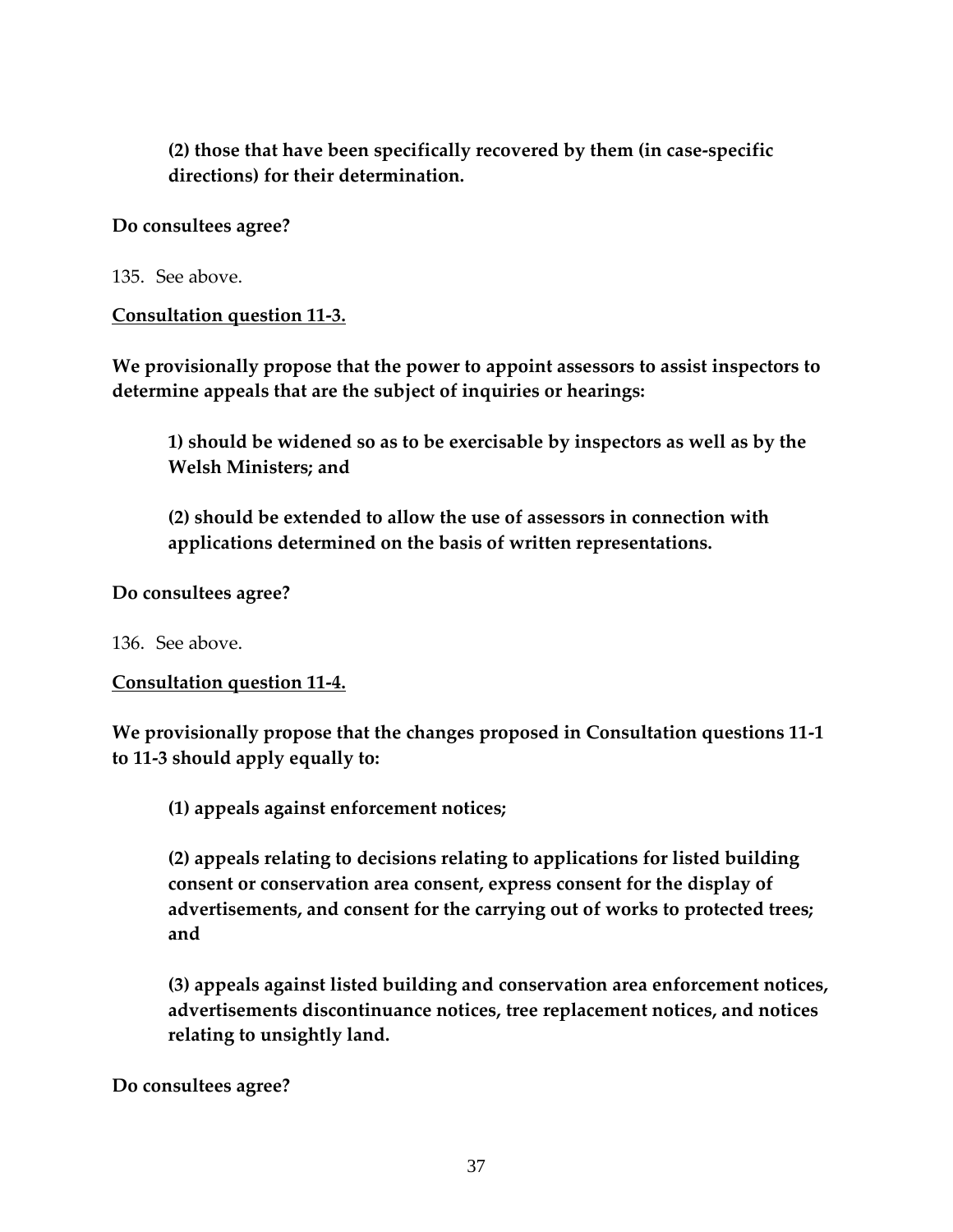**(2) those that have been specifically recovered by them (in case-specific directions) for their determination.**

**Do consultees agree?**

135. See above.

**Consultation question 11-3.**

**We provisionally propose that the power to appoint assessors to assist inspectors to determine appeals that are the subject of inquiries or hearings:**

**1) should be widened so as to be exercisable by inspectors as well as by the Welsh Ministers; and**

**(2) should be extended to allow the use of assessors in connection with applications determined on the basis of written representations.**

**Do consultees agree?**

136. See above.

**Consultation question 11-4.**

**We provisionally propose that the changes proposed in Consultation questions 11-1 to 11-3 should apply equally to:**

**(1) appeals against enforcement notices;**

**(2) appeals relating to decisions relating to applications for listed building consent or conservation area consent, express consent for the display of advertisements, and consent for the carrying out of works to protected trees; and**

**(3) appeals against listed building and conservation area enforcement notices, advertisements discontinuance notices, tree replacement notices, and notices relating to unsightly land.**

**Do consultees agree?**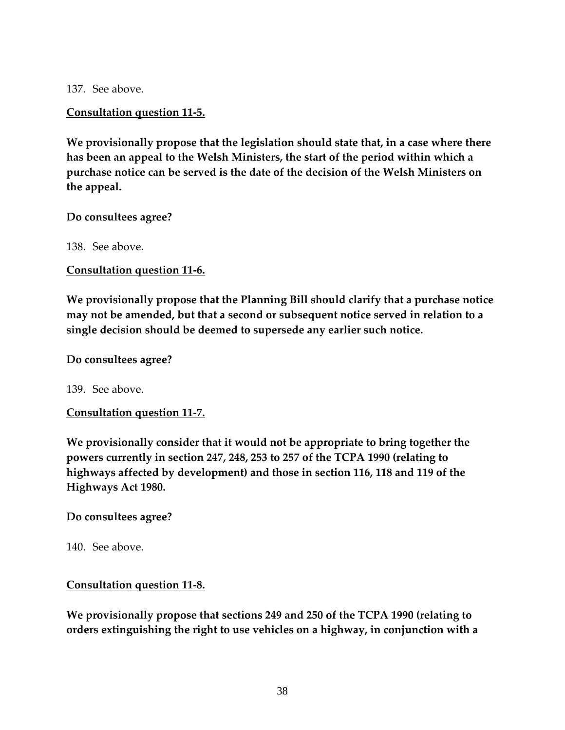137. See above.

**<u>Consultation question 11-5.</u>**

**We provisionally propose that the legislation should state that, in a case where there has been an appeal to the Welsh Ministers, the start of the period within which a purchase notice can be served is the date of the decision of the Welsh Ministers on the appeal.**

**Do consultees agree?**

138. See above.

**<u>Consultation question 11-6.</u>**

**We provisionally propose that the Planning Bill should clarify that a purchase notice may not be amended, but that a second or subsequent notice served in relation to a single decision should be deemed to supersede any earlier such notice.**

**Do consultees agree?**

139. See above.

**<u>Consultation question 11-7.</u>**

**We provisionally consider that it would not be appropriate to bring together the powers currently in section 247, 248, 253 to 257 of the TCPA 1990 (relating to highways affected by development) and those in section 116, 118 and 119 of the Highways Act 1980.**

**Do consultees agree?**

140. See above.

**<u>Consultation question 11-8.</u>**

**We provisionally propose that sections 249 and 250 of the TCPA 1990 (relating to orders extinguishing the right to use vehicles on a highway, in conjunction with a**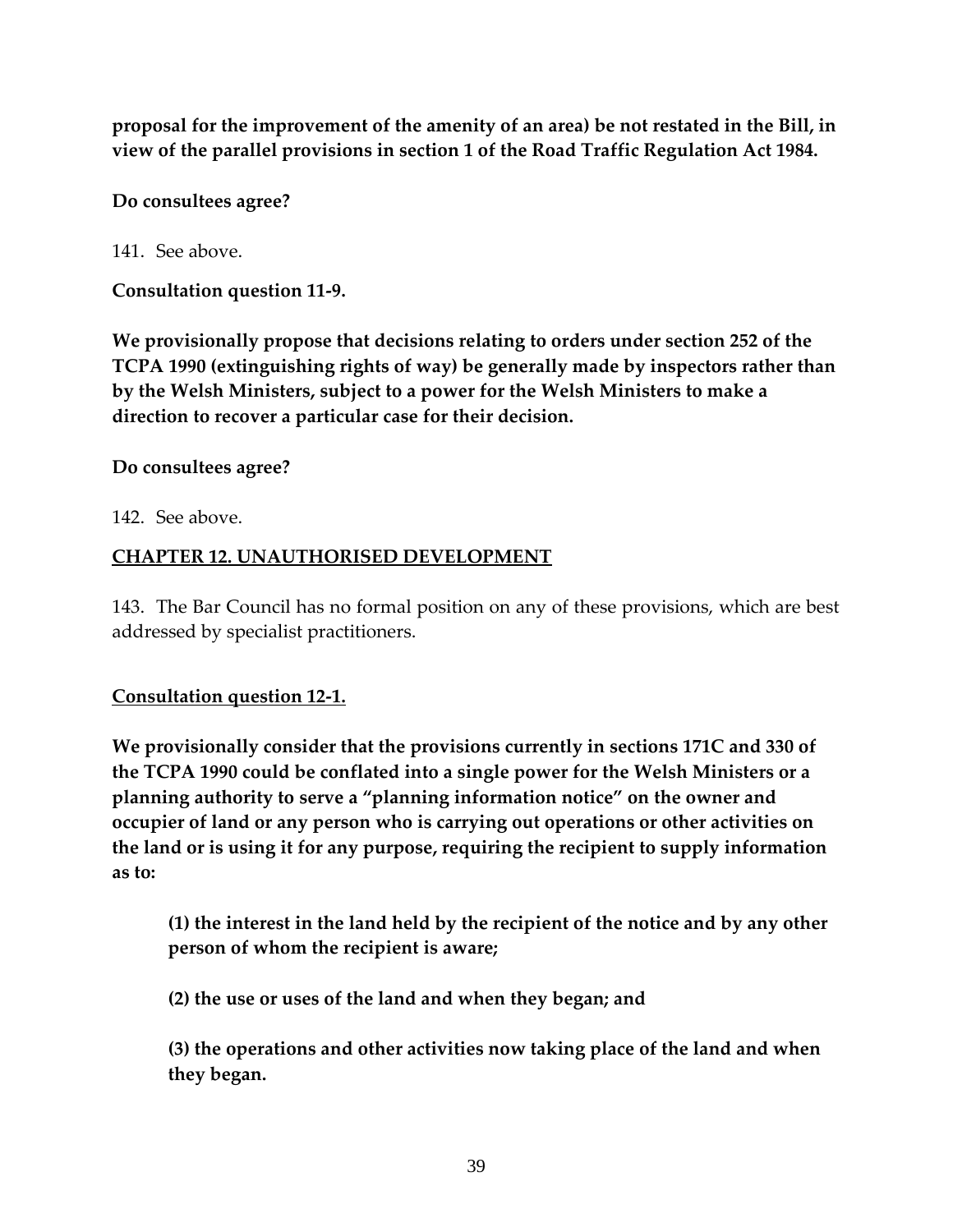**proposal for the improvement of the amenity of an area) be not restated in the Bill, in view of the parallel provisions in section 1 of the Road Traffic Regulation Act 1984.**

**Do consultees agree?**

141. See above.

**Consultation question 11-9.**

**We provisionally propose that decisions relating to orders under section 252 of the TCPA 1990 (extinguishing rights of way) be generally made by inspectors rather than by the Welsh Ministers, subject to a power for the Welsh Ministers to make a direction to recover a particular case for their decision.**

**Do consultees agree?**

142. See above.

## CHAPTER 12. UNAUTHORISED DEVELOPMENT

143. The Bar Council has no formal position on any of these provisions, which are best addressed by specialist practitioners.

**Consultation question 12-1.**

**We provisionally consider that the provisions currently in sections 171C and 330 of the TCPA 1990 could be conflated into a single power for the Welsh Ministers or a planning authority to serve a "planning information notice" on the owner and occupier of land or any person who is carrying out operations or other activities on the land or is using it for any purpose, requiring the recipient to supply information as to:**

> **(1) the interest in the land held by the recipient of the notice and by any other person of whom the recipient is aware;**
>
> **(2) the use or uses of the land and when they began; and**
>
> **(3) the operations and other activities now taking place of the land and when they began.**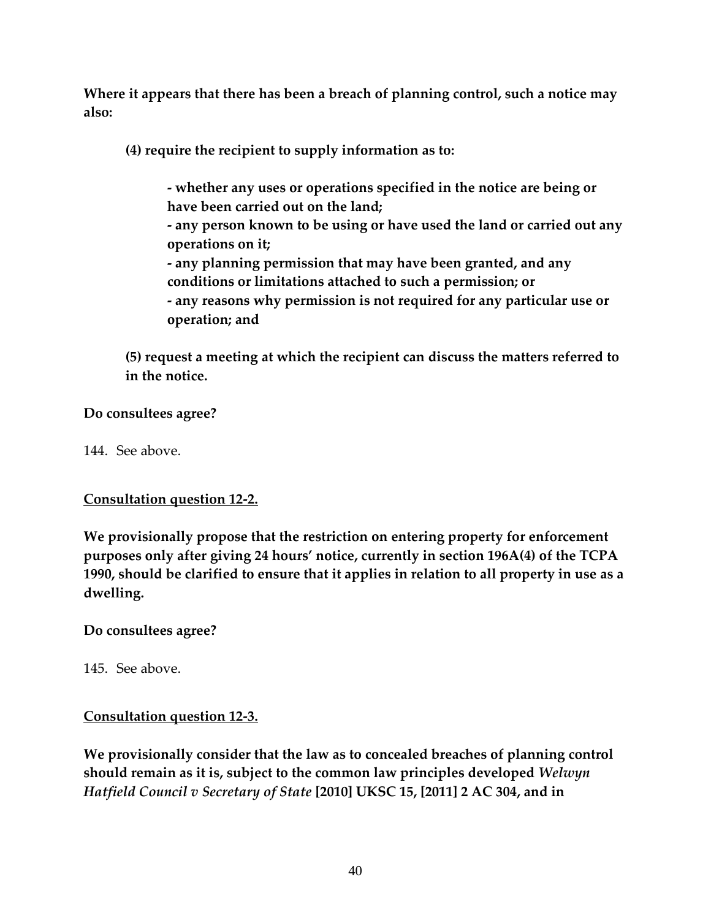**Where it appears that there has been a breach of planning control, such a notice may also:**

> **(4) require the recipient to supply information as to:**
>
> > **- whether any uses or operations specified in the notice are being or have been carried out on the land;**
> > **- any person known to be using or have used the land or carried out any operations on it;**
> > **- any planning permission that may have been granted, and any conditions or limitations attached to such a permission; or**
> > **- any reasons why permission is not required for any particular use or operation; and**
>
> **(5) request a meeting at which the recipient can discuss the matters referred to in the notice.**

**Do consultees agree?**

144. See above.

**Consultation question 12-2.**

**We provisionally propose that the restriction on entering property for enforcement purposes only after giving 24 hours' notice, currently in section 196A(4) of the TCPA 1990, should be clarified to ensure that it applies in relation to all property in use as a dwelling.**

**Do consultees agree?**

145. See above.

**Consultation question 12-3.**

**We provisionally consider that the law as to concealed breaches of planning control should remain as it is, subject to the common law principles developed *Welwyn Hatfield Council v Secretary of State* [2010] UKSC 15, [2011] 2 AC 304, and in**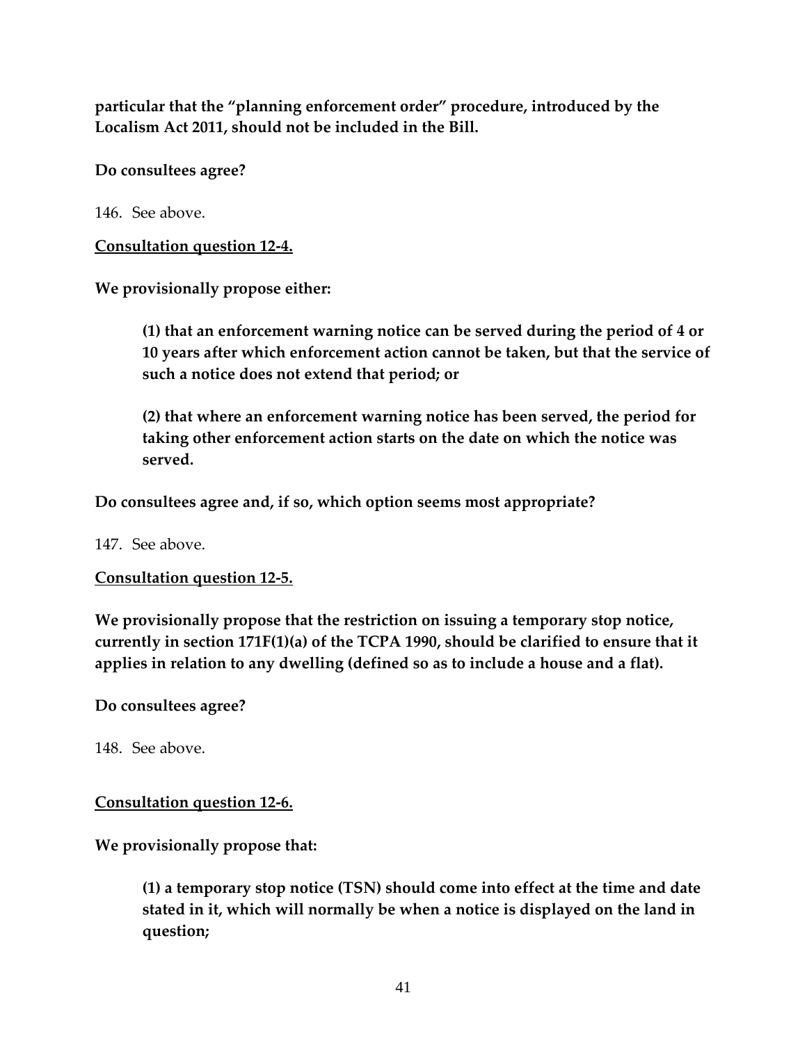**particular that the "planning enforcement order" procedure, introduced by the Localism Act 2011, should not be included in the Bill.**

**Do consultees agree?**

146. See above.

**<u>Consultation question 12-4.</u>**

**We provisionally propose either:**

> **(1) that an enforcement warning notice can be served during the period of 4 or 10 years after which enforcement action cannot be taken, but that the service of such a notice does not extend that period; or**
>
> **(2) that where an enforcement warning notice has been served, the period for taking other enforcement action starts on the date on which the notice was served.**

**Do consultees agree and, if so, which option seems most appropriate?**

147. See above.

**<u>Consultation question 12-5.</u>**

**We provisionally propose that the restriction on issuing a temporary stop notice, currently in section 171F(1)(a) of the TCPA 1990, should be clarified to ensure that it applies in relation to any dwelling (defined so as to include a house and a flat).**

**Do consultees agree?**

148. See above.

**<u>Consultation question 12-6.</u>**

**We provisionally propose that:**

> **(1) a temporary stop notice (TSN) should come into effect at the time and date stated in it, which will normally be when a notice is displayed on the land in question;**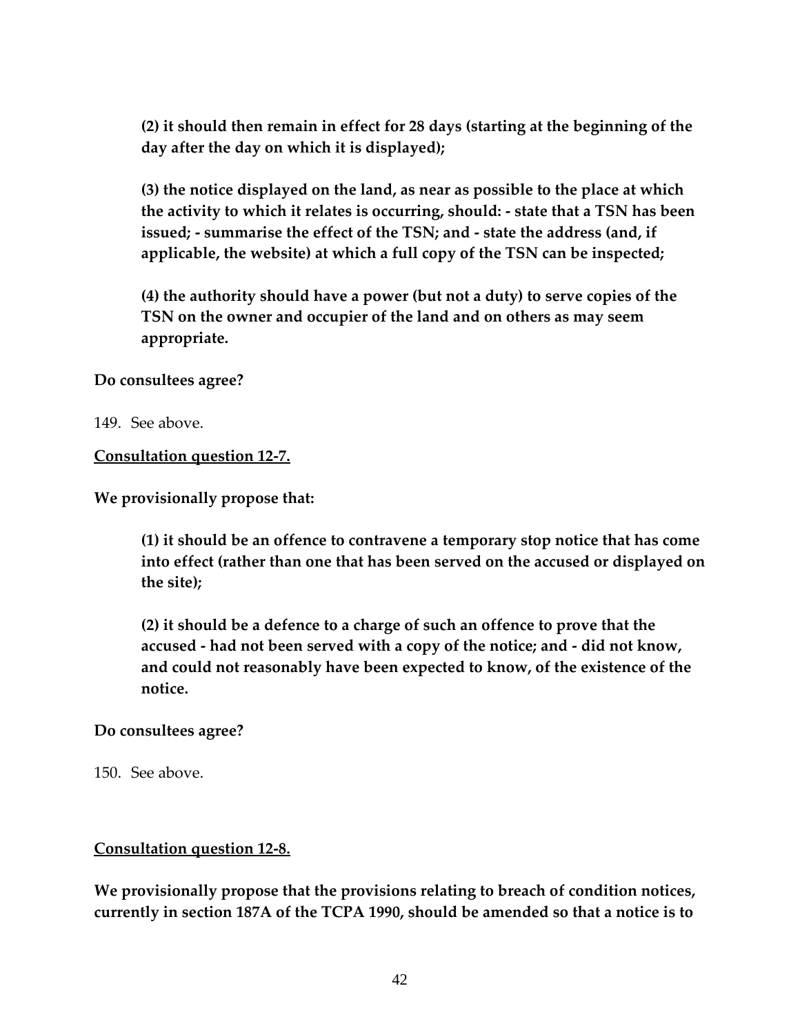> **(2) it should then remain in effect for 28 days (starting at the beginning of the day after the day on which it is displayed);**
>
> **(3) the notice displayed on the land, as near as possible to the place at which the activity to which it relates is occurring, should: - state that a TSN has been issued; - summarise the effect of the TSN; and - state the address (and, if applicable, the website) at which a full copy of the TSN can be inspected;**
>
> **(4) the authority should have a power (but not a duty) to serve copies of the TSN on the owner and occupier of the land and on others as may seem appropriate.**

**Do consultees agree?**

149. See above.

**<u>Consultation question 12-7.</u>**

**We provisionally propose that:**

> **(1) it should be an offence to contravene a temporary stop notice that has come into effect (rather than one that has been served on the accused or displayed on the site);**
>
> **(2) it should be a defence to a charge of such an offence to prove that the accused - had not been served with a copy of the notice; and - did not know, and could not reasonably have been expected to know, of the existence of the notice.**

**Do consultees agree?**

150. See above.

**<u>Consultation question 12-8.</u>**

**We provisionally propose that the provisions relating to breach of condition notices, currently in section 187A of the TCPA 1990, should be amended so that a notice is to**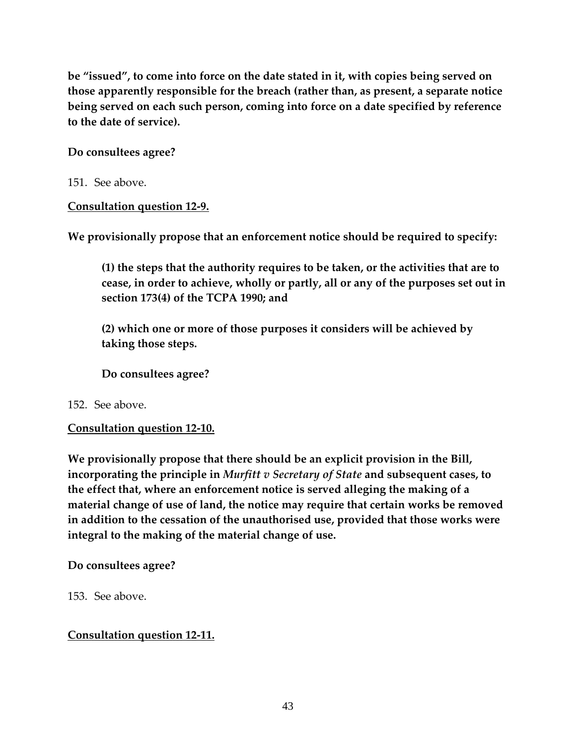**be "issued", to come into force on the date stated in it, with copies being served on those apparently responsible for the breach (rather than, as present, a separate notice being served on each such person, coming into force on a date specified by reference to the date of service).**

**Do consultees agree?**

151. See above.

**<u>Consultation question 12-9.</u>**

**We provisionally propose that an enforcement notice should be required to specify:**

> **(1) the steps that the authority requires to be taken, or the activities that are to cease, in order to achieve, wholly or partly, all or any of the purposes set out in section 173(4) of the TCPA 1990; and**
>
> **(2) which one or more of those purposes it considers will be achieved by taking those steps.**
>
> **Do consultees agree?**

152. See above.

**<u>Consultation question 12-10.</u>**

**We provisionally propose that there should be an explicit provision in the Bill, incorporating the principle in *Murfitt v Secretary of State* and subsequent cases, to the effect that, where an enforcement notice is served alleging the making of a material change of use of land, the notice may require that certain works be removed in addition to the cessation of the unauthorised use, provided that those works were integral to the making of the material change of use.**

**Do consultees agree?**

153. See above.

**<u>Consultation question 12-11.</u>**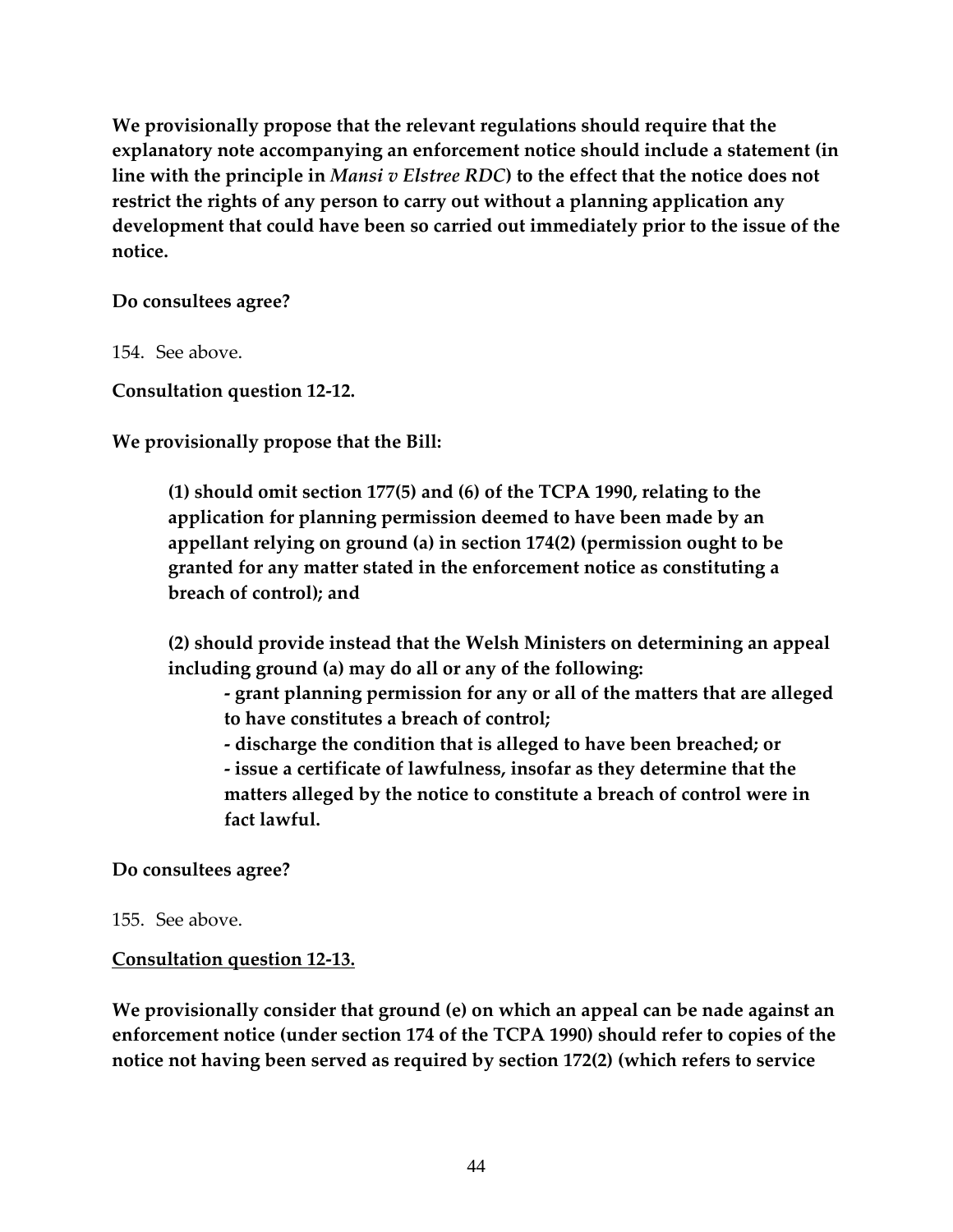**We provisionally propose that the relevant regulations should require that the explanatory note accompanying an enforcement notice should include a statement (in line with the principle in *Mansi v Elstree RDC*) to the effect that the notice does not restrict the rights of any person to carry out without a planning application any development that could have been so carried out immediately prior to the issue of the notice.**

**Do consultees agree?**

154. See above.

**Consultation question 12-12.**

**We provisionally propose that the Bill:**

> **(1) should omit section 177(5) and (6) of the TCPA 1990, relating to the application for planning permission deemed to have been made by an appellant relying on ground (a) in section 174(2) (permission ought to be granted for any matter stated in the enforcement notice as constituting a breach of control); and**
>
> **(2) should provide instead that the Welsh Ministers on determining an appeal including ground (a) may do all or any of the following:**
>
> - **grant planning permission for any or all of the matters that are alleged to have constitutes a breach of control;**
> - **discharge the condition that is alleged to have been breached; or**
> - **issue a certificate of lawfulness, insofar as they determine that the matters alleged by the notice to constitute a breach of control were in fact lawful.**

**Do consultees agree?**

155. See above.

**<u>Consultation question 12-13.</u>**

**We provisionally consider that ground (e) on which an appeal can be nade against an enforcement notice (under section 174 of the TCPA 1990) should refer to copies of the notice not having been served as required by section 172(2) (which refers to service**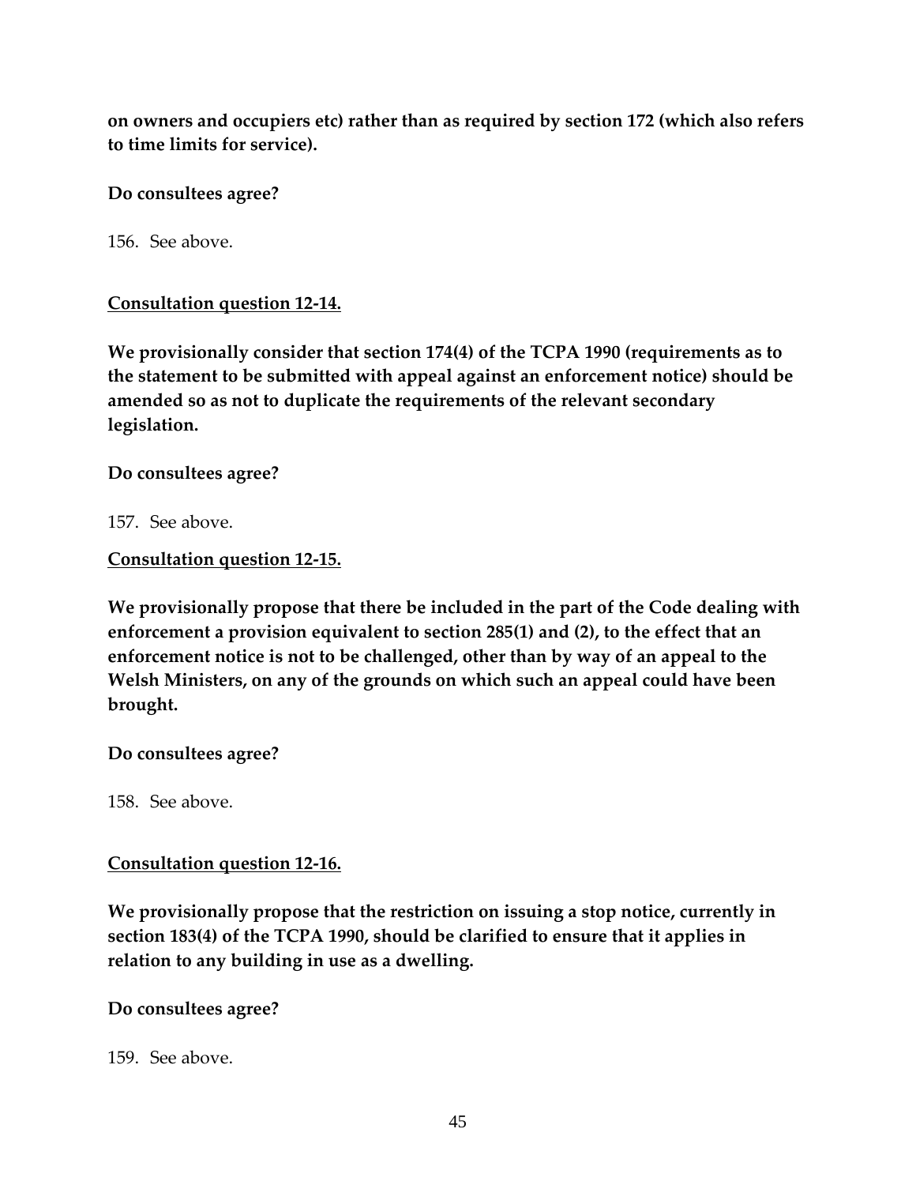**on owners and occupiers etc) rather than as required by section 172 (which also refers to time limits for service).**

**Do consultees agree?**

156. See above.

**Consultation question 12-14.**

**We provisionally consider that section 174(4) of the TCPA 1990 (requirements as to the statement to be submitted with appeal against an enforcement notice) should be amended so as not to duplicate the requirements of the relevant secondary legislation.**

**Do consultees agree?**

157. See above.

**Consultation question 12-15.**

**We provisionally propose that there be included in the part of the Code dealing with enforcement a provision equivalent to section 285(1) and (2), to the effect that an enforcement notice is not to be challenged, other than by way of an appeal to the Welsh Ministers, on any of the grounds on which such an appeal could have been brought.**

**Do consultees agree?**

158. See above.

**Consultation question 12-16.**

**We provisionally propose that the restriction on issuing a stop notice, currently in section 183(4) of the TCPA 1990, should be clarified to ensure that it applies in relation to any building in use as a dwelling.**

**Do consultees agree?**

159. See above.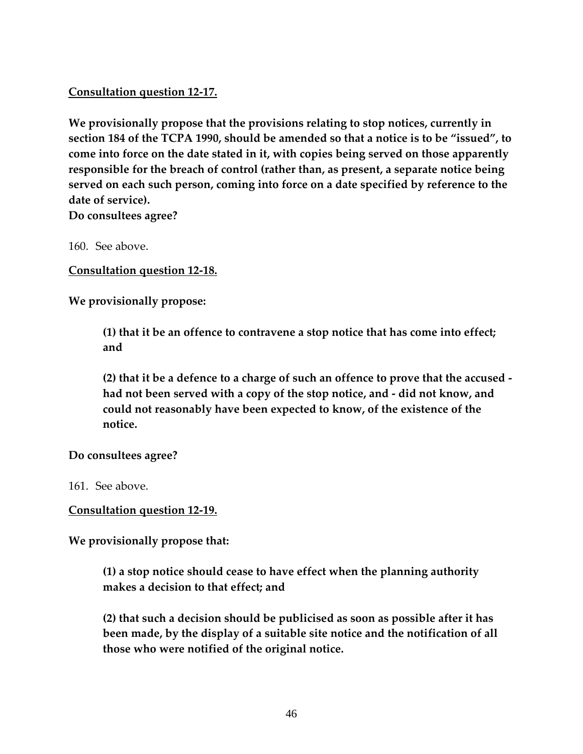**Consultation question 12-17.**

**We provisionally propose that the provisions relating to stop notices, currently in section 184 of the TCPA 1990, should be amended so that a notice is to be "issued", to come into force on the date stated in it, with copies being served on those apparently responsible for the breach of control (rather than, as present, a separate notice being served on each such person, coming into force on a date specified by reference to the date of service).**

**Do consultees agree?**

160. See above.

**Consultation question 12-18.**

**We provisionally propose:**

> **(1) that it be an offence to contravene a stop notice that has come into effect; and**
>
> **(2) that it be a defence to a charge of such an offence to prove that the accused - had not been served with a copy of the stop notice, and - did not know, and could not reasonably have been expected to know, of the existence of the notice.**

**Do consultees agree?**

161. See above.

**Consultation question 12-19.**

**We provisionally propose that:**

> **(1) a stop notice should cease to have effect when the planning authority makes a decision to that effect; and**
>
> **(2) that such a decision should be publicised as soon as possible after it has been made, by the display of a suitable site notice and the notification of all those who were notified of the original notice.**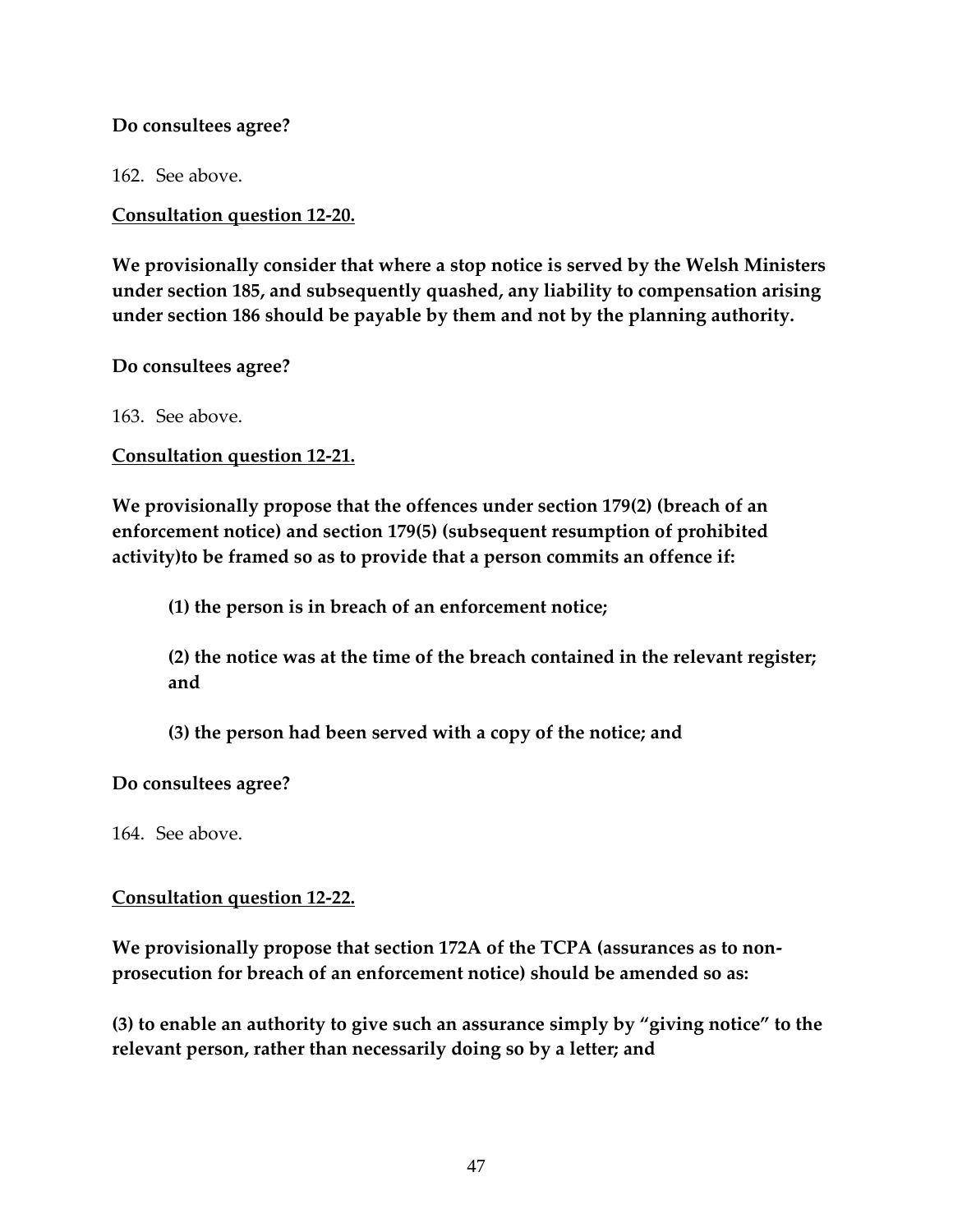**Do consultees agree?**

162. See above.

**Consultation question 12-20.**

**We provisionally consider that where a stop notice is served by the Welsh Ministers under section 185, and subsequently quashed, any liability to compensation arising under section 186 should be payable by them and not by the planning authority.**

**Do consultees agree?**

163. See above.

**Consultation question 12-21.**

**We provisionally propose that the offences under section 179(2) (breach of an enforcement notice) and section 179(5) (subsequent resumption of prohibited activity)to be framed so as to provide that a person commits an offence if:**

> **(1) the person is in breach of an enforcement notice;**
>
> **(2) the notice was at the time of the breach contained in the relevant register; and**
>
> **(3) the person had been served with a copy of the notice; and**

**Do consultees agree?**

164. See above.

**Consultation question 12-22.**

**We provisionally propose that section 172A of the TCPA (assurances as to non-prosecution for breach of an enforcement notice) should be amended so as:**

**(3) to enable an authority to give such an assurance simply by "giving notice" to the relevant person, rather than necessarily doing so by a letter; and**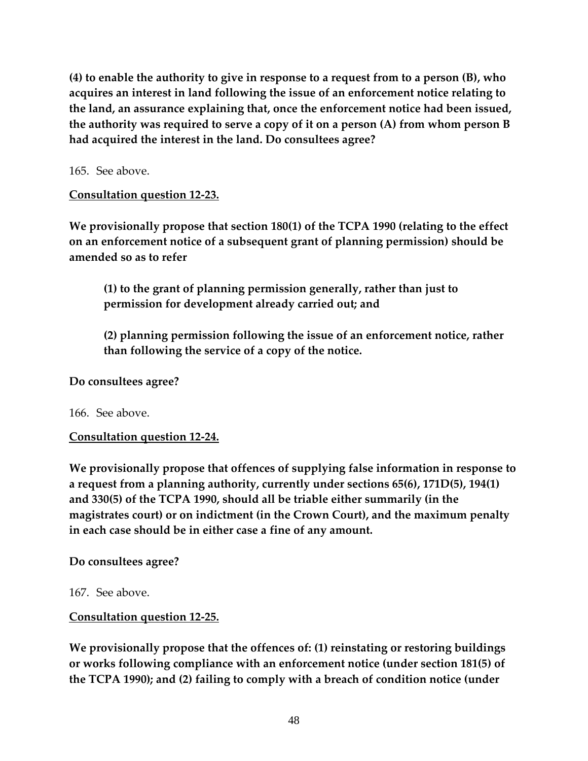**(4) to enable the authority to give in response to a request from to a person (B), who acquires an interest in land following the issue of an enforcement notice relating to the land, an assurance explaining that, once the enforcement notice had been issued, the authority was required to serve a copy of it on a person (A) from whom person B had acquired the interest in the land. Do consultees agree?**

165. See above.

**Consultation question 12-23.**

**We provisionally propose that section 180(1) of the TCPA 1990 (relating to the effect on an enforcement notice of a subsequent grant of planning permission) should be amended so as to refer**

> **(1) to the grant of planning permission generally, rather than just to permission for development already carried out; and**
>
> **(2) planning permission following the issue of an enforcement notice, rather than following the service of a copy of the notice.**

**Do consultees agree?**

166. See above.

**Consultation question 12-24.**

**We provisionally propose that offences of supplying false information in response to a request from a planning authority, currently under sections 65(6), 171D(5), 194(1) and 330(5) of the TCPA 1990, should all be triable either summarily (in the magistrates court) or on indictment (in the Crown Court), and the maximum penalty in each case should be in either case a fine of any amount.**

**Do consultees agree?**

167. See above.

**Consultation question 12-25.**

**We provisionally propose that the offences of: (1) reinstating or restoring buildings or works following compliance with an enforcement notice (under section 181(5) of the TCPA 1990); and (2) failing to comply with a breach of condition notice (under**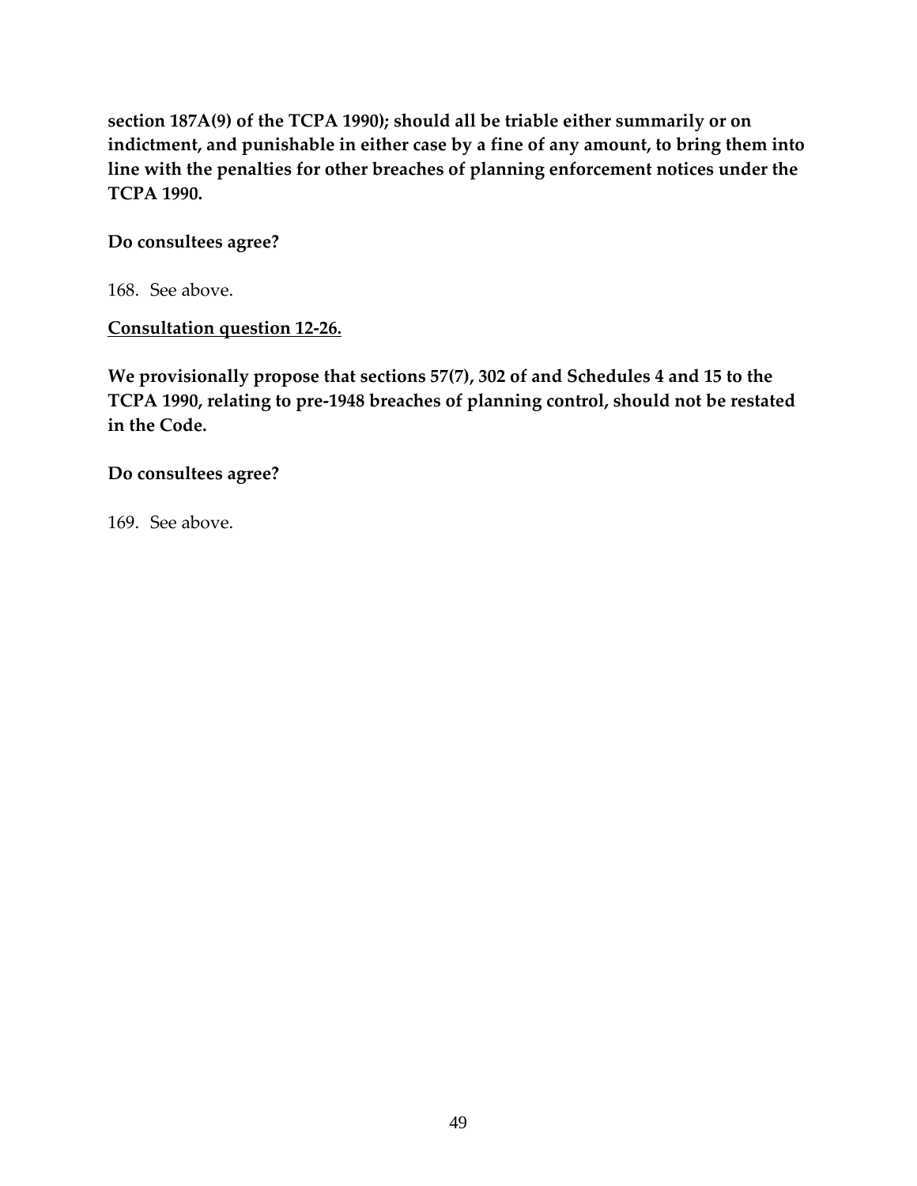**section 187A(9) of the TCPA 1990); should all be triable either summarily or on indictment, and punishable in either case by a fine of any amount, to bring them into line with the penalties for other breaches of planning enforcement notices under the TCPA 1990.**

**Do consultees agree?**

168. See above.

**<u>Consultation question 12-26.</u>**

**We provisionally propose that sections 57(7), 302 of and Schedules 4 and 15 to the TCPA 1990, relating to pre-1948 breaches of planning control, should not be restated in the Code.**

**Do consultees agree?**

169. See above.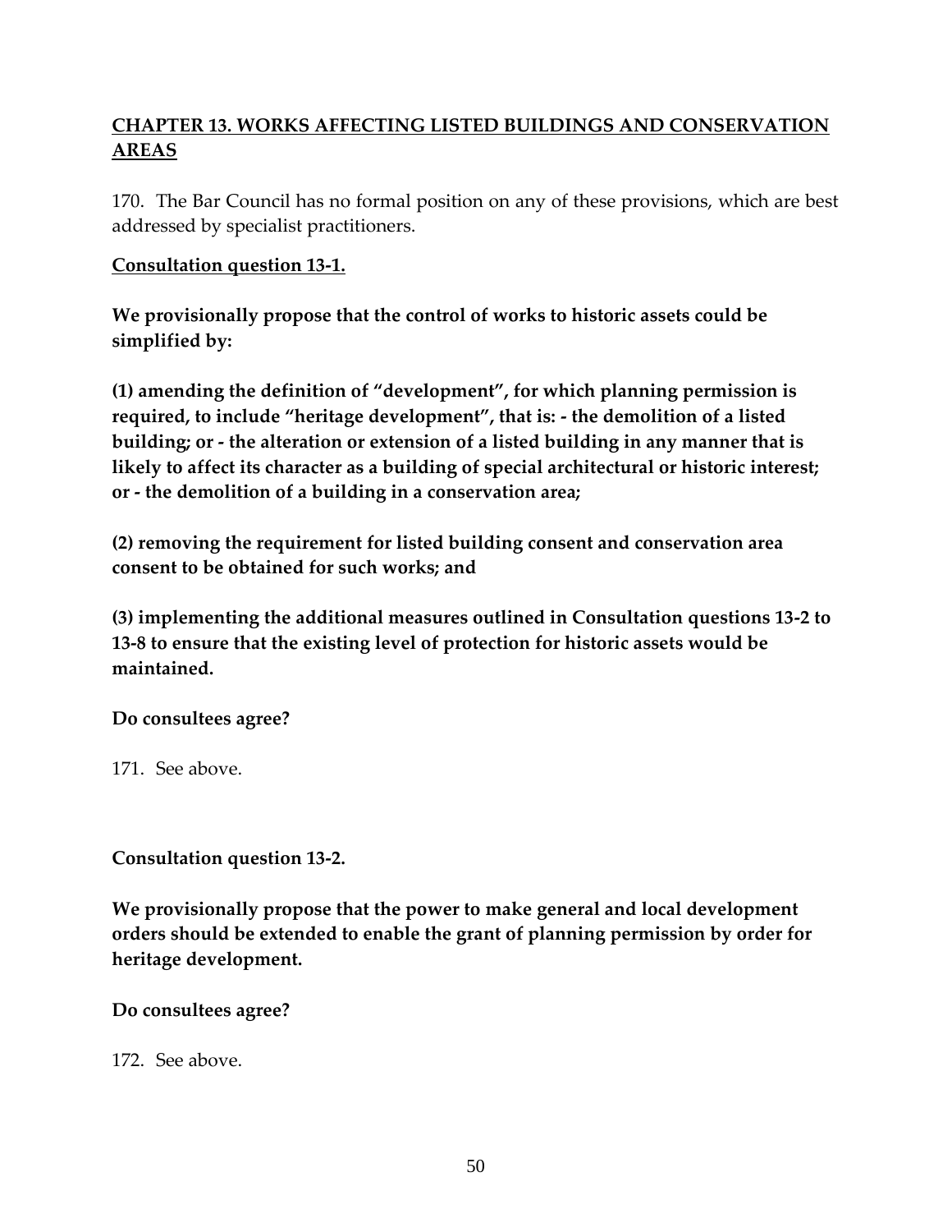## CHAPTER 13. WORKS AFFECTING LISTED BUILDINGS AND CONSERVATION AREAS

170. The Bar Council has no formal position on any of these provisions, which are best addressed by specialist practitioners.

**Consultation question 13-1.**

**We provisionally propose that the control of works to historic assets could be simplified by:**

**(1) amending the definition of "development", for which planning permission is required, to include "heritage development", that is: - the demolition of a listed building; or - the alteration or extension of a listed building in any manner that is likely to affect its character as a building of special architectural or historic interest; or - the demolition of a building in a conservation area;**

**(2) removing the requirement for listed building consent and conservation area consent to be obtained for such works; and**

**(3) implementing the additional measures outlined in Consultation questions 13-2 to 13-8 to ensure that the existing level of protection for historic assets would be maintained.**

**Do consultees agree?**

171. See above.

**Consultation question 13-2.**

**We provisionally propose that the power to make general and local development orders should be extended to enable the grant of planning permission by order for heritage development.**

**Do consultees agree?**

172. See above.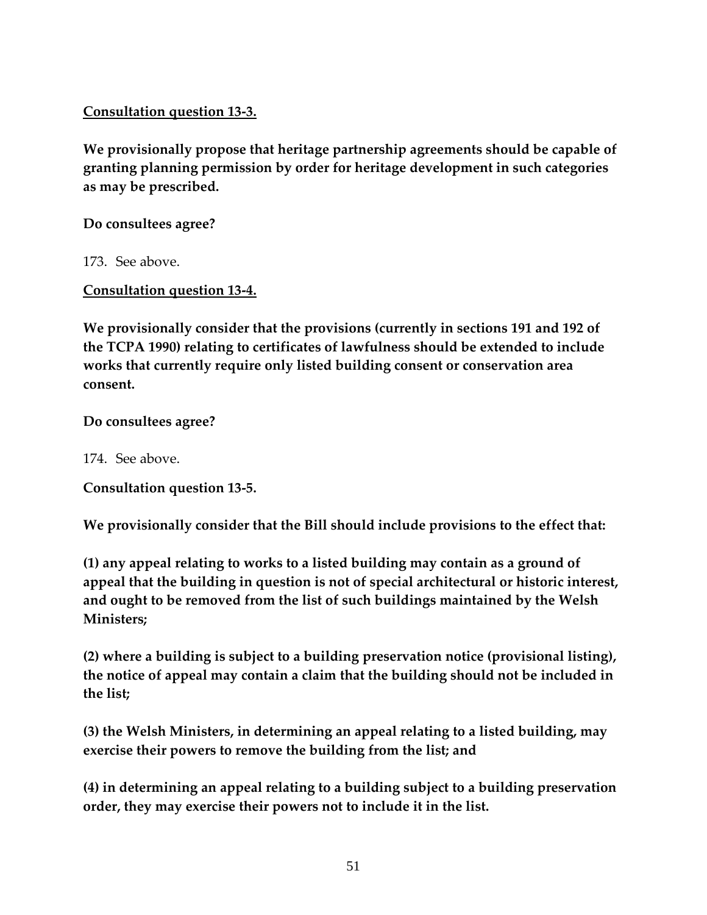**<u>Consultation question 13-3.</u>**

**We provisionally propose that heritage partnership agreements should be capable of granting planning permission by order for heritage development in such categories as may be prescribed.**

**Do consultees agree?**

173. See above.

**<u>Consultation question 13-4.</u>**

**We provisionally consider that the provisions (currently in sections 191 and 192 of the TCPA 1990) relating to certificates of lawfulness should be extended to include works that currently require only listed building consent or conservation area consent.**

**Do consultees agree?**

174. See above.

**Consultation question 13-5.**

**We provisionally consider that the Bill should include provisions to the effect that:**

**(1) any appeal relating to works to a listed building may contain as a ground of appeal that the building in question is not of special architectural or historic interest, and ought to be removed from the list of such buildings maintained by the Welsh Ministers;**

**(2) where a building is subject to a building preservation notice (provisional listing), the notice of appeal may contain a claim that the building should not be included in the list;**

**(3) the Welsh Ministers, in determining an appeal relating to a listed building, may exercise their powers to remove the building from the list; and**

**(4) in determining an appeal relating to a building subject to a building preservation order, they may exercise their powers not to include it in the list.**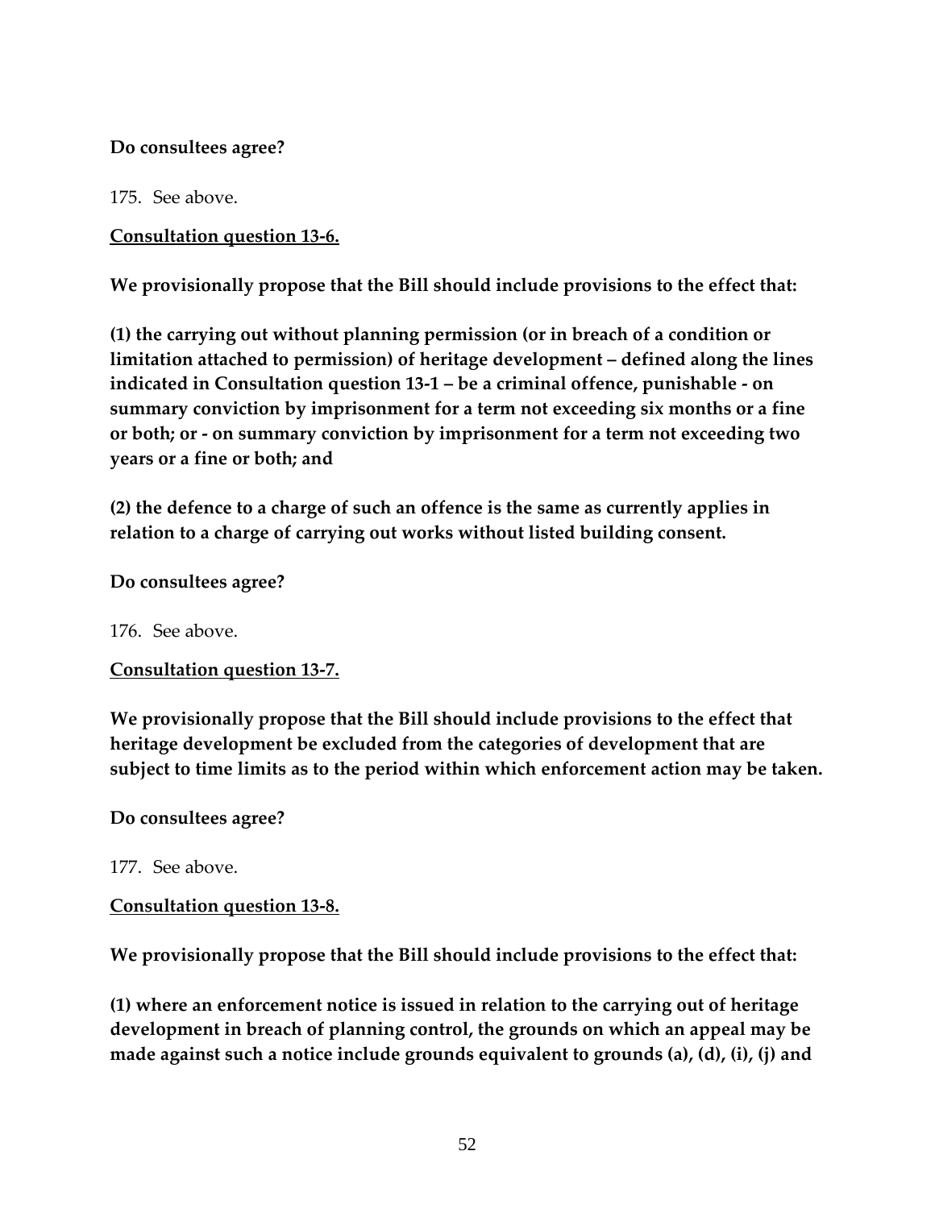**Do consultees agree?**

175. See above.

**Consultation question 13-6.**

**We provisionally propose that the Bill should include provisions to the effect that:**

**(1) the carrying out without planning permission (or in breach of a condition or limitation attached to permission) of heritage development – defined along the lines indicated in Consultation question 13-1 – be a criminal offence, punishable - on summary conviction by imprisonment for a term not exceeding six months or a fine or both; or - on summary conviction by imprisonment for a term not exceeding two years or a fine or both; and**

**(2) the defence to a charge of such an offence is the same as currently applies in relation to a charge of carrying out works without listed building consent.**

**Do consultees agree?**

176. See above.

**Consultation question 13-7.**

**We provisionally propose that the Bill should include provisions to the effect that heritage development be excluded from the categories of development that are subject to time limits as to the period within which enforcement action may be taken.**

**Do consultees agree?**

177. See above.

**Consultation question 13-8.**

**We provisionally propose that the Bill should include provisions to the effect that:**

**(1) where an enforcement notice is issued in relation to the carrying out of heritage development in breach of planning control, the grounds on which an appeal may be made against such a notice include grounds equivalent to grounds (a), (d), (i), (j) and**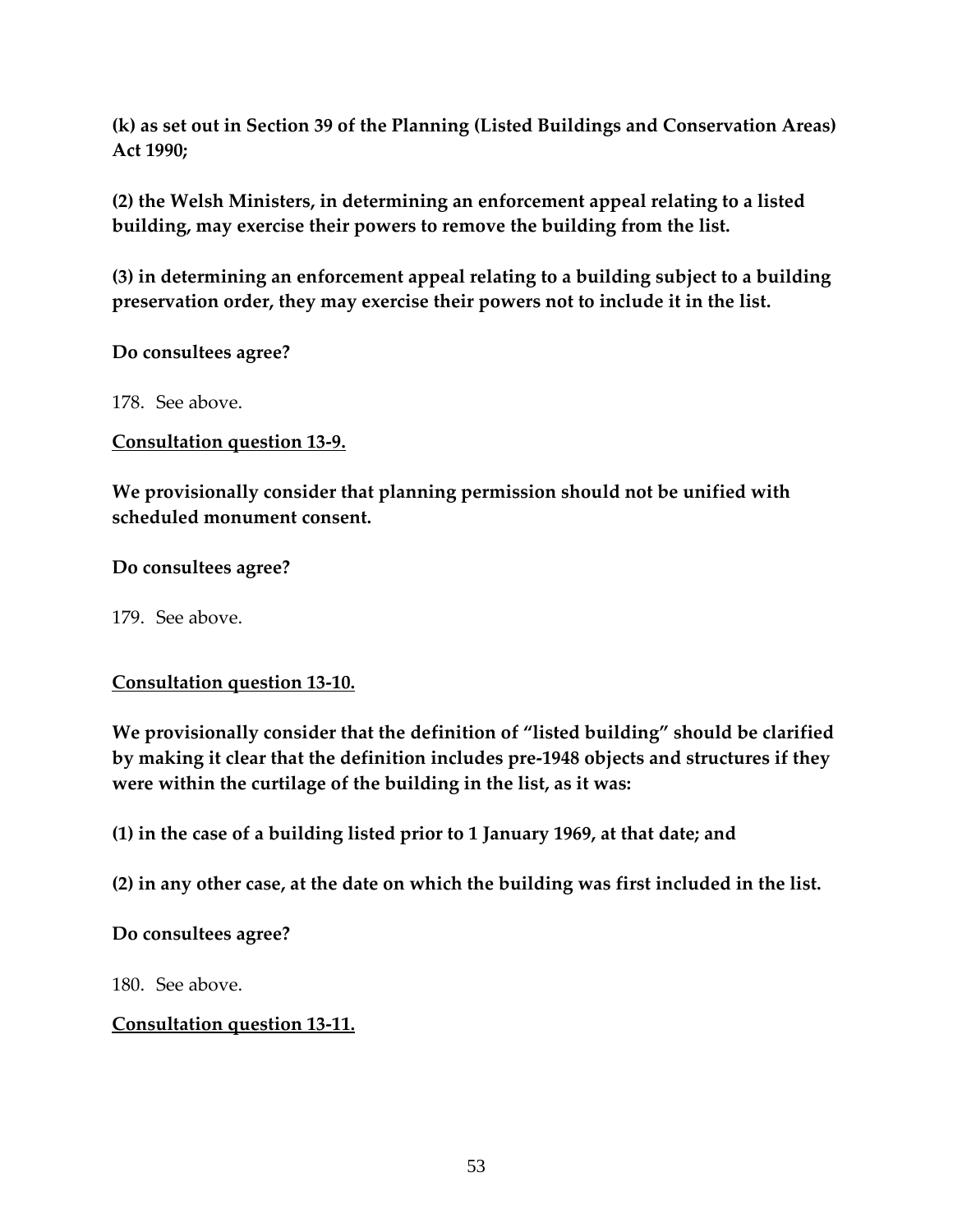**(k) as set out in Section 39 of the Planning (Listed Buildings and Conservation Areas) Act 1990;**

**(2) the Welsh Ministers, in determining an enforcement appeal relating to a listed building, may exercise their powers to remove the building from the list.**

**(3) in determining an enforcement appeal relating to a building subject to a building preservation order, they may exercise their powers not to include it in the list.**

**Do consultees agree?**

178. See above.

**<u>Consultation question 13-9.</u>**

**We provisionally consider that planning permission should not be unified with scheduled monument consent.**

**Do consultees agree?**

179. See above.

**<u>Consultation question 13-10.</u>**

**We provisionally consider that the definition of "listed building" should be clarified by making it clear that the definition includes pre-1948 objects and structures if they were within the curtilage of the building in the list, as it was:**

**(1) in the case of a building listed prior to 1 January 1969, at that date; and**

**(2) in any other case, at the date on which the building was first included in the list.**

**Do consultees agree?**

180. See above.

**<u>Consultation question 13-11.</u>**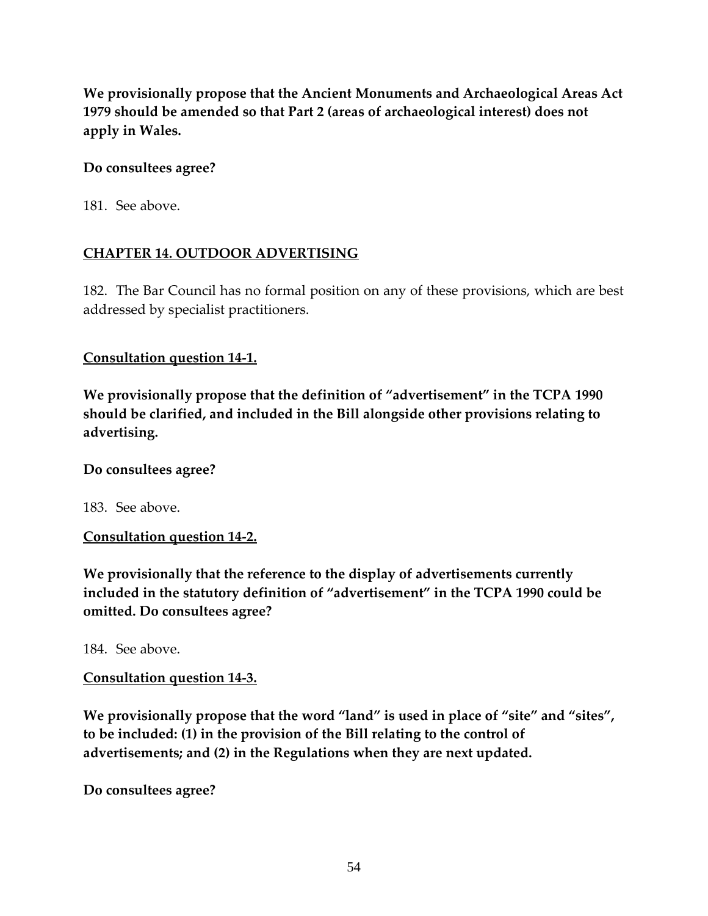**We provisionally propose that the Ancient Monuments and Archaeological Areas Act 1979 should be amended so that Part 2 (areas of archaeological interest) does not apply in Wales.**

**Do consultees agree?**

181. See above.

## CHAPTER 14. OUTDOOR ADVERTISING

182. The Bar Council has no formal position on any of these provisions, which are best addressed by specialist practitioners.

**Consultation question 14-1.**

**We provisionally propose that the definition of "advertisement" in the TCPA 1990 should be clarified, and included in the Bill alongside other provisions relating to advertising.**

**Do consultees agree?**

183. See above.

**Consultation question 14-2.**

**We provisionally that the reference to the display of advertisements currently included in the statutory definition of "advertisement" in the TCPA 1990 could be omitted. Do consultees agree?**

184. See above.

**Consultation question 14-3.**

**We provisionally propose that the word "land" is used in place of "site" and "sites", to be included: (1) in the provision of the Bill relating to the control of advertisements; and (2) in the Regulations when they are next updated.**

**Do consultees agree?**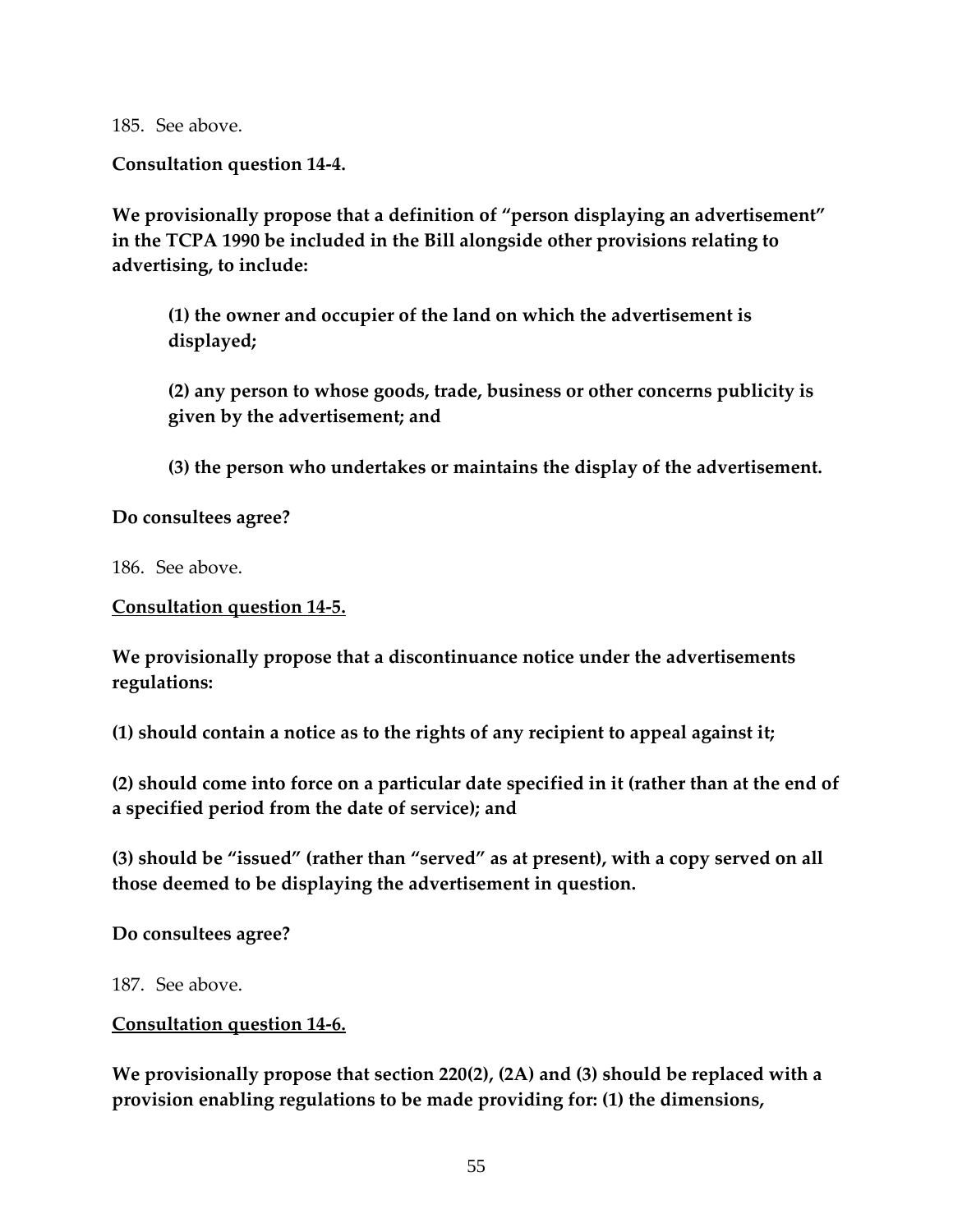185. See above.

**Consultation question 14-4.**

**We provisionally propose that a definition of "person displaying an advertisement" in the TCPA 1990 be included in the Bill alongside other provisions relating to advertising, to include:**

> **(1) the owner and occupier of the land on which the advertisement is displayed;**
>
> **(2) any person to whose goods, trade, business or other concerns publicity is given by the advertisement; and**
>
> **(3) the person who undertakes or maintains the display of the advertisement.**

**Do consultees agree?**

186. See above.

**<u>Consultation question 14-5.</u>**

**We provisionally propose that a discontinuance notice under the advertisements regulations:**

**(1) should contain a notice as to the rights of any recipient to appeal against it;**

**(2) should come into force on a particular date specified in it (rather than at the end of a specified period from the date of service); and**

**(3) should be "issued" (rather than "served" as at present), with a copy served on all those deemed to be displaying the advertisement in question.**

**Do consultees agree?**

187. See above.

**<u>Consultation question 14-6.</u>**

**We provisionally propose that section 220(2), (2A) and (3) should be replaced with a provision enabling regulations to be made providing for: (1) the dimensions,**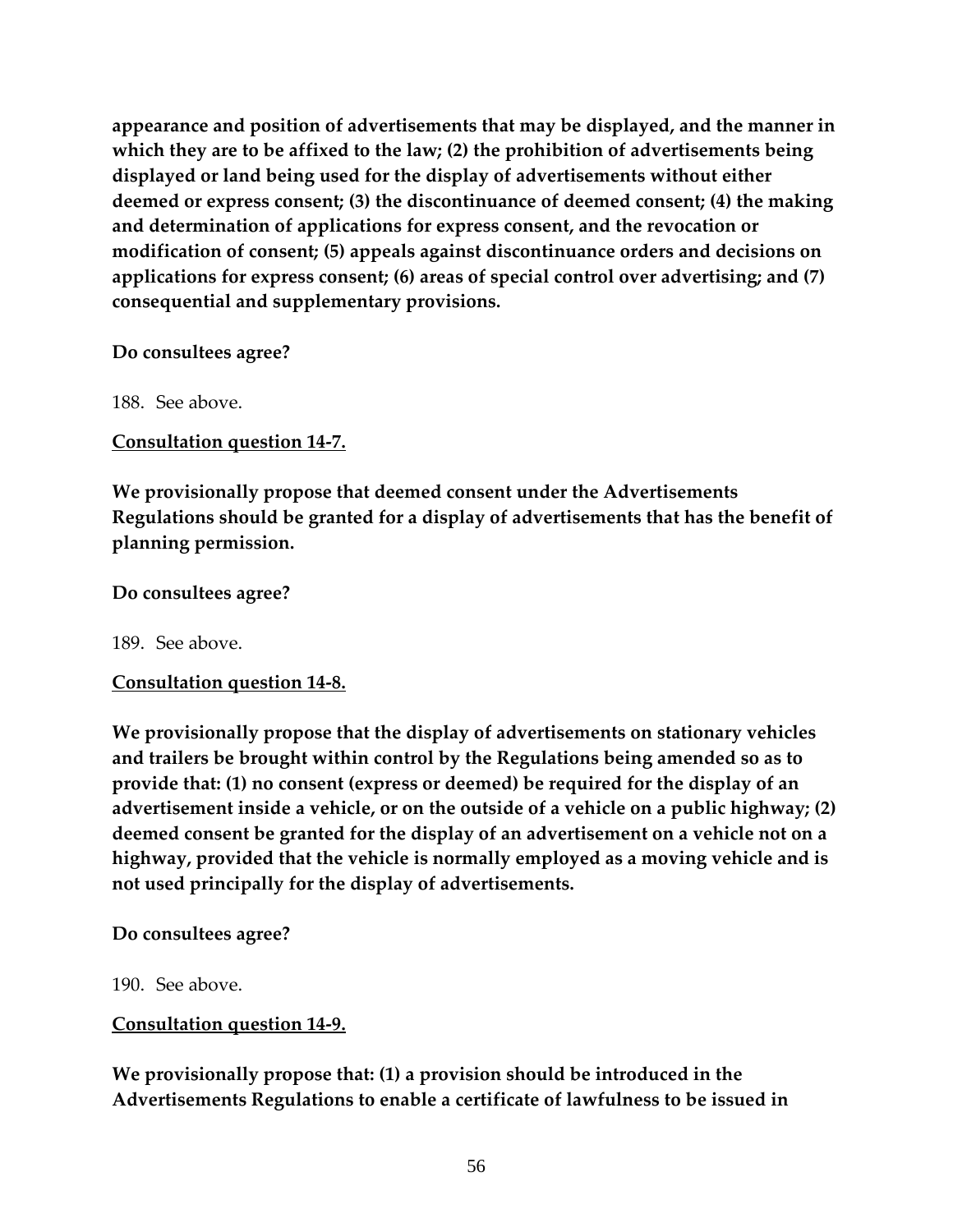**appearance and position of advertisements that may be displayed, and the manner in which they are to be affixed to the law; (2) the prohibition of advertisements being displayed or land being used for the display of advertisements without either deemed or express consent; (3) the discontinuance of deemed consent; (4) the making and determination of applications for express consent, and the revocation or modification of consent; (5) appeals against discontinuance orders and decisions on applications for express consent; (6) areas of special control over advertising; and (7) consequential and supplementary provisions.**

**Do consultees agree?**

188. See above.

**<u>Consultation question 14-7.</u>**

**We provisionally propose that deemed consent under the Advertisements Regulations should be granted for a display of advertisements that has the benefit of planning permission.**

**Do consultees agree?**

189. See above.

**<u>Consultation question 14-8.</u>**

**We provisionally propose that the display of advertisements on stationary vehicles and trailers be brought within control by the Regulations being amended so as to provide that: (1) no consent (express or deemed) be required for the display of an advertisement inside a vehicle, or on the outside of a vehicle on a public highway; (2) deemed consent be granted for the display of an advertisement on a vehicle not on a highway, provided that the vehicle is normally employed as a moving vehicle and is not used principally for the display of advertisements.**

**Do consultees agree?**

190. See above.

**<u>Consultation question 14-9.</u>**

**We provisionally propose that: (1) a provision should be introduced in the Advertisements Regulations to enable a certificate of lawfulness to be issued in**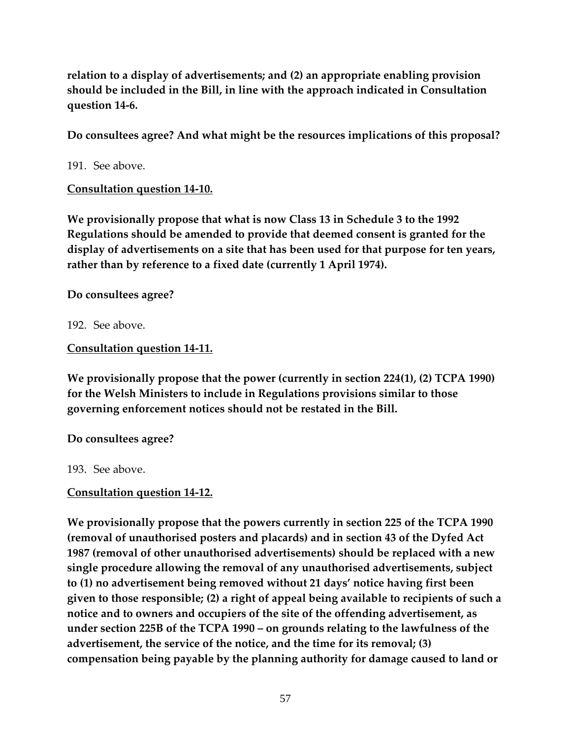**relation to a display of advertisements; and (2) an appropriate enabling provision should be included in the Bill, in line with the approach indicated in Consultation question 14-6.**

**Do consultees agree? And what might be the resources implications of this proposal?**

191. See above.

**Consultation question 14-10.**

**We provisionally propose that what is now Class 13 in Schedule 3 to the 1992 Regulations should be amended to provide that deemed consent is granted for the display of advertisements on a site that has been used for that purpose for ten years, rather than by reference to a fixed date (currently 1 April 1974).**

**Do consultees agree?**

192. See above.

**Consultation question 14-11.**

**We provisionally propose that the power (currently in section 224(1), (2) TCPA 1990) for the Welsh Ministers to include in Regulations provisions similar to those governing enforcement notices should not be restated in the Bill.**

**Do consultees agree?**

193. See above.

**Consultation question 14-12.**

**We provisionally propose that the powers currently in section 225 of the TCPA 1990 (removal of unauthorised posters and placards) and in section 43 of the Dyfed Act 1987 (removal of other unauthorised advertisements) should be replaced with a new single procedure allowing the removal of any unauthorised advertisements, subject to (1) no advertisement being removed without 21 days' notice having first been given to those responsible; (2) a right of appeal being available to recipients of such a notice and to owners and occupiers of the site of the offending advertisement, as under section 225B of the TCPA 1990 – on grounds relating to the lawfulness of the advertisement, the service of the notice, and the time for its removal; (3) compensation being payable by the planning authority for damage caused to land or**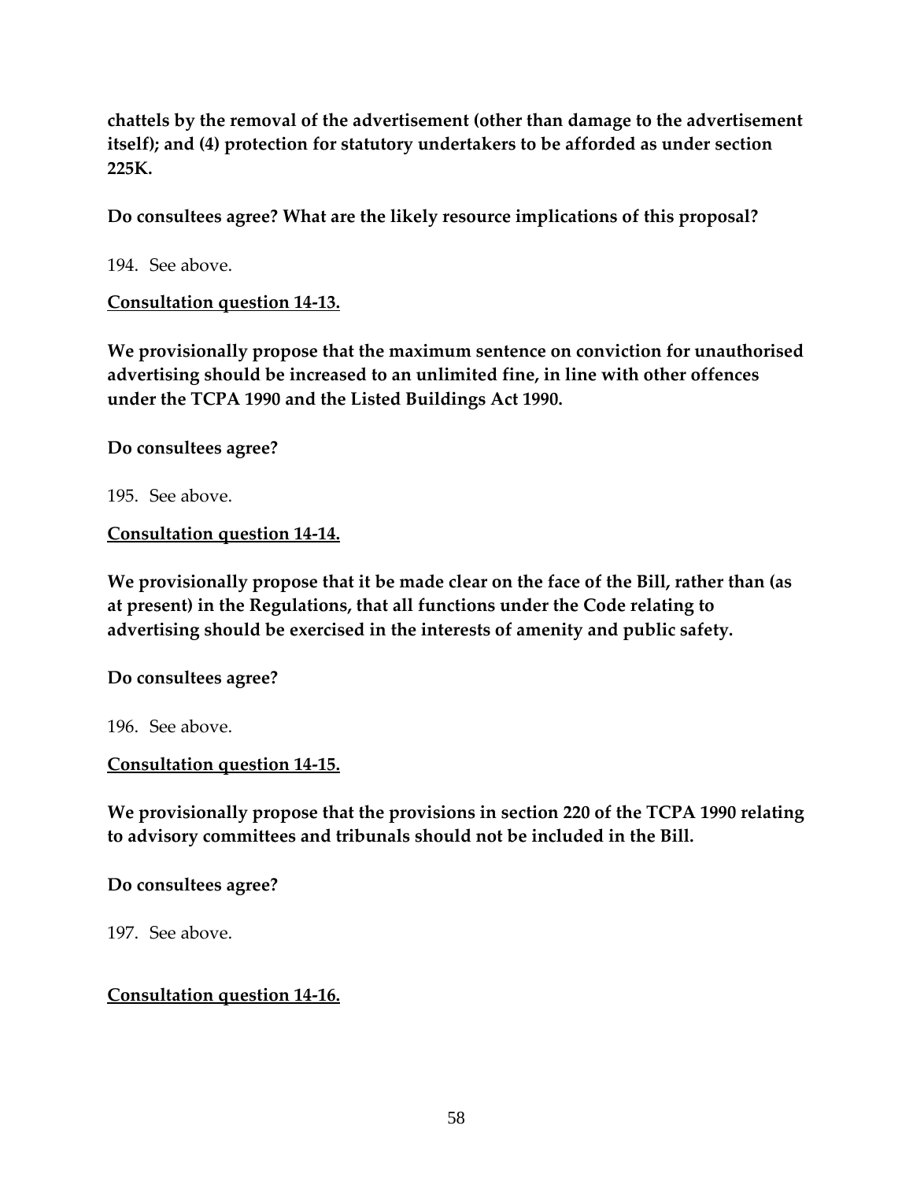**chattels by the removal of the advertisement (other than damage to the advertisement itself); and (4) protection for statutory undertakers to be afforded as under section 225K.**

**Do consultees agree? What are the likely resource implications of this proposal?**

194. See above.

**<u>Consultation question 14-13.</u>**

**We provisionally propose that the maximum sentence on conviction for unauthorised advertising should be increased to an unlimited fine, in line with other offences under the TCPA 1990 and the Listed Buildings Act 1990.**

**Do consultees agree?**

195. See above.

**<u>Consultation question 14-14.</u>**

**We provisionally propose that it be made clear on the face of the Bill, rather than (as at present) in the Regulations, that all functions under the Code relating to advertising should be exercised in the interests of amenity and public safety.**

**Do consultees agree?**

196. See above.

**<u>Consultation question 14-15.</u>**

**We provisionally propose that the provisions in section 220 of the TCPA 1990 relating to advisory committees and tribunals should not be included in the Bill.**

**Do consultees agree?**

197. See above.

**<u>Consultation question 14-16.</u>**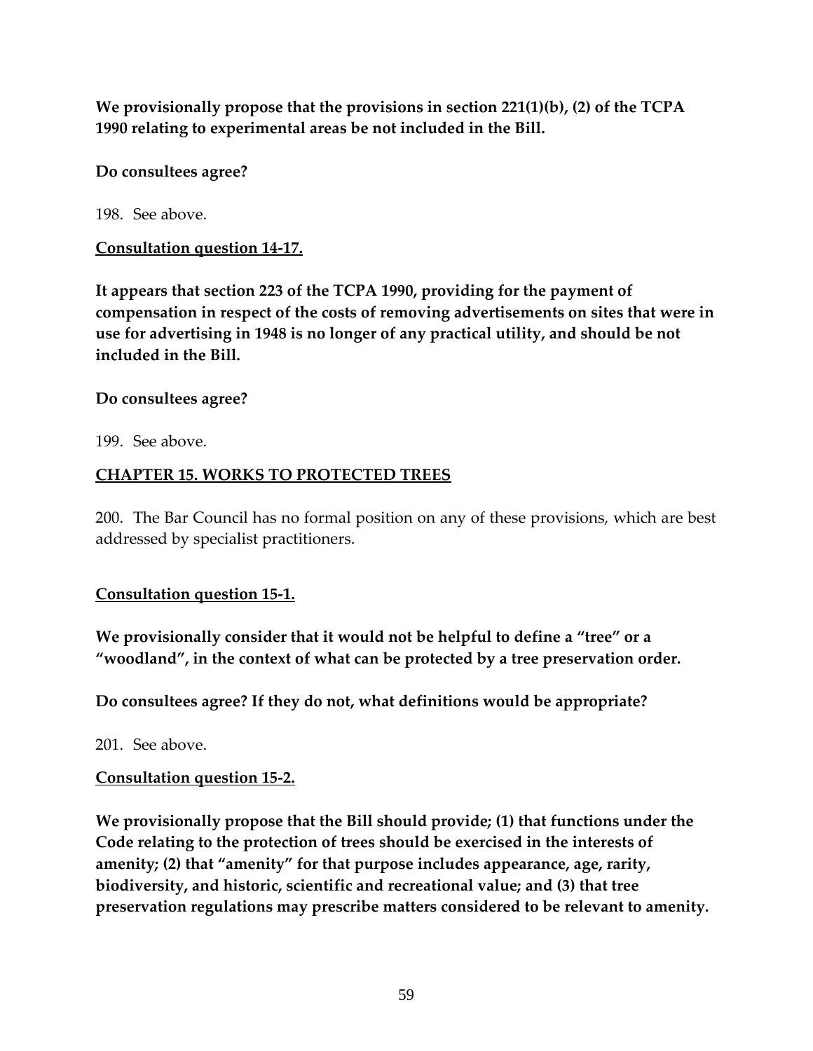**We provisionally propose that the provisions in section 221(1)(b), (2) of the TCPA 1990 relating to experimental areas be not included in the Bill.**

**Do consultees agree?**

198. See above.

**Consultation question 14-17.**

**It appears that section 223 of the TCPA 1990, providing for the payment of compensation in respect of the costs of removing advertisements on sites that were in use for advertising in 1948 is no longer of any practical utility, and should be not included in the Bill.**

**Do consultees agree?**

199. See above.

## CHAPTER 15. WORKS TO PROTECTED TREES

200. The Bar Council has no formal position on any of these provisions, which are best addressed by specialist practitioners.

**Consultation question 15-1.**

**We provisionally consider that it would not be helpful to define a "tree" or a "woodland", in the context of what can be protected by a tree preservation order.**

**Do consultees agree? If they do not, what definitions would be appropriate?**

201. See above.

**Consultation question 15-2.**

**We provisionally propose that the Bill should provide; (1) that functions under the Code relating to the protection of trees should be exercised in the interests of amenity; (2) that "amenity" for that purpose includes appearance, age, rarity, biodiversity, and historic, scientific and recreational value; and (3) that tree preservation regulations may prescribe matters considered to be relevant to amenity.**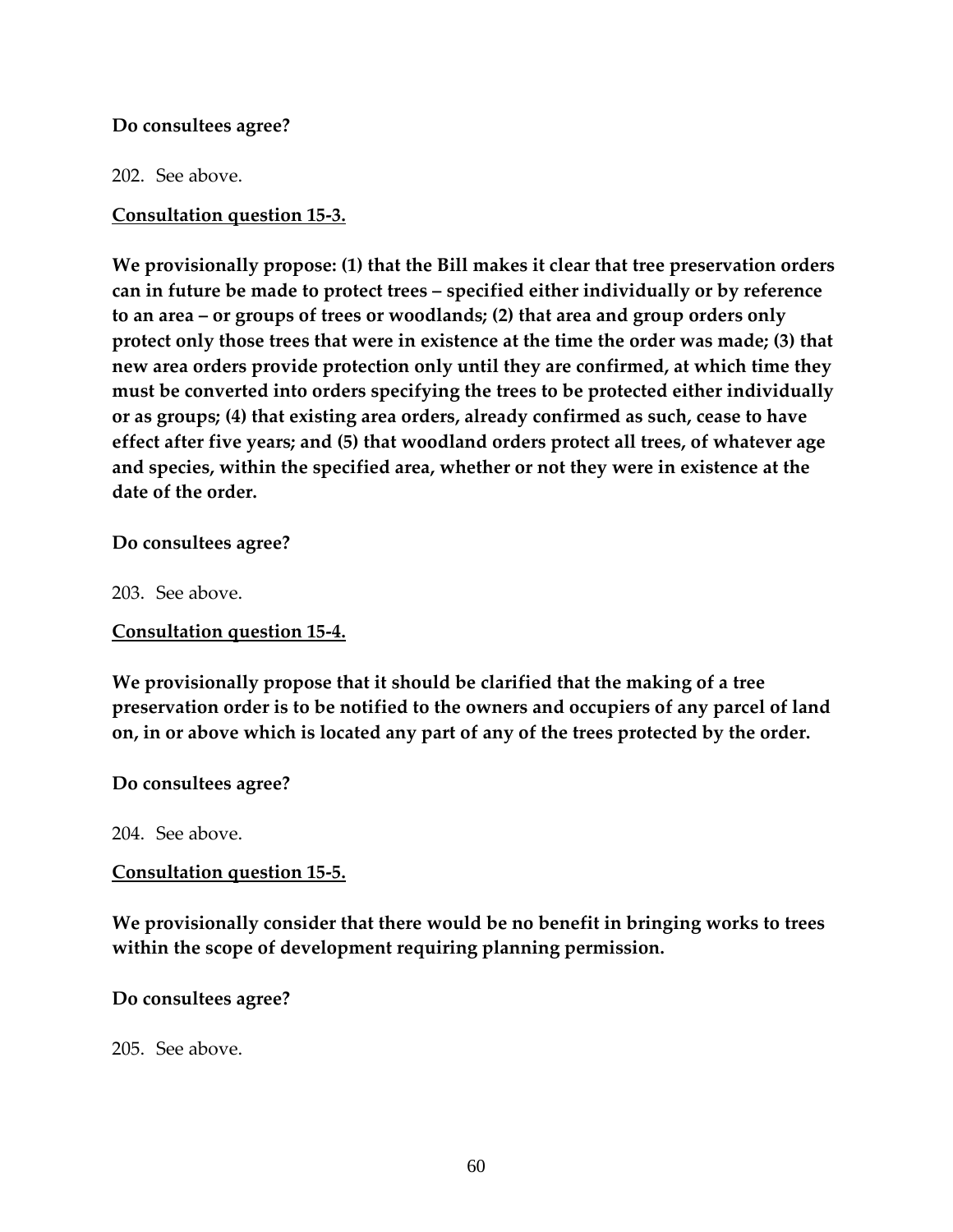**Do consultees agree?**

202. See above.

**<u>Consultation question 15-3.</u>**

**We provisionally propose: (1) that the Bill makes it clear that tree preservation orders can in future be made to protect trees – specified either individually or by reference to an area – or groups of trees or woodlands; (2) that area and group orders only protect only those trees that were in existence at the time the order was made; (3) that new area orders provide protection only until they are confirmed, at which time they must be converted into orders specifying the trees to be protected either individually or as groups; (4) that existing area orders, already confirmed as such, cease to have effect after five years; and (5) that woodland orders protect all trees, of whatever age and species, within the specified area, whether or not they were in existence at the date of the order.**

**Do consultees agree?**

203. See above.

**<u>Consultation question 15-4.</u>**

**We provisionally propose that it should be clarified that the making of a tree preservation order is to be notified to the owners and occupiers of any parcel of land on, in or above which is located any part of any of the trees protected by the order.**

**Do consultees agree?**

204. See above.

**<u>Consultation question 15-5.</u>**

**We provisionally consider that there would be no benefit in bringing works to trees within the scope of development requiring planning permission.**

**Do consultees agree?**

205. See above.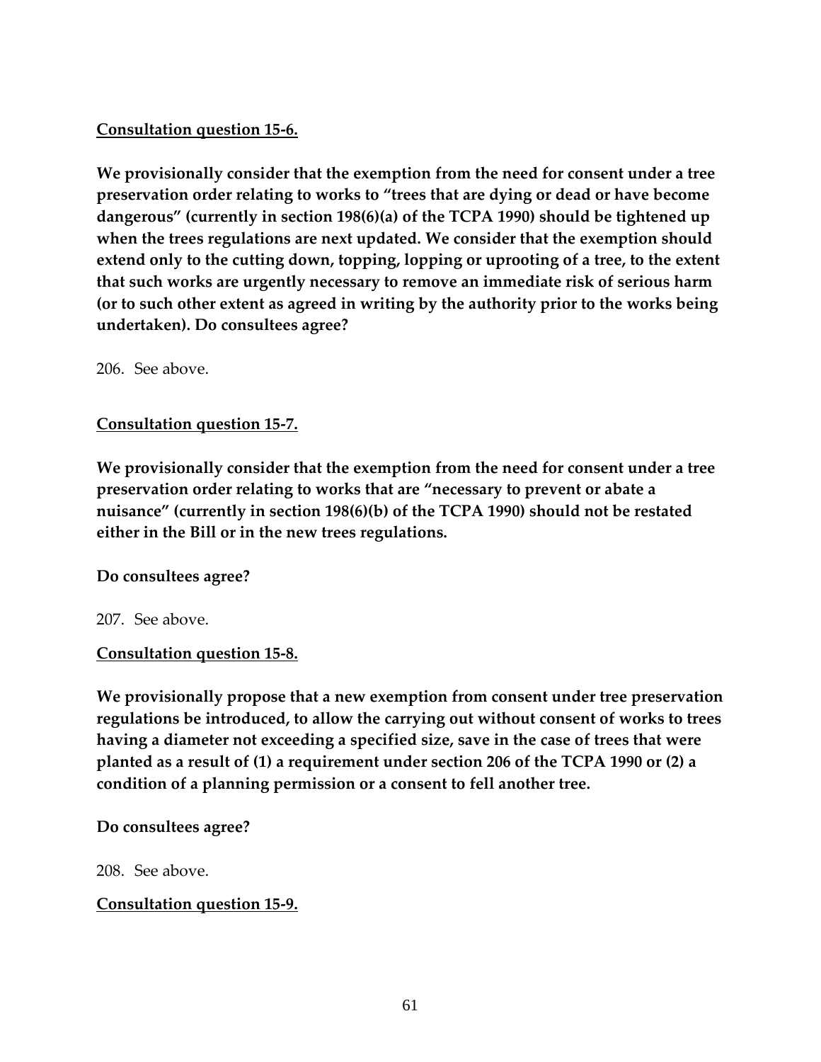**<u>Consultation question 15-6.</u>**

**We provisionally consider that the exemption from the need for consent under a tree preservation order relating to works to "trees that are dying or dead or have become dangerous" (currently in section 198(6)(a) of the TCPA 1990) should be tightened up when the trees regulations are next updated. We consider that the exemption should extend only to the cutting down, topping, lopping or uprooting of a tree, to the extent that such works are urgently necessary to remove an immediate risk of serious harm (or to such other extent as agreed in writing by the authority prior to the works being undertaken). Do consultees agree?**

206. See above.

**<u>Consultation question 15-7.</u>**

**We provisionally consider that the exemption from the need for consent under a tree preservation order relating to works that are "necessary to prevent or abate a nuisance" (currently in section 198(6)(b) of the TCPA 1990) should not be restated either in the Bill or in the new trees regulations.**

**Do consultees agree?**

207. See above.

**<u>Consultation question 15-8.</u>**

**We provisionally propose that a new exemption from consent under tree preservation regulations be introduced, to allow the carrying out without consent of works to trees having a diameter not exceeding a specified size, save in the case of trees that were planted as a result of (1) a requirement under section 206 of the TCPA 1990 or (2) a condition of a planning permission or a consent to fell another tree.**

**Do consultees agree?**

208. See above.

**<u>Consultation question 15-9.</u>**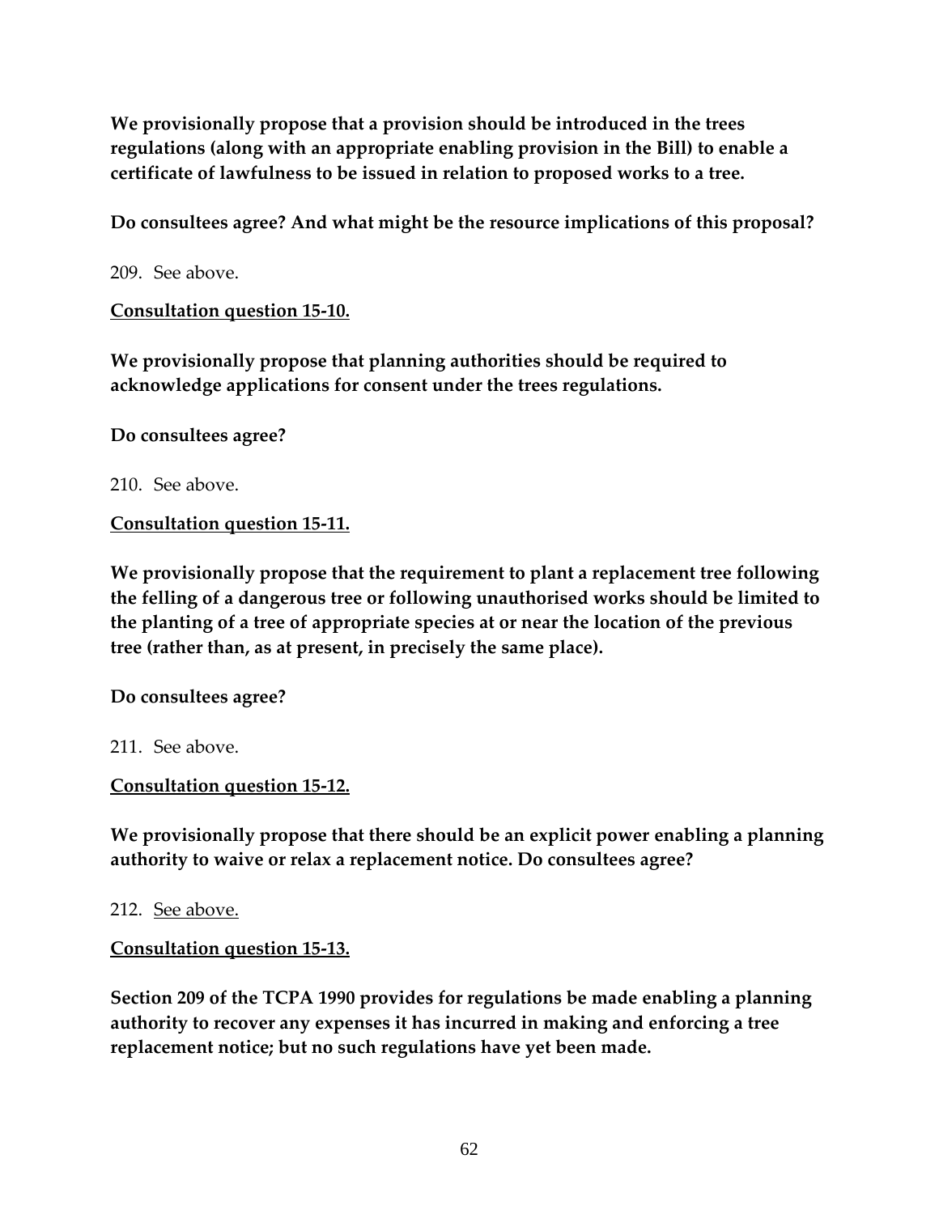**We provisionally propose that a provision should be introduced in the trees regulations (along with an appropriate enabling provision in the Bill) to enable a certificate of lawfulness to be issued in relation to proposed works to a tree.**

**Do consultees agree? And what might be the resource implications of this proposal?**

209. See above.

**<u>Consultation question 15-10.</u>**

**We provisionally propose that planning authorities should be required to acknowledge applications for consent under the trees regulations.**

**Do consultees agree?**

210. See above.

**<u>Consultation question 15-11.</u>**

**We provisionally propose that the requirement to plant a replacement tree following the felling of a dangerous tree or following unauthorised works should be limited to the planting of a tree of appropriate species at or near the location of the previous tree (rather than, as at present, in precisely the same place).**

**Do consultees agree?**

211. See above.

**<u>Consultation question 15-12.</u>**

**We provisionally propose that there should be an explicit power enabling a planning authority to waive or relax a replacement notice. Do consultees agree?**

212. <u>See above.</u>

**<u>Consultation question 15-13.</u>**

**Section 209 of the TCPA 1990 provides for regulations be made enabling a planning authority to recover any expenses it has incurred in making and enforcing a tree replacement notice; but no such regulations have yet been made.**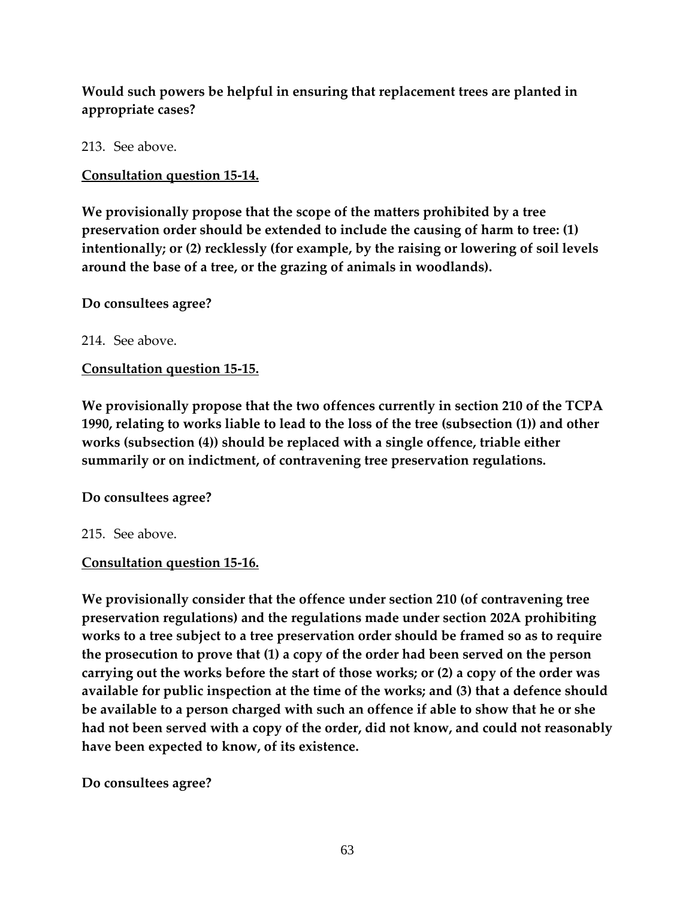**Would such powers be helpful in ensuring that replacement trees are planted in appropriate cases?**

213. See above.

**Consultation question 15-14.**

**We provisionally propose that the scope of the matters prohibited by a tree preservation order should be extended to include the causing of harm to tree: (1) intentionally; or (2) recklessly (for example, by the raising or lowering of soil levels around the base of a tree, or the grazing of animals in woodlands).**

**Do consultees agree?**

214. See above.

**Consultation question 15-15.**

**We provisionally propose that the two offences currently in section 210 of the TCPA 1990, relating to works liable to lead to the loss of the tree (subsection (1)) and other works (subsection (4)) should be replaced with a single offence, triable either summarily or on indictment, of contravening tree preservation regulations.**

**Do consultees agree?**

215. See above.

**Consultation question 15-16.**

**We provisionally consider that the offence under section 210 (of contravening tree preservation regulations) and the regulations made under section 202A prohibiting works to a tree subject to a tree preservation order should be framed so as to require the prosecution to prove that (1) a copy of the order had been served on the person carrying out the works before the start of those works; or (2) a copy of the order was available for public inspection at the time of the works; and (3) that a defence should be available to a person charged with such an offence if able to show that he or she had not been served with a copy of the order, did not know, and could not reasonably have been expected to know, of its existence.**

**Do consultees agree?**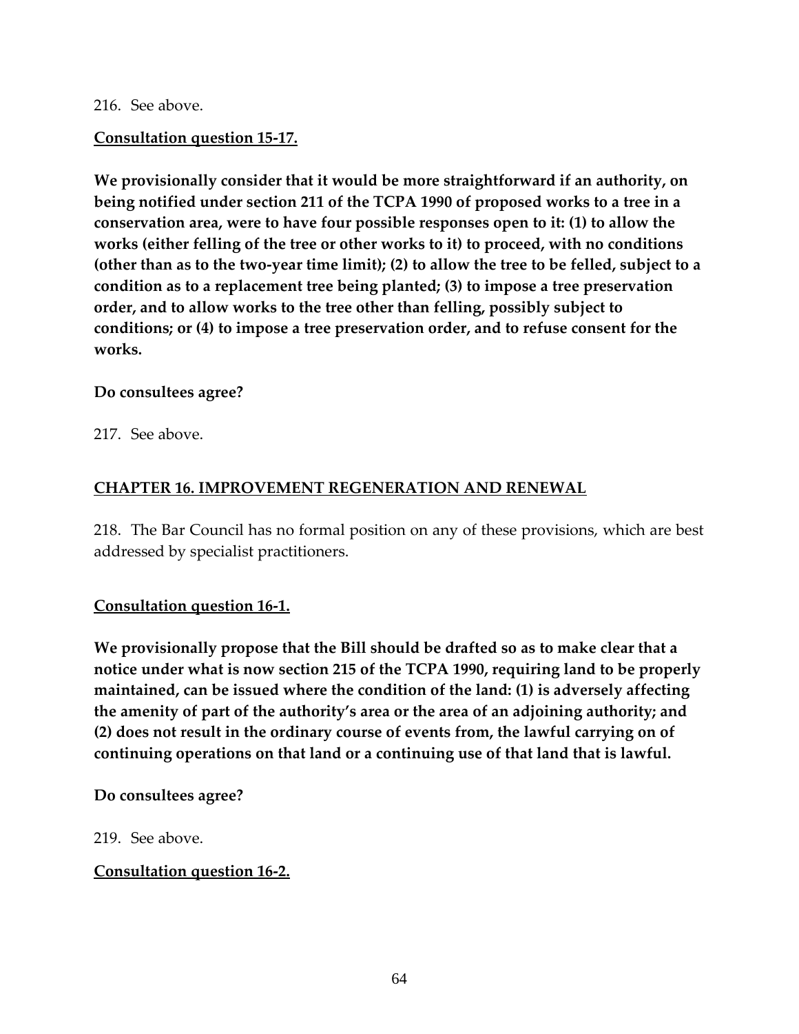216. See above.

**Consultation question 15-17.**

**We provisionally consider that it would be more straightforward if an authority, on being notified under section 211 of the TCPA 1990 of proposed works to a tree in a conservation area, were to have four possible responses open to it: (1) to allow the works (either felling of the tree or other works to it) to proceed, with no conditions (other than as to the two-year time limit); (2) to allow the tree to be felled, subject to a condition as to a replacement tree being planted; (3) to impose a tree preservation order, and to allow works to the tree other than felling, possibly subject to conditions; or (4) to impose a tree preservation order, and to refuse consent for the works.**

**Do consultees agree?**

217. See above.

## CHAPTER 16. IMPROVEMENT REGENERATION AND RENEWAL

218. The Bar Council has no formal position on any of these provisions, which are best addressed by specialist practitioners.

**Consultation question 16-1.**

**We provisionally propose that the Bill should be drafted so as to make clear that a notice under what is now section 215 of the TCPA 1990, requiring land to be properly maintained, can be issued where the condition of the land: (1) is adversely affecting the amenity of part of the authority's area or the area of an adjoining authority; and (2) does not result in the ordinary course of events from, the lawful carrying on of continuing operations on that land or a continuing use of that land that is lawful.**

**Do consultees agree?**

219. See above.

**Consultation question 16-2.**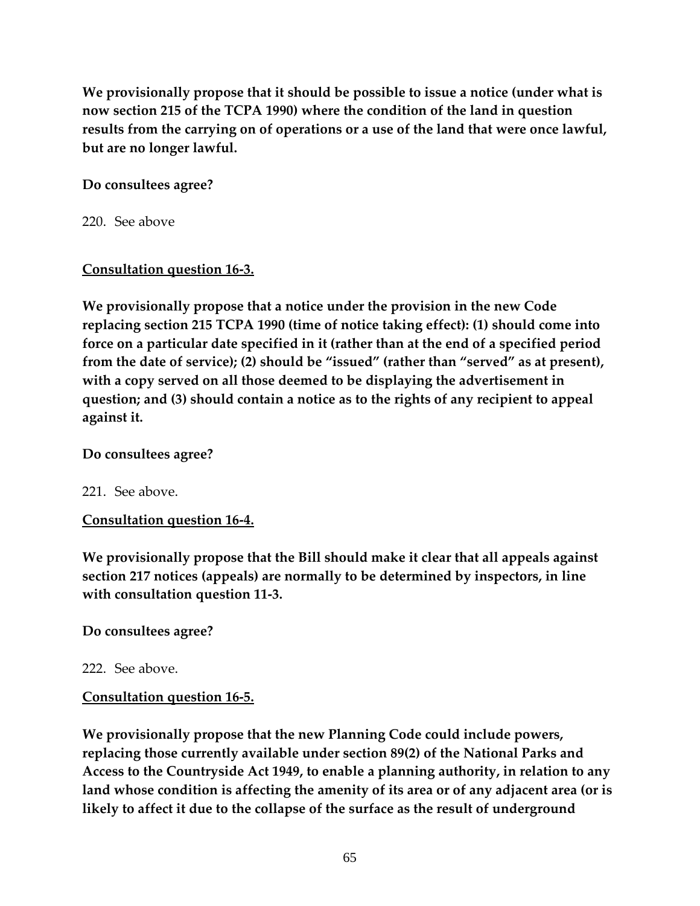**We provisionally propose that it should be possible to issue a notice (under what is now section 215 of the TCPA 1990) where the condition of the land in question results from the carrying on of operations or a use of the land that were once lawful, but are no longer lawful.**

**Do consultees agree?**

220. See above

**<u>Consultation question 16-3.</u>**

**We provisionally propose that a notice under the provision in the new Code replacing section 215 TCPA 1990 (time of notice taking effect): (1) should come into force on a particular date specified in it (rather than at the end of a specified period from the date of service); (2) should be "issued" (rather than "served" as at present), with a copy served on all those deemed to be displaying the advertisement in question; and (3) should contain a notice as to the rights of any recipient to appeal against it.**

**Do consultees agree?**

221. See above.

**<u>Consultation question 16-4.</u>**

**We provisionally propose that the Bill should make it clear that all appeals against section 217 notices (appeals) are normally to be determined by inspectors, in line with consultation question 11-3.**

**Do consultees agree?**

222. See above.

**<u>Consultation question 16-5.</u>**

**We provisionally propose that the new Planning Code could include powers, replacing those currently available under section 89(2) of the National Parks and Access to the Countryside Act 1949, to enable a planning authority, in relation to any land whose condition is affecting the amenity of its area or of any adjacent area (or is likely to affect it due to the collapse of the surface as the result of underground**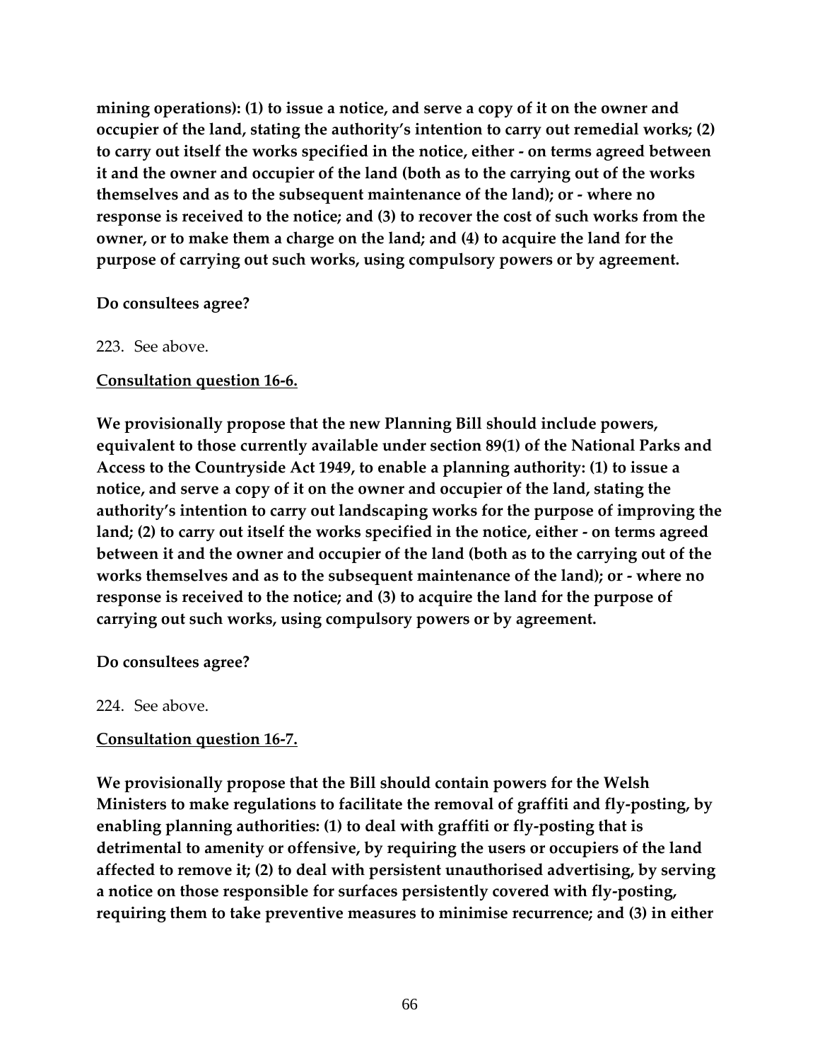**mining operations): (1) to issue a notice, and serve a copy of it on the owner and occupier of the land, stating the authority's intention to carry out remedial works; (2) to carry out itself the works specified in the notice, either - on terms agreed between it and the owner and occupier of the land (both as to the carrying out of the works themselves and as to the subsequent maintenance of the land); or - where no response is received to the notice; and (3) to recover the cost of such works from the owner, or to make them a charge on the land; and (4) to acquire the land for the purpose of carrying out such works, using compulsory powers or by agreement.**

**Do consultees agree?**

223. See above.

**Consultation question 16-6.**

**We provisionally propose that the new Planning Bill should include powers, equivalent to those currently available under section 89(1) of the National Parks and Access to the Countryside Act 1949, to enable a planning authority: (1) to issue a notice, and serve a copy of it on the owner and occupier of the land, stating the authority's intention to carry out landscaping works for the purpose of improving the land; (2) to carry out itself the works specified in the notice, either - on terms agreed between it and the owner and occupier of the land (both as to the carrying out of the works themselves and as to the subsequent maintenance of the land); or - where no response is received to the notice; and (3) to acquire the land for the purpose of carrying out such works, using compulsory powers or by agreement.**

**Do consultees agree?**

224. See above.

**Consultation question 16-7.**

**We provisionally propose that the Bill should contain powers for the Welsh Ministers to make regulations to facilitate the removal of graffiti and fly-posting, by enabling planning authorities: (1) to deal with graffiti or fly-posting that is detrimental to amenity or offensive, by requiring the users or occupiers of the land affected to remove it; (2) to deal with persistent unauthorised advertising, by serving a notice on those responsible for surfaces persistently covered with fly-posting, requiring them to take preventive measures to minimise recurrence; and (3) in either**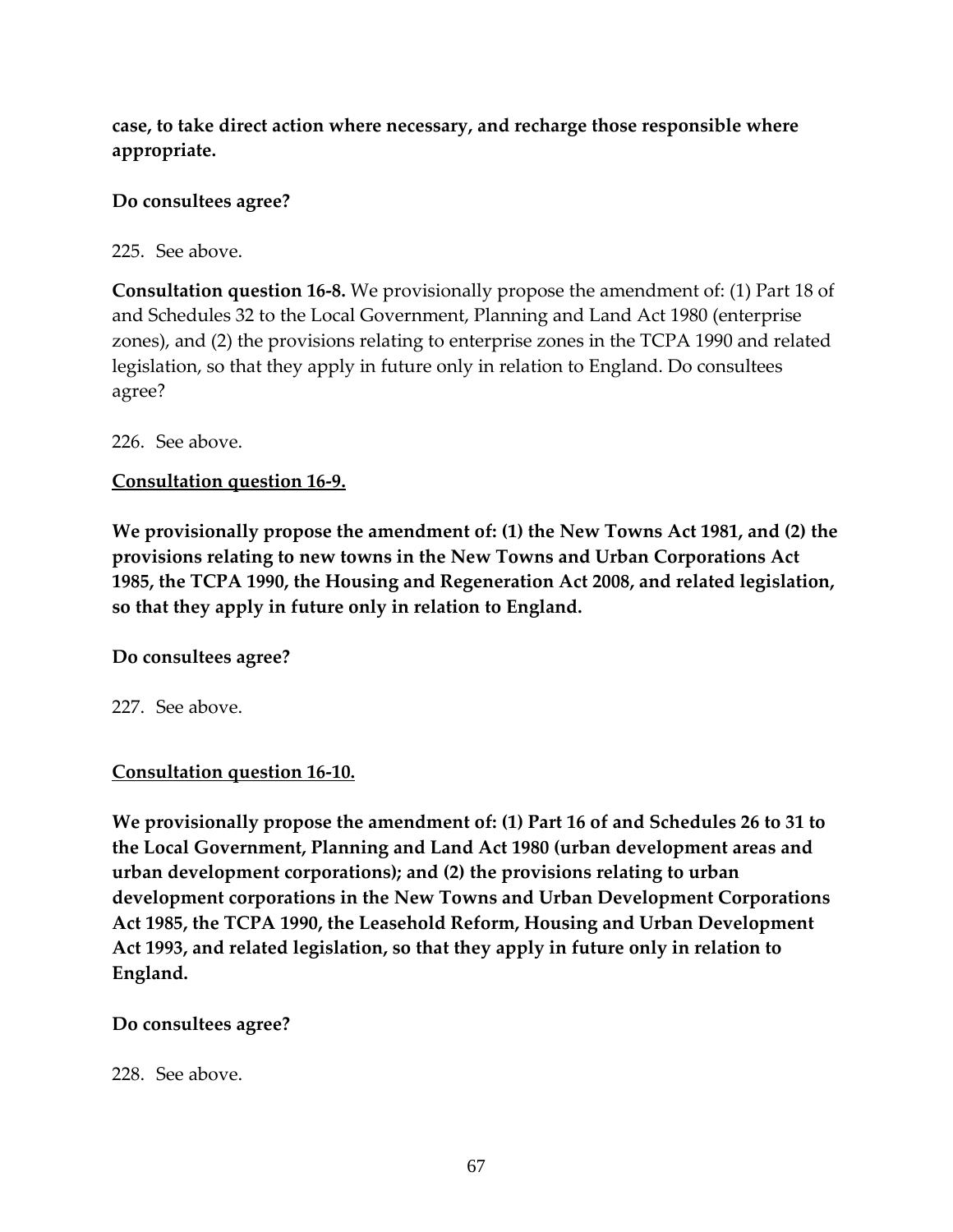**case, to take direct action where necessary, and recharge those responsible where appropriate.**

**Do consultees agree?**

225. See above.

**Consultation question 16-8.** We provisionally propose the amendment of: (1) Part 18 of and Schedules 32 to the Local Government, Planning and Land Act 1980 (enterprise zones), and (2) the provisions relating to enterprise zones in the TCPA 1990 and related legislation, so that they apply in future only in relation to England. Do consultees agree?

226. See above.

**<u>Consultation question 16-9.</u>**

**We provisionally propose the amendment of: (1) the New Towns Act 1981, and (2) the provisions relating to new towns in the New Towns and Urban Corporations Act 1985, the TCPA 1990, the Housing and Regeneration Act 2008, and related legislation, so that they apply in future only in relation to England.**

**Do consultees agree?**

227. See above.

**<u>Consultation question 16-10.</u>**

**We provisionally propose the amendment of: (1) Part 16 of and Schedules 26 to 31 to the Local Government, Planning and Land Act 1980 (urban development areas and urban development corporations); and (2) the provisions relating to urban development corporations in the New Towns and Urban Development Corporations Act 1985, the TCPA 1990, the Leasehold Reform, Housing and Urban Development Act 1993, and related legislation, so that they apply in future only in relation to England.**

**Do consultees agree?**

228. See above.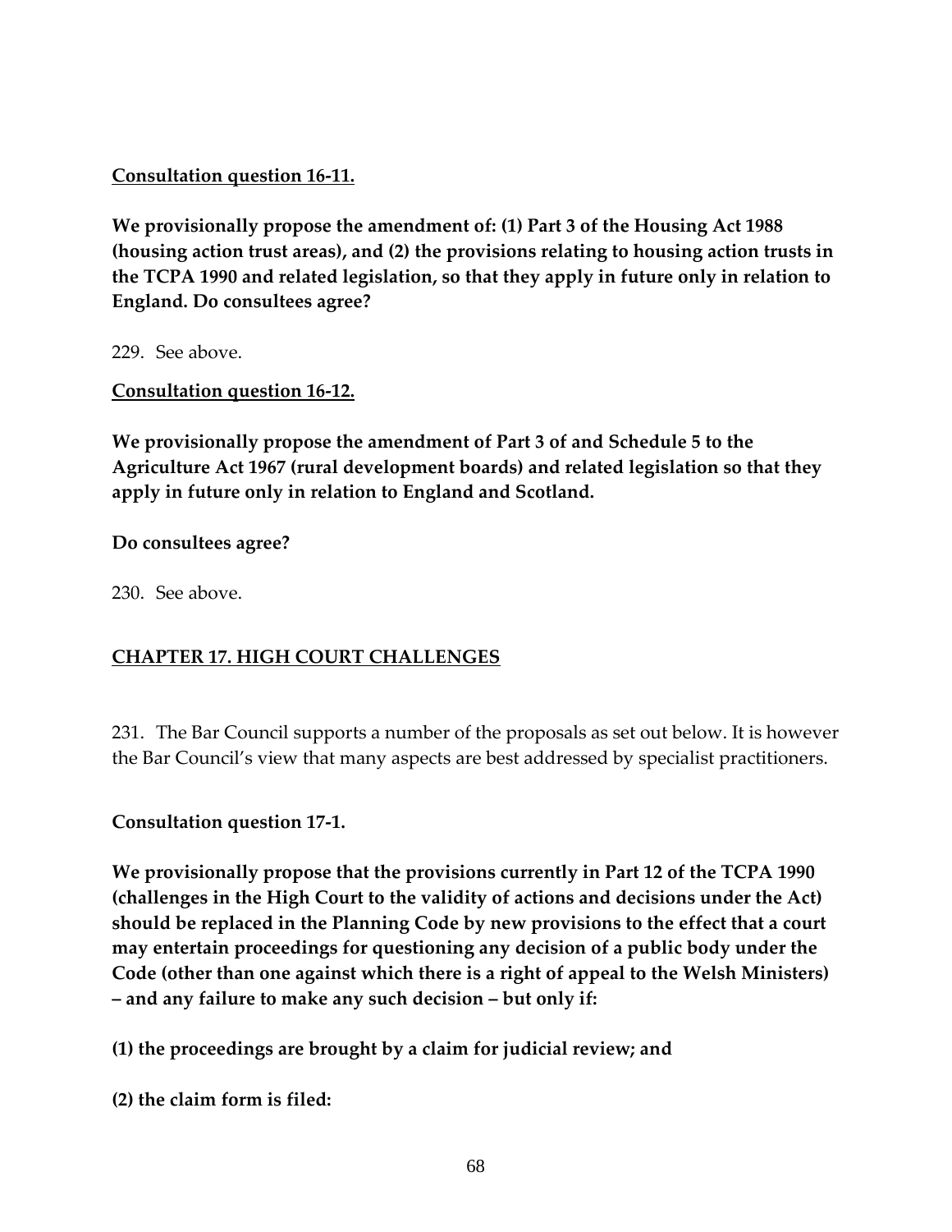**Consultation question 16-11.**

**We provisionally propose the amendment of: (1) Part 3 of the Housing Act 1988 (housing action trust areas), and (2) the provisions relating to housing action trusts in the TCPA 1990 and related legislation, so that they apply in future only in relation to England. Do consultees agree?**

229. See above.

**Consultation question 16-12.**

**We provisionally propose the amendment of Part 3 of and Schedule 5 to the Agriculture Act 1967 (rural development boards) and related legislation so that they apply in future only in relation to England and Scotland.**

**Do consultees agree?**

230. See above.

## CHAPTER 17. HIGH COURT CHALLENGES

231. The Bar Council supports a number of the proposals as set out below. It is however the Bar Council's view that many aspects are best addressed by specialist practitioners.

**Consultation question 17-1.**

**We provisionally propose that the provisions currently in Part 12 of the TCPA 1990 (challenges in the High Court to the validity of actions and decisions under the Act) should be replaced in the Planning Code by new provisions to the effect that a court may entertain proceedings for questioning any decision of a public body under the Code (other than one against which there is a right of appeal to the Welsh Ministers) – and any failure to make any such decision – but only if:**

**(1) the proceedings are brought by a claim for judicial review; and**

**(2) the claim form is filed:**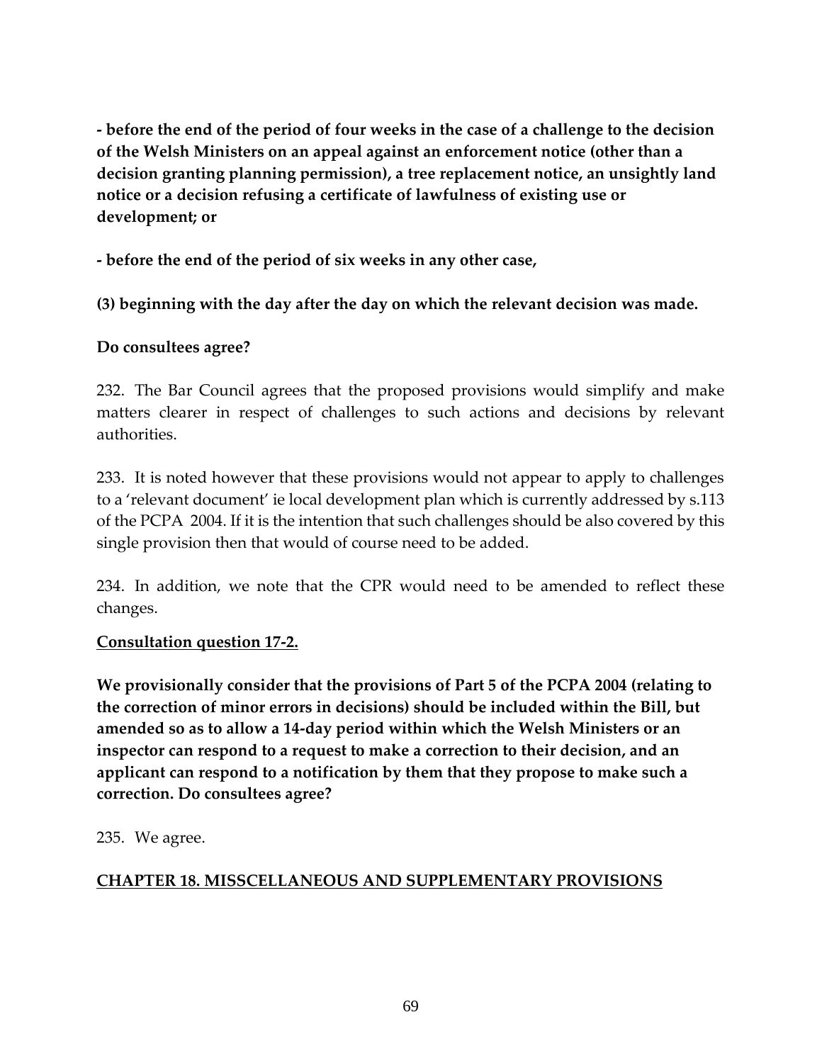**- before the end of the period of four weeks in the case of a challenge to the decision of the Welsh Ministers on an appeal against an enforcement notice (other than a decision granting planning permission), a tree replacement notice, an unsightly land notice or a decision refusing a certificate of lawfulness of existing use or development; or**

**- before the end of the period of six weeks in any other case,**

**(3) beginning with the day after the day on which the relevant decision was made.**

**Do consultees agree?**

232. The Bar Council agrees that the proposed provisions would simplify and make matters clearer in respect of challenges to such actions and decisions by relevant authorities.

233. It is noted however that these provisions would not appear to apply to challenges to a 'relevant document' ie local development plan which is currently addressed by s.113 of the PCPA 2004. If it is the intention that such challenges should be also covered by this single provision then that would of course need to be added.

234. In addition, we note that the CPR would need to be amended to reflect these changes.

**Consultation question 17-2.**

**We provisionally consider that the provisions of Part 5 of the PCPA 2004 (relating to the correction of minor errors in decisions) should be included within the Bill, but amended so as to allow a 14-day period within which the Welsh Ministers or an inspector can respond to a request to make a correction to their decision, and an applicant can respond to a notification by them that they propose to make such a correction. Do consultees agree?**

235. We agree.

## CHAPTER 18. MISSCELLANEOUS AND SUPPLEMENTARY PROVISIONS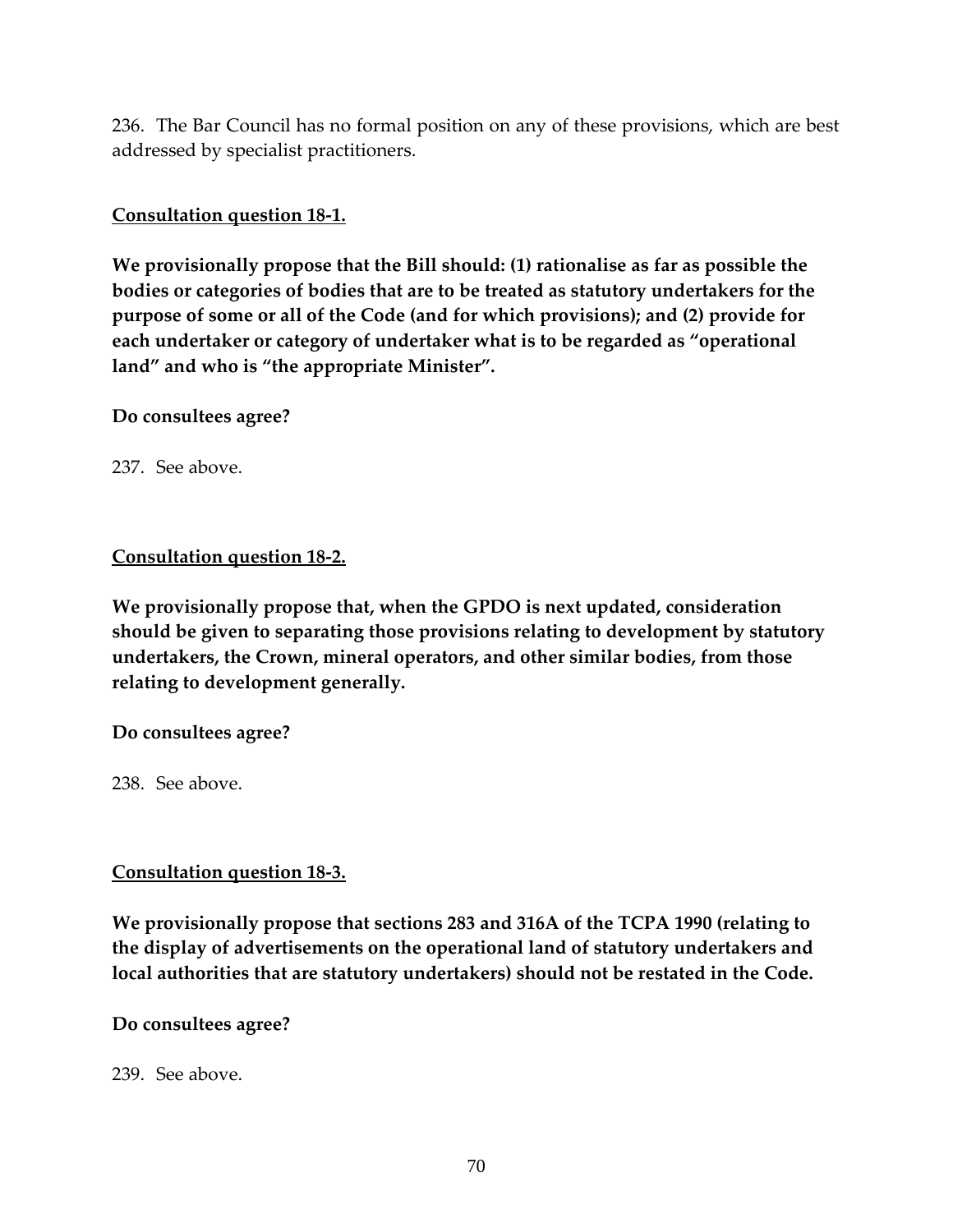236. The Bar Council has no formal position on any of these provisions, which are best addressed by specialist practitioners.

**Consultation question 18-1.**

**We provisionally propose that the Bill should: (1) rationalise as far as possible the bodies or categories of bodies that are to be treated as statutory undertakers for the purpose of some or all of the Code (and for which provisions); and (2) provide for each undertaker or category of undertaker what is to be regarded as "operational land" and who is "the appropriate Minister".**

**Do consultees agree?**

237. See above.

**Consultation question 18-2.**

**We provisionally propose that, when the GPDO is next updated, consideration should be given to separating those provisions relating to development by statutory undertakers, the Crown, mineral operators, and other similar bodies, from those relating to development generally.**

**Do consultees agree?**

238. See above.

**Consultation question 18-3.**

**We provisionally propose that sections 283 and 316A of the TCPA 1990 (relating to the display of advertisements on the operational land of statutory undertakers and local authorities that are statutory undertakers) should not be restated in the Code.**

**Do consultees agree?**

239. See above.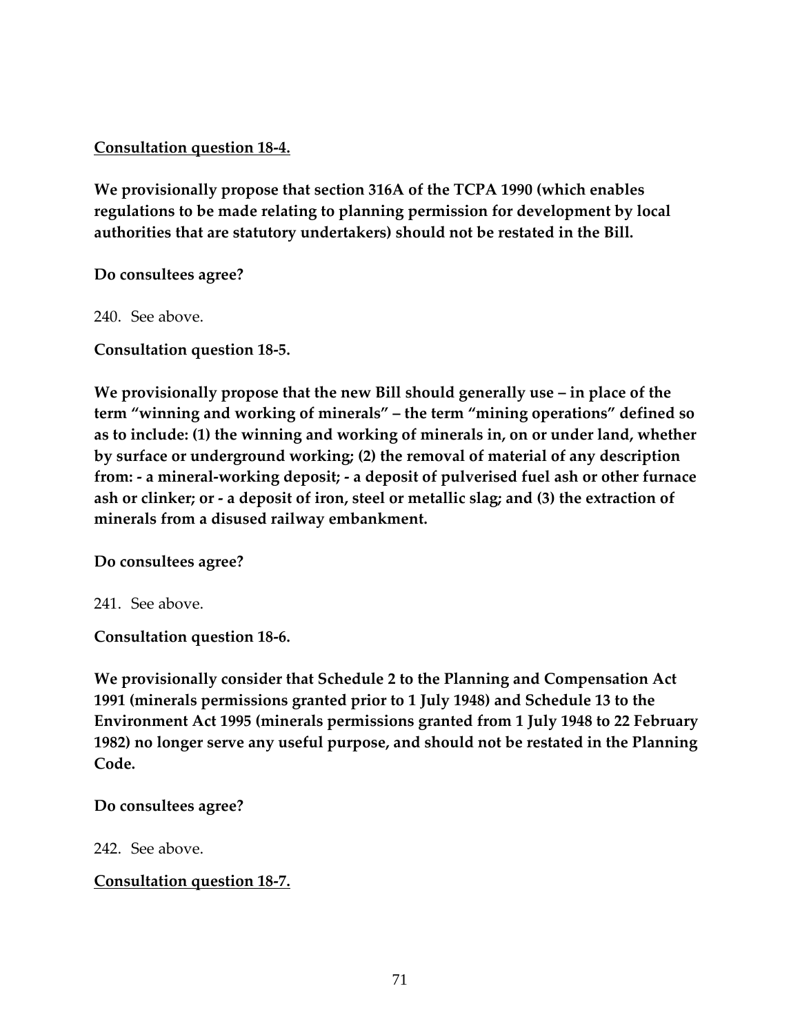**<u>Consultation question 18-4.</u>**

**We provisionally propose that section 316A of the TCPA 1990 (which enables regulations to be made relating to planning permission for development by local authorities that are statutory undertakers) should not be restated in the Bill.**

**Do consultees agree?**

240. See above.

**Consultation question 18-5.**

**We provisionally propose that the new Bill should generally use – in place of the term "winning and working of minerals" – the term "mining operations" defined so as to include: (1) the winning and working of minerals in, on or under land, whether by surface or underground working; (2) the removal of material of any description from: - a mineral-working deposit; - a deposit of pulverised fuel ash or other furnace ash or clinker; or - a deposit of iron, steel or metallic slag; and (3) the extraction of minerals from a disused railway embankment.**

**Do consultees agree?**

241. See above.

**Consultation question 18-6.**

**We provisionally consider that Schedule 2 to the Planning and Compensation Act 1991 (minerals permissions granted prior to 1 July 1948) and Schedule 13 to the Environment Act 1995 (minerals permissions granted from 1 July 1948 to 22 February 1982) no longer serve any useful purpose, and should not be restated in the Planning Code.**

**Do consultees agree?**

242. See above.

**<u>Consultation question 18-7.</u>**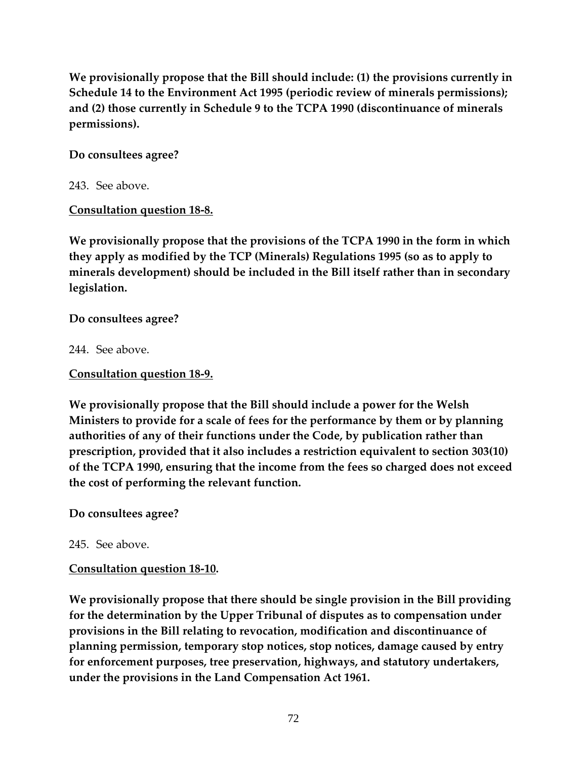**We provisionally propose that the Bill should include: (1) the provisions currently in Schedule 14 to the Environment Act 1995 (periodic review of minerals permissions); and (2) those currently in Schedule 9 to the TCPA 1990 (discontinuance of minerals permissions).**

**Do consultees agree?**

243. See above.

**<u>Consultation question 18-8.</u>**

**We provisionally propose that the provisions of the TCPA 1990 in the form in which they apply as modified by the TCP (Minerals) Regulations 1995 (so as to apply to minerals development) should be included in the Bill itself rather than in secondary legislation.**

**Do consultees agree?**

244. See above.

**<u>Consultation question 18-9.</u>**

**We provisionally propose that the Bill should include a power for the Welsh Ministers to provide for a scale of fees for the performance by them or by planning authorities of any of their functions under the Code, by publication rather than prescription, provided that it also includes a restriction equivalent to section 303(10) of the TCPA 1990, ensuring that the income from the fees so charged does not exceed the cost of performing the relevant function.**

**Do consultees agree?**

245. See above.

**<u>Consultation question 18-10</u>.**

**We provisionally propose that there should be single provision in the Bill providing for the determination by the Upper Tribunal of disputes as to compensation under provisions in the Bill relating to revocation, modification and discontinuance of planning permission, temporary stop notices, stop notices, damage caused by entry for enforcement purposes, tree preservation, highways, and statutory undertakers, under the provisions in the Land Compensation Act 1961.**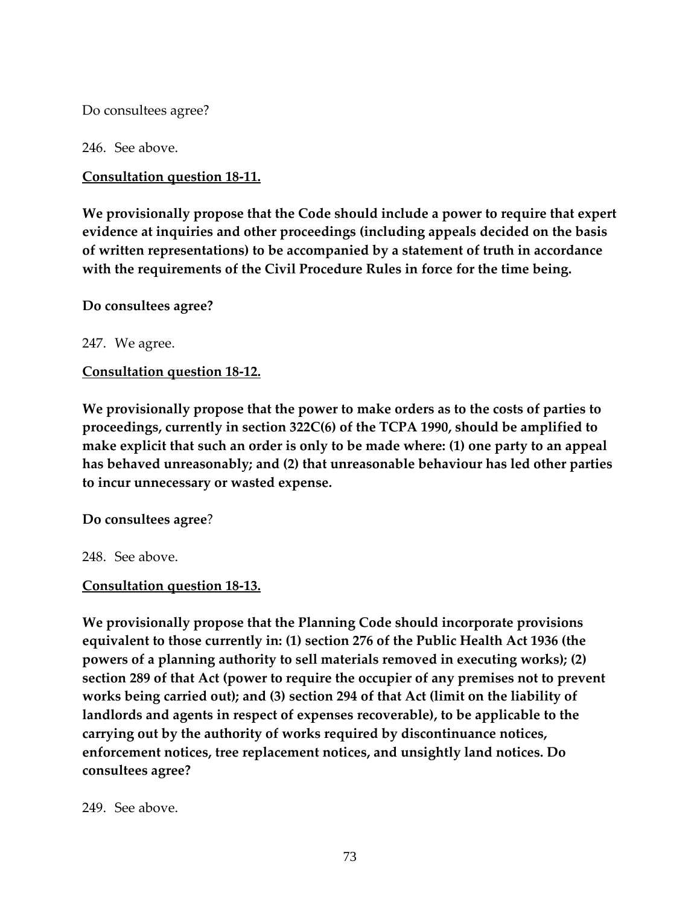Do consultees agree?

246. See above.

**Consultation question 18-11.**

**We provisionally propose that the Code should include a power to require that expert evidence at inquiries and other proceedings (including appeals decided on the basis of written representations) to be accompanied by a statement of truth in accordance with the requirements of the Civil Procedure Rules in force for the time being.**

**Do consultees agree?**

247. We agree.

**Consultation question 18-12.**

**We provisionally propose that the power to make orders as to the costs of parties to proceedings, currently in section 322C(6) of the TCPA 1990, should be amplified to make explicit that such an order is only to be made where: (1) one party to an appeal has behaved unreasonably; and (2) that unreasonable behaviour has led other parties to incur unnecessary or wasted expense.**

**Do consultees agree**?

248. See above.

**Consultation question 18-13.**

**We provisionally propose that the Planning Code should incorporate provisions equivalent to those currently in: (1) section 276 of the Public Health Act 1936 (the powers of a planning authority to sell materials removed in executing works); (2) section 289 of that Act (power to require the occupier of any premises not to prevent works being carried out); and (3) section 294 of that Act (limit on the liability of landlords and agents in respect of expenses recoverable), to be applicable to the carrying out by the authority of works required by discontinuance notices, enforcement notices, tree replacement notices, and unsightly land notices. Do consultees agree?**

249. See above.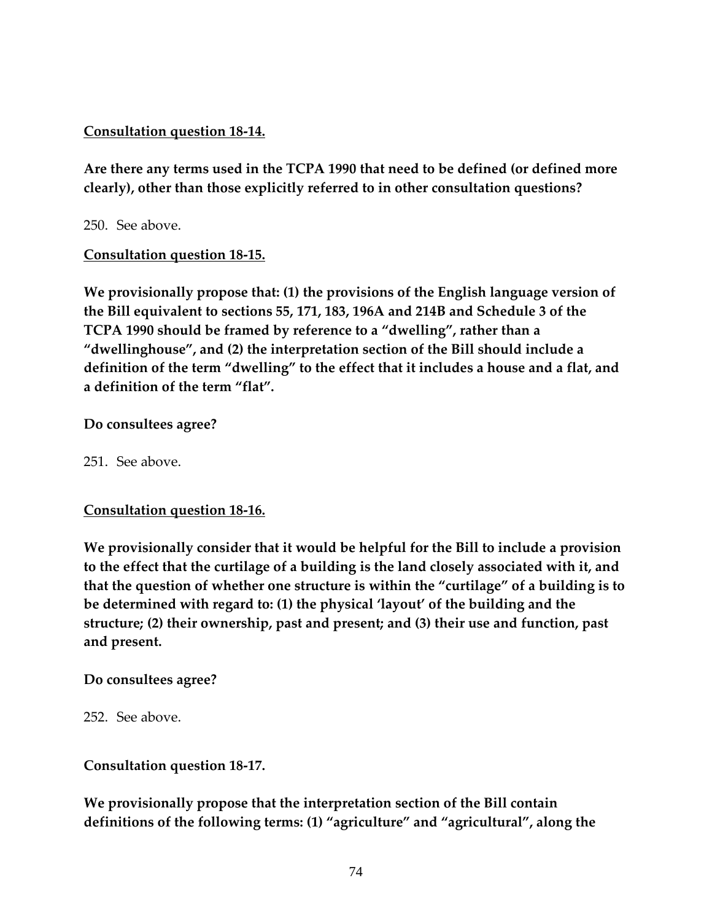**<u>Consultation question 18-14.</u>**

**Are there any terms used in the TCPA 1990 that need to be defined (or defined more clearly), other than those explicitly referred to in other consultation questions?**

250. See above.

**<u>Consultation question 18-15.</u>**

**We provisionally propose that: (1) the provisions of the English language version of the Bill equivalent to sections 55, 171, 183, 196A and 214B and Schedule 3 of the TCPA 1990 should be framed by reference to a "dwelling", rather than a "dwellinghouse", and (2) the interpretation section of the Bill should include a definition of the term "dwelling" to the effect that it includes a house and a flat, and a definition of the term "flat".**

**Do consultees agree?**

251. See above.

**<u>Consultation question 18-16.</u>**

**We provisionally consider that it would be helpful for the Bill to include a provision to the effect that the curtilage of a building is the land closely associated with it, and that the question of whether one structure is within the "curtilage" of a building is to be determined with regard to: (1) the physical 'layout' of the building and the structure; (2) their ownership, past and present; and (3) their use and function, past and present.**

**Do consultees agree?**

252. See above.

**Consultation question 18-17.**

**We provisionally propose that the interpretation section of the Bill contain definitions of the following terms: (1) "agriculture" and "agricultural", along the**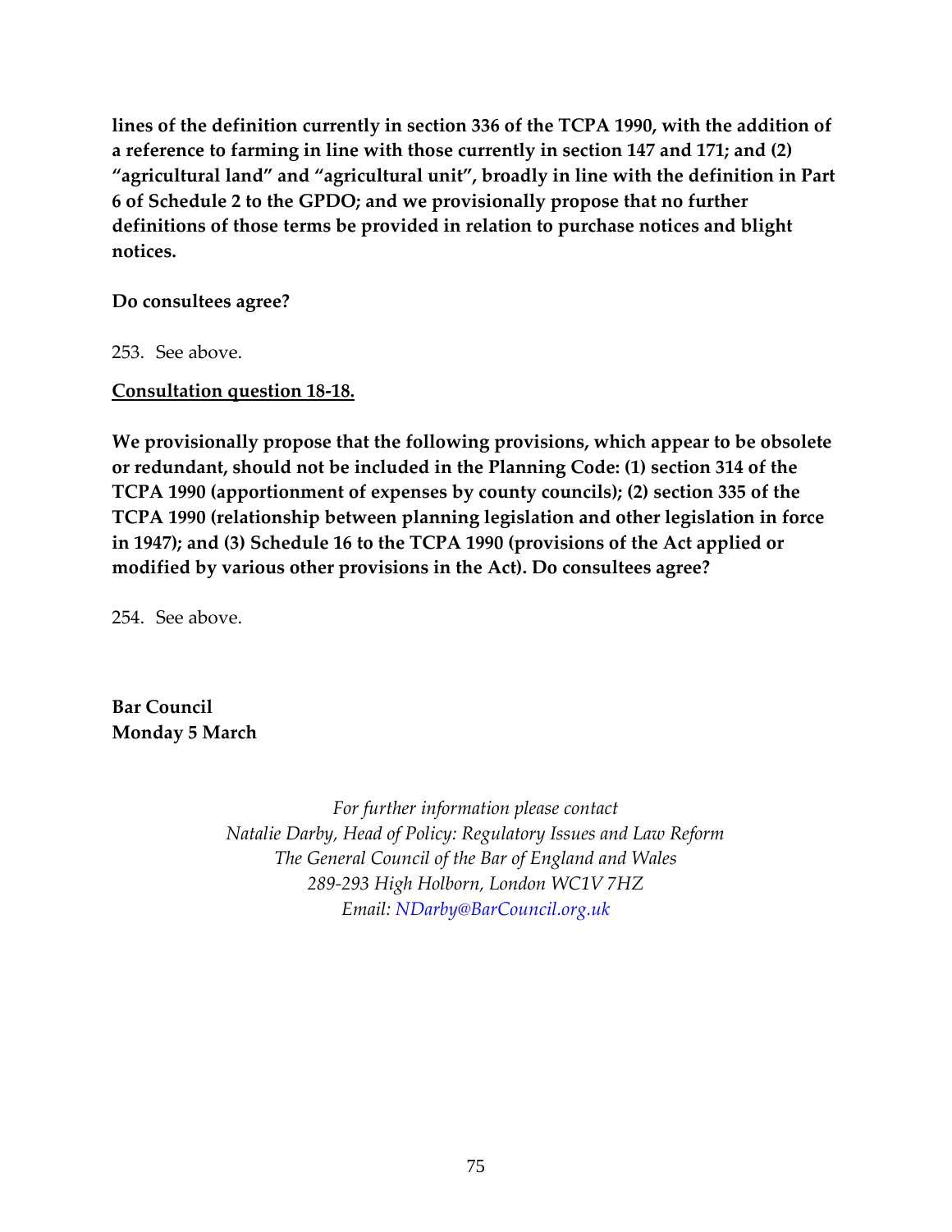**lines of the definition currently in section 336 of the TCPA 1990, with the addition of a reference to farming in line with those currently in section 147 and 171; and (2) "agricultural land" and "agricultural unit", broadly in line with the definition in Part 6 of Schedule 2 to the GPDO; and we provisionally propose that no further definitions of those terms be provided in relation to purchase notices and blight notices.**

**Do consultees agree?**

253. See above.

**<u>Consultation question 18-18.</u>**

**We provisionally propose that the following provisions, which appear to be obsolete or redundant, should not be included in the Planning Code: (1) section 314 of the TCPA 1990 (apportionment of expenses by county councils); (2) section 335 of the TCPA 1990 (relationship between planning legislation and other legislation in force in 1947); and (3) Schedule 16 to the TCPA 1990 (provisions of the Act applied or modified by various other provisions in the Act). Do consultees agree?**

254. See above.

**Bar Council**
**Monday 5 March**

*For further information please contact*
*Natalie Darby, Head of Policy: Regulatory Issues and Law Reform*
*The General Council of the Bar of England and Wales*
*289-293 High Holborn, London WC1V 7HZ*
*Email: NDarby@BarCouncil.org.uk*